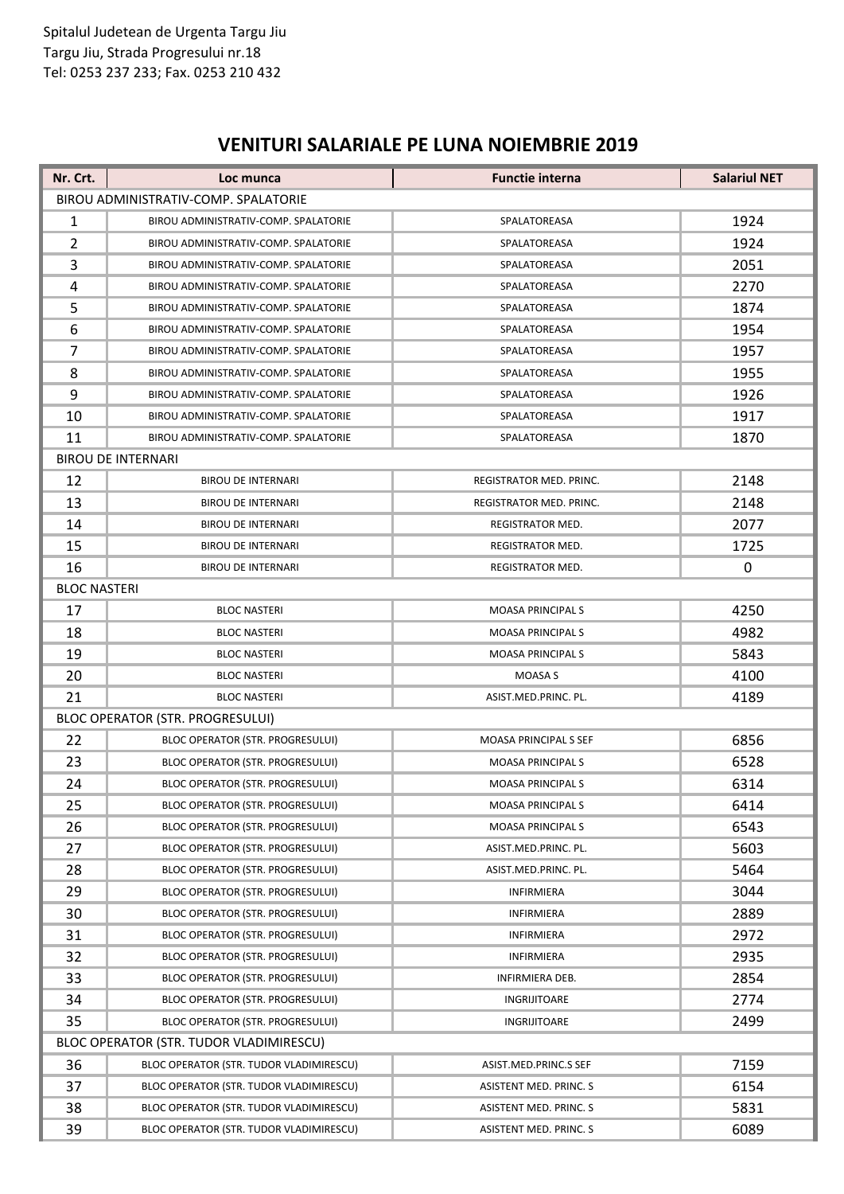Spitalul Judetean de Urgenta Targu Jiu
Targu Jiu, Strada Progresului nr.18
Tel: 0253 237 233; Fax. 0253 210 432

## VENITURI SALARIALE PE LUNA NOIEMBRIE 2019

| Nr. Crt. | Loc munca | Functie interna | Salariul NET |
|---|---|---|---|
| BIROU ADMINISTRATIV-COMP. SPALATORIE | | | |
| 1 | BIROU ADMINISTRATIV-COMP. SPALATORIE | SPALATOREASA | 1924 |
| 2 | BIROU ADMINISTRATIV-COMP. SPALATORIE | SPALATOREASA | 1924 |
| 3 | BIROU ADMINISTRATIV-COMP. SPALATORIE | SPALATOREASA | 2051 |
| 4 | BIROU ADMINISTRATIV-COMP. SPALATORIE | SPALATOREASA | 2270 |
| 5 | BIROU ADMINISTRATIV-COMP. SPALATORIE | SPALATOREASA | 1874 |
| 6 | BIROU ADMINISTRATIV-COMP. SPALATORIE | SPALATOREASA | 1954 |
| 7 | BIROU ADMINISTRATIV-COMP. SPALATORIE | SPALATOREASA | 1957 |
| 8 | BIROU ADMINISTRATIV-COMP. SPALATORIE | SPALATOREASA | 1955 |
| 9 | BIROU ADMINISTRATIV-COMP. SPALATORIE | SPALATOREASA | 1926 |
| 10 | BIROU ADMINISTRATIV-COMP. SPALATORIE | SPALATOREASA | 1917 |
| 11 | BIROU ADMINISTRATIV-COMP. SPALATORIE | SPALATOREASA | 1870 |
| BIROU DE INTERNARI | | | |
| 12 | BIROU DE INTERNARI | REGISTRATOR MED. PRINC. | 2148 |
| 13 | BIROU DE INTERNARI | REGISTRATOR MED. PRINC. | 2148 |
| 14 | BIROU DE INTERNARI | REGISTRATOR MED. | 2077 |
| 15 | BIROU DE INTERNARI | REGISTRATOR MED. | 1725 |
| 16 | BIROU DE INTERNARI | REGISTRATOR MED. | 0 |
| BLOC NASTERI | | | |
| 17 | BLOC NASTERI | MOASA PRINCIPAL S | 4250 |
| 18 | BLOC NASTERI | MOASA PRINCIPAL S | 4982 |
| 19 | BLOC NASTERI | MOASA PRINCIPAL S | 5843 |
| 20 | BLOC NASTERI | MOASA S | 4100 |
| 21 | BLOC NASTERI | ASIST.MED.PRINC. PL. | 4189 |
| BLOC OPERATOR (STR. PROGRESULUI) | | | |
| 22 | BLOC OPERATOR (STR. PROGRESULUI) | MOASA PRINCIPAL S SEF | 6856 |
| 23 | BLOC OPERATOR (STR. PROGRESULUI) | MOASA PRINCIPAL S | 6528 |
| 24 | BLOC OPERATOR (STR. PROGRESULUI) | MOASA PRINCIPAL S | 6314 |
| 25 | BLOC OPERATOR (STR. PROGRESULUI) | MOASA PRINCIPAL S | 6414 |
| 26 | BLOC OPERATOR (STR. PROGRESULUI) | MOASA PRINCIPAL S | 6543 |
| 27 | BLOC OPERATOR (STR. PROGRESULUI) | ASIST.MED.PRINC. PL. | 5603 |
| 28 | BLOC OPERATOR (STR. PROGRESULUI) | ASIST.MED.PRINC. PL. | 5464 |
| 29 | BLOC OPERATOR (STR. PROGRESULUI) | INFIRMIERA | 3044 |
| 30 | BLOC OPERATOR (STR. PROGRESULUI) | INFIRMIERA | 2889 |
| 31 | BLOC OPERATOR (STR. PROGRESULUI) | INFIRMIERA | 2972 |
| 32 | BLOC OPERATOR (STR. PROGRESULUI) | INFIRMIERA | 2935 |
| 33 | BLOC OPERATOR (STR. PROGRESULUI) | INFIRMIERA DEB. | 2854 |
| 34 | BLOC OPERATOR (STR. PROGRESULUI) | INGRIJITOARE | 2774 |
| 35 | BLOC OPERATOR (STR. PROGRESULUI) | INGRIJITOARE | 2499 |
| BLOC OPERATOR (STR. TUDOR VLADIMIRESCU) | | | |
| 36 | BLOC OPERATOR (STR. TUDOR VLADIMIRESCU) | ASIST.MED.PRINC.S SEF | 7159 |
| 37 | BLOC OPERATOR (STR. TUDOR VLADIMIRESCU) | ASISTENT MED. PRINC. S | 6154 |
| 38 | BLOC OPERATOR (STR. TUDOR VLADIMIRESCU) | ASISTENT MED. PRINC. S | 5831 |
| 39 | BLOC OPERATOR (STR. TUDOR VLADIMIRESCU) | ASISTENT MED. PRINC. S | 6089 |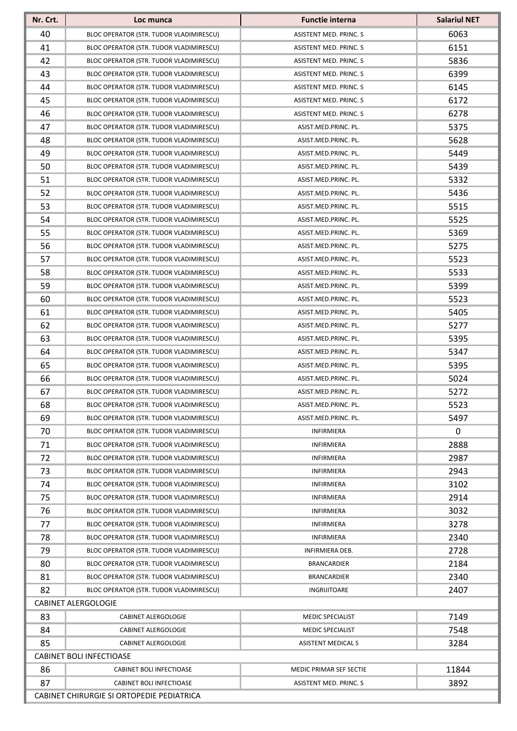| Nr. Crt. | Loc munca | Functie interna | Salariul NET |
|---|---|---|---|
| 40 | BLOC OPERATOR (STR. TUDOR VLADIMIRESCU) | ASISTENT MED. PRINC. S | 6063 |
| 41 | BLOC OPERATOR (STR. TUDOR VLADIMIRESCU) | ASISTENT MED. PRINC. S | 6151 |
| 42 | BLOC OPERATOR (STR. TUDOR VLADIMIRESCU) | ASISTENT MED. PRINC. S | 5836 |
| 43 | BLOC OPERATOR (STR. TUDOR VLADIMIRESCU) | ASISTENT MED. PRINC. S | 6399 |
| 44 | BLOC OPERATOR (STR. TUDOR VLADIMIRESCU) | ASISTENT MED. PRINC. S | 6145 |
| 45 | BLOC OPERATOR (STR. TUDOR VLADIMIRESCU) | ASISTENT MED. PRINC. S | 6172 |
| 46 | BLOC OPERATOR (STR. TUDOR VLADIMIRESCU) | ASISTENT MED. PRINC. S | 6278 |
| 47 | BLOC OPERATOR (STR. TUDOR VLADIMIRESCU) | ASIST.MED.PRINC. PL. | 5375 |
| 48 | BLOC OPERATOR (STR. TUDOR VLADIMIRESCU) | ASIST.MED.PRINC. PL. | 5628 |
| 49 | BLOC OPERATOR (STR. TUDOR VLADIMIRESCU) | ASIST.MED.PRINC. PL. | 5449 |
| 50 | BLOC OPERATOR (STR. TUDOR VLADIMIRESCU) | ASIST.MED.PRINC. PL. | 5439 |
| 51 | BLOC OPERATOR (STR. TUDOR VLADIMIRESCU) | ASIST.MED.PRINC. PL. | 5332 |
| 52 | BLOC OPERATOR (STR. TUDOR VLADIMIRESCU) | ASIST.MED.PRINC. PL. | 5436 |
| 53 | BLOC OPERATOR (STR. TUDOR VLADIMIRESCU) | ASIST.MED.PRINC. PL. | 5515 |
| 54 | BLOC OPERATOR (STR. TUDOR VLADIMIRESCU) | ASIST.MED.PRINC. PL. | 5525 |
| 55 | BLOC OPERATOR (STR. TUDOR VLADIMIRESCU) | ASIST.MED.PRINC. PL. | 5369 |
| 56 | BLOC OPERATOR (STR. TUDOR VLADIMIRESCU) | ASIST.MED.PRINC. PL. | 5275 |
| 57 | BLOC OPERATOR (STR. TUDOR VLADIMIRESCU) | ASIST.MED.PRINC. PL. | 5523 |
| 58 | BLOC OPERATOR (STR. TUDOR VLADIMIRESCU) | ASIST.MED.PRINC. PL. | 5533 |
| 59 | BLOC OPERATOR (STR. TUDOR VLADIMIRESCU) | ASIST.MED.PRINC. PL. | 5399 |
| 60 | BLOC OPERATOR (STR. TUDOR VLADIMIRESCU) | ASIST.MED.PRINC. PL. | 5523 |
| 61 | BLOC OPERATOR (STR. TUDOR VLADIMIRESCU) | ASIST.MED.PRINC. PL. | 5405 |
| 62 | BLOC OPERATOR (STR. TUDOR VLADIMIRESCU) | ASIST.MED.PRINC. PL. | 5277 |
| 63 | BLOC OPERATOR (STR. TUDOR VLADIMIRESCU) | ASIST.MED.PRINC. PL. | 5395 |
| 64 | BLOC OPERATOR (STR. TUDOR VLADIMIRESCU) | ASIST.MED.PRINC. PL. | 5347 |
| 65 | BLOC OPERATOR (STR. TUDOR VLADIMIRESCU) | ASIST.MED.PRINC. PL. | 5395 |
| 66 | BLOC OPERATOR (STR. TUDOR VLADIMIRESCU) | ASIST.MED.PRINC. PL. | 5024 |
| 67 | BLOC OPERATOR (STR. TUDOR VLADIMIRESCU) | ASIST.MED.PRINC. PL. | 5272 |
| 68 | BLOC OPERATOR (STR. TUDOR VLADIMIRESCU) | ASIST.MED.PRINC. PL. | 5523 |
| 69 | BLOC OPERATOR (STR. TUDOR VLADIMIRESCU) | ASIST.MED.PRINC. PL. | 5497 |
| 70 | BLOC OPERATOR (STR. TUDOR VLADIMIRESCU) | INFIRMIERA | 0 |
| 71 | BLOC OPERATOR (STR. TUDOR VLADIMIRESCU) | INFIRMIERA | 2888 |
| 72 | BLOC OPERATOR (STR. TUDOR VLADIMIRESCU) | INFIRMIERA | 2987 |
| 73 | BLOC OPERATOR (STR. TUDOR VLADIMIRESCU) | INFIRMIERA | 2943 |
| 74 | BLOC OPERATOR (STR. TUDOR VLADIMIRESCU) | INFIRMIERA | 3102 |
| 75 | BLOC OPERATOR (STR. TUDOR VLADIMIRESCU) | INFIRMIERA | 2914 |
| 76 | BLOC OPERATOR (STR. TUDOR VLADIMIRESCU) | INFIRMIERA | 3032 |
| 77 | BLOC OPERATOR (STR. TUDOR VLADIMIRESCU) | INFIRMIERA | 3278 |
| 78 | BLOC OPERATOR (STR. TUDOR VLADIMIRESCU) | INFIRMIERA | 2340 |
| 79 | BLOC OPERATOR (STR. TUDOR VLADIMIRESCU) | INFIRMIERA DEB. | 2728 |
| 80 | BLOC OPERATOR (STR. TUDOR VLADIMIRESCU) | BRANCARDIER | 2184 |
| 81 | BLOC OPERATOR (STR. TUDOR VLADIMIRESCU) | BRANCARDIER | 2340 |
| 82 | BLOC OPERATOR (STR. TUDOR VLADIMIRESCU) | INGRIJITOARE | 2407 |
| CABINET ALERGOLOGIE | | | |
| 83 | CABINET ALERGOLOGIE | MEDIC SPECIALIST | 7149 |
| 84 | CABINET ALERGOLOGIE | MEDIC SPECIALIST | 7548 |
| 85 | CABINET ALERGOLOGIE | ASISTENT MEDICAL S | 3284 |
| CABINET BOLI INFECTIOASE | | | |
| 86 | CABINET BOLI INFECTIOASE | MEDIC PRIMAR SEF SECTIE | 11844 |
| 87 | CABINET BOLI INFECTIOASE | ASISTENT MED. PRINC. S | 3892 |
| CABINET CHIRURGIE SI ORTOPEDIE PEDIATRICA | | | |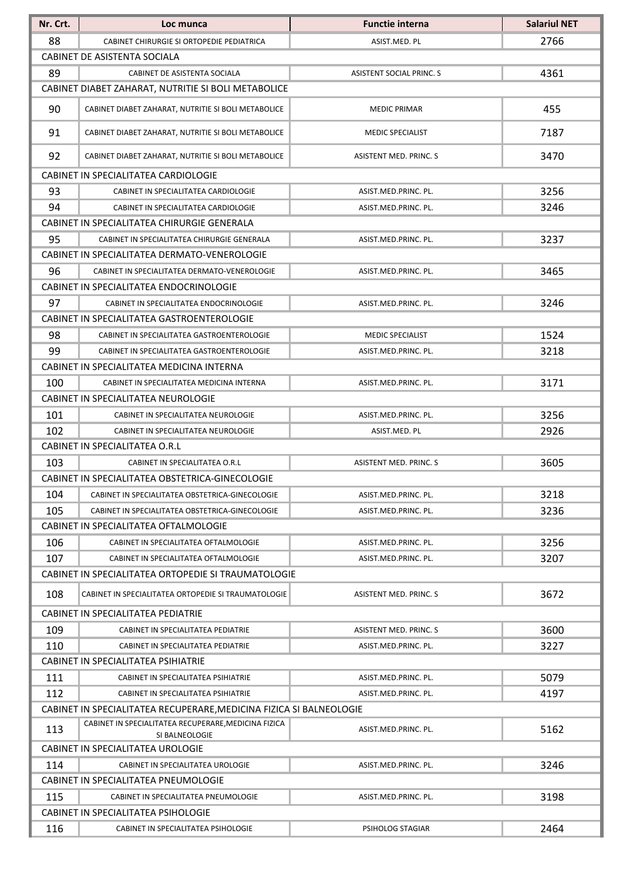| Nr. Crt. | Loc munca | Functie interna | Salariul NET |
|---|---|---|---|
| 88 | CABINET CHIRURGIE SI ORTOPEDIE PEDIATRICA | ASIST.MED. PL | 2766 |
| CABINET DE ASISTENTA SOCIALA | | | |
| 89 | CABINET DE ASISTENTA SOCIALA | ASISTENT SOCIAL PRINC. S | 4361 |
| CABINET DIABET ZAHARAT, NUTRITIE SI BOLI METABOLICE | | | |
| 90 | CABINET DIABET ZAHARAT, NUTRITIE SI BOLI METABOLICE | MEDIC PRIMAR | 455 |
| 91 | CABINET DIABET ZAHARAT, NUTRITIE SI BOLI METABOLICE | MEDIC SPECIALIST | 7187 |
| 92 | CABINET DIABET ZAHARAT, NUTRITIE SI BOLI METABOLICE | ASISTENT MED. PRINC. S | 3470 |
| CABINET IN SPECIALITATEA CARDIOLOGIE | | | |
| 93 | CABINET IN SPECIALITATEA CARDIOLOGIE | ASIST.MED.PRINC. PL. | 3256 |
| 94 | CABINET IN SPECIALITATEA CARDIOLOGIE | ASIST.MED.PRINC. PL. | 3246 |
| CABINET IN SPECIALITATEA CHIRURGIE GENERALA | | | |
| 95 | CABINET IN SPECIALITATEA CHIRURGIE GENERALA | ASIST.MED.PRINC. PL. | 3237 |
| CABINET IN SPECIALITATEA DERMATO-VENEROLOGIE | | | |
| 96 | CABINET IN SPECIALITATEA DERMATO-VENEROLOGIE | ASIST.MED.PRINC. PL. | 3465 |
| CABINET IN SPECIALITATEA ENDOCRINOLOGIE | | | |
| 97 | CABINET IN SPECIALITATEA ENDOCRINOLOGIE | ASIST.MED.PRINC. PL. | 3246 |
| CABINET IN SPECIALITATEA GASTROENTEROLOGIE | | | |
| 98 | CABINET IN SPECIALITATEA GASTROENTEROLOGIE | MEDIC SPECIALIST | 1524 |
| 99 | CABINET IN SPECIALITATEA GASTROENTEROLOGIE | ASIST.MED.PRINC. PL. | 3218 |
| CABINET IN SPECIALITATEA MEDICINA INTERNA | | | |
| 100 | CABINET IN SPECIALITATEA MEDICINA INTERNA | ASIST.MED.PRINC. PL. | 3171 |
| CABINET IN SPECIALITATEA NEUROLOGIE | | | |
| 101 | CABINET IN SPECIALITATEA NEUROLOGIE | ASIST.MED.PRINC. PL. | 3256 |
| 102 | CABINET IN SPECIALITATEA NEUROLOGIE | ASIST.MED. PL | 2926 |
| CABINET IN SPECIALITATEA O.R.L | | | |
| 103 | CABINET IN SPECIALITATEA O.R.L | ASISTENT MED. PRINC. S | 3605 |
| CABINET IN SPECIALITATEA OBSTETRICA-GINECOLOGIE | | | |
| 104 | CABINET IN SPECIALITATEA OBSTETRICA-GINECOLOGIE | ASIST.MED.PRINC. PL. | 3218 |
| 105 | CABINET IN SPECIALITATEA OBSTETRICA-GINECOLOGIE | ASIST.MED.PRINC. PL. | 3236 |
| CABINET IN SPECIALITATEA OFTALMOLOGIE | | | |
| 106 | CABINET IN SPECIALITATEA OFTALMOLOGIE | ASIST.MED.PRINC. PL. | 3256 |
| 107 | CABINET IN SPECIALITATEA OFTALMOLOGIE | ASIST.MED.PRINC. PL. | 3207 |
| CABINET IN SPECIALITATEA ORTOPEDIE SI TRAUMATOLOGIE | | | |
| 108 | CABINET IN SPECIALITATEA ORTOPEDIE SI TRAUMATOLOGIE | ASISTENT MED. PRINC. S | 3672 |
| CABINET IN SPECIALITATEA PEDIATRIE | | | |
| 109 | CABINET IN SPECIALITATEA PEDIATRIE | ASISTENT MED. PRINC. S | 3600 |
| 110 | CABINET IN SPECIALITATEA PEDIATRIE | ASIST.MED.PRINC. PL. | 3227 |
| CABINET IN SPECIALITATEA PSIHIATRIE | | | |
| 111 | CABINET IN SPECIALITATEA PSIHIATRIE | ASIST.MED.PRINC. PL. | 5079 |
| 112 | CABINET IN SPECIALITATEA PSIHIATRIE | ASIST.MED.PRINC. PL. | 4197 |
| CABINET IN SPECIALITATEA RECUPERARE,MEDICINA FIZICA SI BALNEOLOGIE | | | |
| 113 | CABINET IN SPECIALITATEA RECUPERARE,MEDICINA FIZICA SI BALNEOLOGIE | ASIST.MED.PRINC. PL. | 5162 |
| CABINET IN SPECIALITATEA UROLOGIE | | | |
| 114 | CABINET IN SPECIALITATEA UROLOGIE | ASIST.MED.PRINC. PL. | 3246 |
| CABINET IN SPECIALITATEA PNEUMOLOGIE | | | |
| 115 | CABINET IN SPECIALITATEA PNEUMOLOGIE | ASIST.MED.PRINC. PL. | 3198 |
| CABINET IN SPECIALITATEA PSIHOLOGIE | | | |
| 116 | CABINET IN SPECIALITATEA PSIHOLOGIE | PSIHOLOG STAGIAR | 2464 |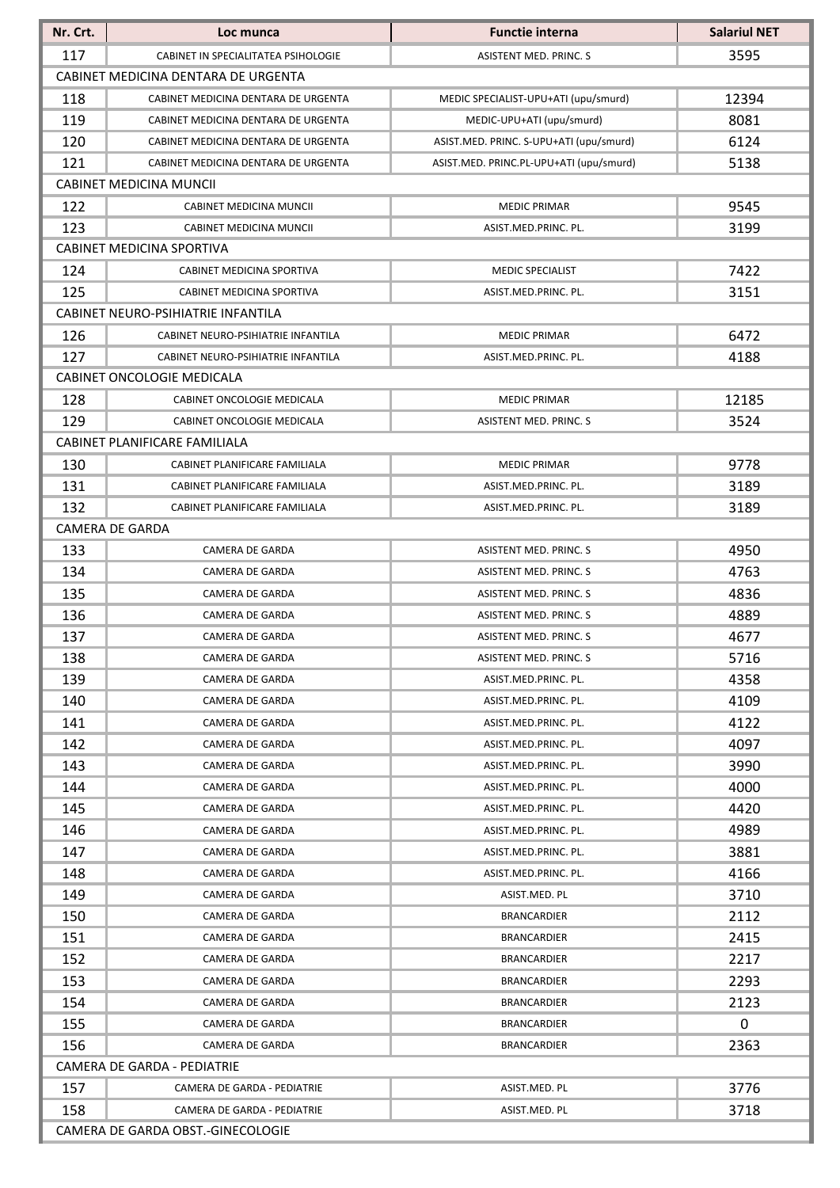| Nr. Crt. | Loc munca | Functie interna | Salariul NET |
| --- | --- | --- | --- |
| 117 | CABINET IN SPECIALITATEA PSIHOLOGIE | ASISTENT MED. PRINC. S | 3595 |
| CABINET MEDICINA DENTARA DE URGENTA | | | |
| 118 | CABINET MEDICINA DENTARA DE URGENTA | MEDIC SPECIALIST-UPU+ATI (upu/smurd) | 12394 |
| 119 | CABINET MEDICINA DENTARA DE URGENTA | MEDIC-UPU+ATI (upu/smurd) | 8081 |
| 120 | CABINET MEDICINA DENTARA DE URGENTA | ASIST.MED. PRINC. S-UPU+ATI (upu/smurd) | 6124 |
| 121 | CABINET MEDICINA DENTARA DE URGENTA | ASIST.MED. PRINC.PL-UPU+ATI (upu/smurd) | 5138 |
| CABINET MEDICINA MUNCII | | | |
| 122 | CABINET MEDICINA MUNCII | MEDIC PRIMAR | 9545 |
| 123 | CABINET MEDICINA MUNCII | ASIST.MED.PRINC. PL. | 3199 |
| CABINET MEDICINA SPORTIVA | | | |
| 124 | CABINET MEDICINA SPORTIVA | MEDIC SPECIALIST | 7422 |
| 125 | CABINET MEDICINA SPORTIVA | ASIST.MED.PRINC. PL. | 3151 |
| CABINET NEURO-PSIHIATRIE INFANTILA | | | |
| 126 | CABINET NEURO-PSIHIATRIE INFANTILA | MEDIC PRIMAR | 6472 |
| 127 | CABINET NEURO-PSIHIATRIE INFANTILA | ASIST.MED.PRINC. PL. | 4188 |
| CABINET ONCOLOGIE MEDICALA | | | |
| 128 | CABINET ONCOLOGIE MEDICALA | MEDIC PRIMAR | 12185 |
| 129 | CABINET ONCOLOGIE MEDICALA | ASISTENT MED. PRINC. S | 3524 |
| CABINET PLANIFICARE FAMILIALA | | | |
| 130 | CABINET PLANIFICARE FAMILIALA | MEDIC PRIMAR | 9778 |
| 131 | CABINET PLANIFICARE FAMILIALA | ASIST.MED.PRINC. PL. | 3189 |
| 132 | CABINET PLANIFICARE FAMILIALA | ASIST.MED.PRINC. PL. | 3189 |
| CAMERA DE GARDA | | | |
| 133 | CAMERA DE GARDA | ASISTENT MED. PRINC. S | 4950 |
| 134 | CAMERA DE GARDA | ASISTENT MED. PRINC. S | 4763 |
| 135 | CAMERA DE GARDA | ASISTENT MED. PRINC. S | 4836 |
| 136 | CAMERA DE GARDA | ASISTENT MED. PRINC. S | 4889 |
| 137 | CAMERA DE GARDA | ASISTENT MED. PRINC. S | 4677 |
| 138 | CAMERA DE GARDA | ASISTENT MED. PRINC. S | 5716 |
| 139 | CAMERA DE GARDA | ASIST.MED.PRINC. PL. | 4358 |
| 140 | CAMERA DE GARDA | ASIST.MED.PRINC. PL. | 4109 |
| 141 | CAMERA DE GARDA | ASIST.MED.PRINC. PL. | 4122 |
| 142 | CAMERA DE GARDA | ASIST.MED.PRINC. PL. | 4097 |
| 143 | CAMERA DE GARDA | ASIST.MED.PRINC. PL. | 3990 |
| 144 | CAMERA DE GARDA | ASIST.MED.PRINC. PL. | 4000 |
| 145 | CAMERA DE GARDA | ASIST.MED.PRINC. PL. | 4420 |
| 146 | CAMERA DE GARDA | ASIST.MED.PRINC. PL. | 4989 |
| 147 | CAMERA DE GARDA | ASIST.MED.PRINC. PL. | 3881 |
| 148 | CAMERA DE GARDA | ASIST.MED.PRINC. PL. | 4166 |
| 149 | CAMERA DE GARDA | ASIST.MED. PL | 3710 |
| 150 | CAMERA DE GARDA | BRANCARDIER | 2112 |
| 151 | CAMERA DE GARDA | BRANCARDIER | 2415 |
| 152 | CAMERA DE GARDA | BRANCARDIER | 2217 |
| 153 | CAMERA DE GARDA | BRANCARDIER | 2293 |
| 154 | CAMERA DE GARDA | BRANCARDIER | 2123 |
| 155 | CAMERA DE GARDA | BRANCARDIER | 0 |
| 156 | CAMERA DE GARDA | BRANCARDIER | 2363 |
| CAMERA DE GARDA - PEDIATRIE | | | |
| 157 | CAMERA DE GARDA - PEDIATRIE | ASIST.MED. PL | 3776 |
| 158 | CAMERA DE GARDA - PEDIATRIE | ASIST.MED. PL | 3718 |
| CAMERA DE GARDA OBST.-GINECOLOGIE | | | |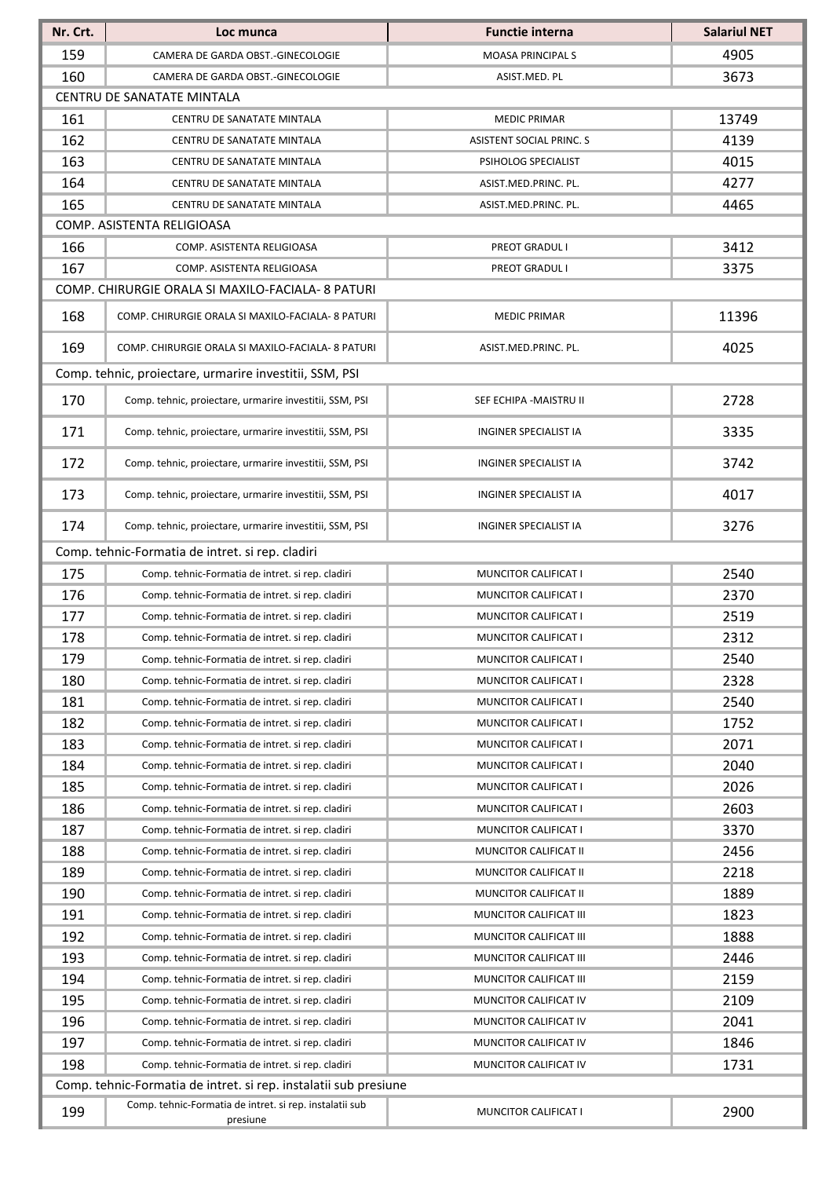| Nr. Crt. | Loc munca | Functie interna | Salariul NET |
|---|---|---|---|
| 159 | CAMERA DE GARDA OBST.-GINECOLOGIE | MOASA PRINCIPAL S | 4905 |
| 160 | CAMERA DE GARDA OBST.-GINECOLOGIE | ASIST.MED. PL | 3673 |
| CENTRU DE SANATATE MINTALA | | | |
| 161 | CENTRU DE SANATATE MINTALA | MEDIC PRIMAR | 13749 |
| 162 | CENTRU DE SANATATE MINTALA | ASISTENT SOCIAL PRINC. S | 4139 |
| 163 | CENTRU DE SANATATE MINTALA | PSIHOLOG SPECIALIST | 4015 |
| 164 | CENTRU DE SANATATE MINTALA | ASIST.MED.PRINC. PL. | 4277 |
| 165 | CENTRU DE SANATATE MINTALA | ASIST.MED.PRINC. PL. | 4465 |
| COMP. ASISTENTA RELIGIOASA | | | |
| 166 | COMP. ASISTENTA RELIGIOASA | PREOT GRADUL I | 3412 |
| 167 | COMP. ASISTENTA RELIGIOASA | PREOT GRADUL I | 3375 |
| COMP. CHIRURGIE ORALA SI MAXILO-FACIALA- 8 PATURI | | | |
| 168 | COMP. CHIRURGIE ORALA SI MAXILO-FACIALA- 8 PATURI | MEDIC PRIMAR | 11396 |
| 169 | COMP. CHIRURGIE ORALA SI MAXILO-FACIALA- 8 PATURI | ASIST.MED.PRINC. PL. | 4025 |
| Comp. tehnic, proiectare, urmarire investitii, SSM, PSI | | | |
| 170 | Comp. tehnic, proiectare, urmarire investitii, SSM, PSI | SEF ECHIPA -MAISTRU II | 2728 |
| 171 | Comp. tehnic, proiectare, urmarire investitii, SSM, PSI | INGINER SPECIALIST IA | 3335 |
| 172 | Comp. tehnic, proiectare, urmarire investitii, SSM, PSI | INGINER SPECIALIST IA | 3742 |
| 173 | Comp. tehnic, proiectare, urmarire investitii, SSM, PSI | INGINER SPECIALIST IA | 4017 |
| 174 | Comp. tehnic, proiectare, urmarire investitii, SSM, PSI | INGINER SPECIALIST IA | 3276 |
| Comp. tehnic-Formatia de intret. si rep. cladiri | | | |
| 175 | Comp. tehnic-Formatia de intret. si rep. cladiri | MUNCITOR CALIFICAT I | 2540 |
| 176 | Comp. tehnic-Formatia de intret. si rep. cladiri | MUNCITOR CALIFICAT I | 2370 |
| 177 | Comp. tehnic-Formatia de intret. si rep. cladiri | MUNCITOR CALIFICAT I | 2519 |
| 178 | Comp. tehnic-Formatia de intret. si rep. cladiri | MUNCITOR CALIFICAT I | 2312 |
| 179 | Comp. tehnic-Formatia de intret. si rep. cladiri | MUNCITOR CALIFICAT I | 2540 |
| 180 | Comp. tehnic-Formatia de intret. si rep. cladiri | MUNCITOR CALIFICAT I | 2328 |
| 181 | Comp. tehnic-Formatia de intret. si rep. cladiri | MUNCITOR CALIFICAT I | 2540 |
| 182 | Comp. tehnic-Formatia de intret. si rep. cladiri | MUNCITOR CALIFICAT I | 1752 |
| 183 | Comp. tehnic-Formatia de intret. si rep. cladiri | MUNCITOR CALIFICAT I | 2071 |
| 184 | Comp. tehnic-Formatia de intret. si rep. cladiri | MUNCITOR CALIFICAT I | 2040 |
| 185 | Comp. tehnic-Formatia de intret. si rep. cladiri | MUNCITOR CALIFICAT I | 2026 |
| 186 | Comp. tehnic-Formatia de intret. si rep. cladiri | MUNCITOR CALIFICAT I | 2603 |
| 187 | Comp. tehnic-Formatia de intret. si rep. cladiri | MUNCITOR CALIFICAT I | 3370 |
| 188 | Comp. tehnic-Formatia de intret. si rep. cladiri | MUNCITOR CALIFICAT II | 2456 |
| 189 | Comp. tehnic-Formatia de intret. si rep. cladiri | MUNCITOR CALIFICAT II | 2218 |
| 190 | Comp. tehnic-Formatia de intret. si rep. cladiri | MUNCITOR CALIFICAT II | 1889 |
| 191 | Comp. tehnic-Formatia de intret. si rep. cladiri | MUNCITOR CALIFICAT III | 1823 |
| 192 | Comp. tehnic-Formatia de intret. si rep. cladiri | MUNCITOR CALIFICAT III | 1888 |
| 193 | Comp. tehnic-Formatia de intret. si rep. cladiri | MUNCITOR CALIFICAT III | 2446 |
| 194 | Comp. tehnic-Formatia de intret. si rep. cladiri | MUNCITOR CALIFICAT III | 2159 |
| 195 | Comp. tehnic-Formatia de intret. si rep. cladiri | MUNCITOR CALIFICAT IV | 2109 |
| 196 | Comp. tehnic-Formatia de intret. si rep. cladiri | MUNCITOR CALIFICAT IV | 2041 |
| 197 | Comp. tehnic-Formatia de intret. si rep. cladiri | MUNCITOR CALIFICAT IV | 1846 |
| 198 | Comp. tehnic-Formatia de intret. si rep. cladiri | MUNCITOR CALIFICAT IV | 1731 |
| Comp. tehnic-Formatia de intret. si rep. instalatii sub presiune | | | |
| 199 | Comp. tehnic-Formatia de intret. si rep. instalatii sub presiune | MUNCITOR CALIFICAT I | 2900 |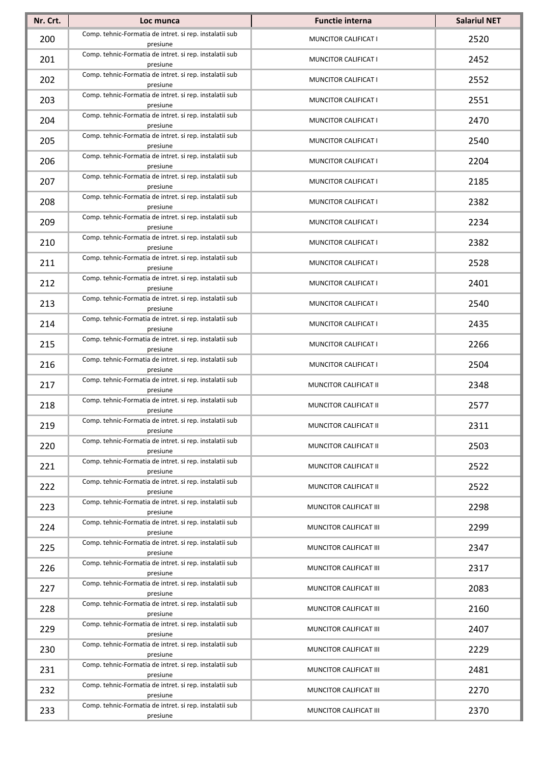| Nr. Crt. | Loc munca | Functie interna | Salariul NET |
|---|---|---|---|
| 200 | Comp. tehnic-Formatia de intret. si rep. instalatii sub presiune | MUNCITOR CALIFICAT I | 2520 |
| 201 | Comp. tehnic-Formatia de intret. si rep. instalatii sub presiune | MUNCITOR CALIFICAT I | 2452 |
| 202 | Comp. tehnic-Formatia de intret. si rep. instalatii sub presiune | MUNCITOR CALIFICAT I | 2552 |
| 203 | Comp. tehnic-Formatia de intret. si rep. instalatii sub presiune | MUNCITOR CALIFICAT I | 2551 |
| 204 | Comp. tehnic-Formatia de intret. si rep. instalatii sub presiune | MUNCITOR CALIFICAT I | 2470 |
| 205 | Comp. tehnic-Formatia de intret. si rep. instalatii sub presiune | MUNCITOR CALIFICAT I | 2540 |
| 206 | Comp. tehnic-Formatia de intret. si rep. instalatii sub presiune | MUNCITOR CALIFICAT I | 2204 |
| 207 | Comp. tehnic-Formatia de intret. si rep. instalatii sub presiune | MUNCITOR CALIFICAT I | 2185 |
| 208 | Comp. tehnic-Formatia de intret. si rep. instalatii sub presiune | MUNCITOR CALIFICAT I | 2382 |
| 209 | Comp. tehnic-Formatia de intret. si rep. instalatii sub presiune | MUNCITOR CALIFICAT I | 2234 |
| 210 | Comp. tehnic-Formatia de intret. si rep. instalatii sub presiune | MUNCITOR CALIFICAT I | 2382 |
| 211 | Comp. tehnic-Formatia de intret. si rep. instalatii sub presiune | MUNCITOR CALIFICAT I | 2528 |
| 212 | Comp. tehnic-Formatia de intret. si rep. instalatii sub presiune | MUNCITOR CALIFICAT I | 2401 |
| 213 | Comp. tehnic-Formatia de intret. si rep. instalatii sub presiune | MUNCITOR CALIFICAT I | 2540 |
| 214 | Comp. tehnic-Formatia de intret. si rep. instalatii sub presiune | MUNCITOR CALIFICAT I | 2435 |
| 215 | Comp. tehnic-Formatia de intret. si rep. instalatii sub presiune | MUNCITOR CALIFICAT I | 2266 |
| 216 | Comp. tehnic-Formatia de intret. si rep. instalatii sub presiune | MUNCITOR CALIFICAT I | 2504 |
| 217 | Comp. tehnic-Formatia de intret. si rep. instalatii sub presiune | MUNCITOR CALIFICAT II | 2348 |
| 218 | Comp. tehnic-Formatia de intret. si rep. instalatii sub presiune | MUNCITOR CALIFICAT II | 2577 |
| 219 | Comp. tehnic-Formatia de intret. si rep. instalatii sub presiune | MUNCITOR CALIFICAT II | 2311 |
| 220 | Comp. tehnic-Formatia de intret. si rep. instalatii sub presiune | MUNCITOR CALIFICAT II | 2503 |
| 221 | Comp. tehnic-Formatia de intret. si rep. instalatii sub presiune | MUNCITOR CALIFICAT II | 2522 |
| 222 | Comp. tehnic-Formatia de intret. si rep. instalatii sub presiune | MUNCITOR CALIFICAT II | 2522 |
| 223 | Comp. tehnic-Formatia de intret. si rep. instalatii sub presiune | MUNCITOR CALIFICAT III | 2298 |
| 224 | Comp. tehnic-Formatia de intret. si rep. instalatii sub presiune | MUNCITOR CALIFICAT III | 2299 |
| 225 | Comp. tehnic-Formatia de intret. si rep. instalatii sub presiune | MUNCITOR CALIFICAT III | 2347 |
| 226 | Comp. tehnic-Formatia de intret. si rep. instalatii sub presiune | MUNCITOR CALIFICAT III | 2317 |
| 227 | Comp. tehnic-Formatia de intret. si rep. instalatii sub presiune | MUNCITOR CALIFICAT III | 2083 |
| 228 | Comp. tehnic-Formatia de intret. si rep. instalatii sub presiune | MUNCITOR CALIFICAT III | 2160 |
| 229 | Comp. tehnic-Formatia de intret. si rep. instalatii sub presiune | MUNCITOR CALIFICAT III | 2407 |
| 230 | Comp. tehnic-Formatia de intret. si rep. instalatii sub presiune | MUNCITOR CALIFICAT III | 2229 |
| 231 | Comp. tehnic-Formatia de intret. si rep. instalatii sub presiune | MUNCITOR CALIFICAT III | 2481 |
| 232 | Comp. tehnic-Formatia de intret. si rep. instalatii sub presiune | MUNCITOR CALIFICAT III | 2270 |
| 233 | Comp. tehnic-Formatia de intret. si rep. instalatii sub presiune | MUNCITOR CALIFICAT III | 2370 |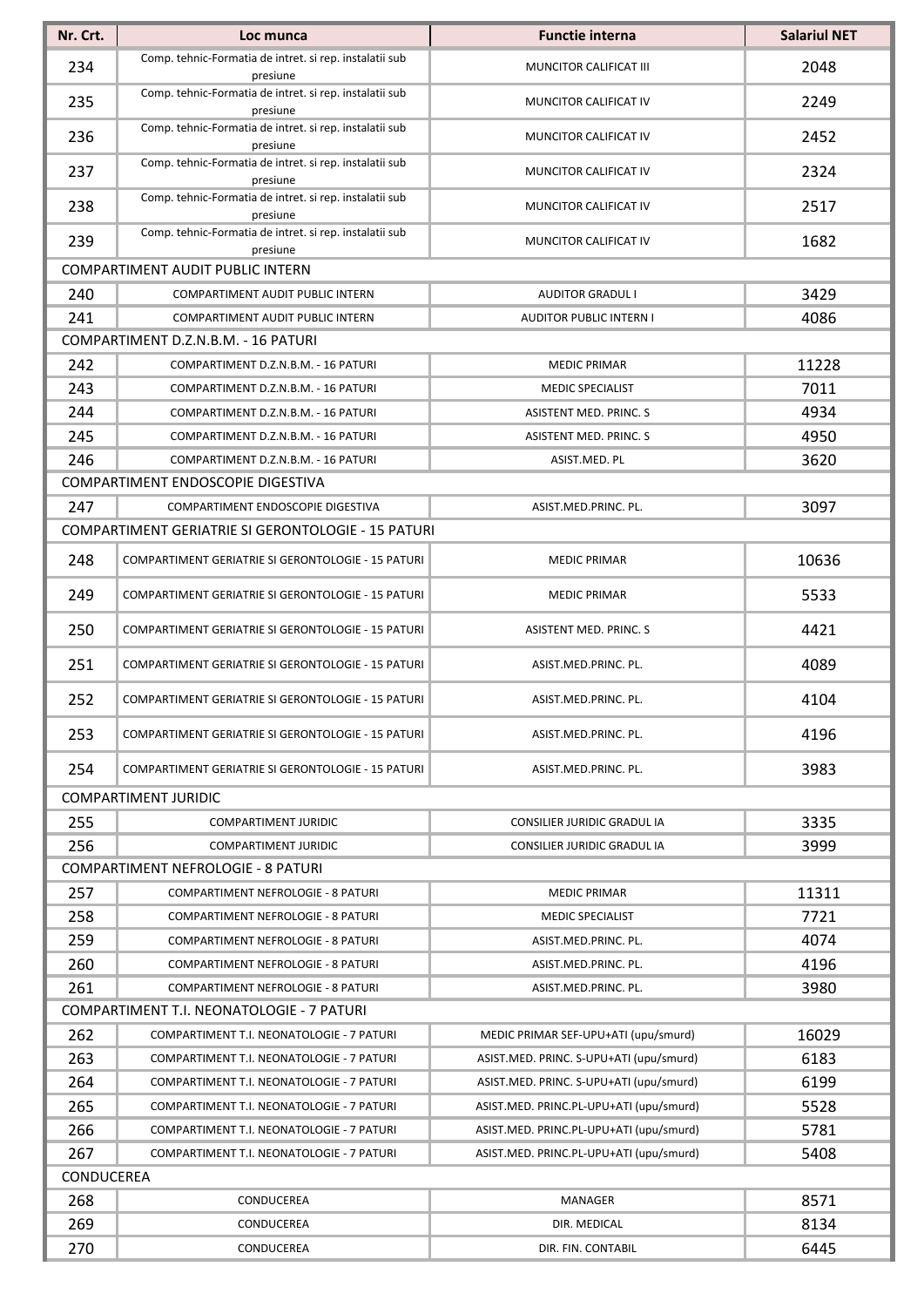| Nr. Crt. | Loc munca | Functie interna | Salariul NET |
|---|---|---|---|
| 234 | Comp. tehnic-Formatia de intret. si rep. instalatii sub presiune | MUNCITOR CALIFICAT III | 2048 |
| 235 | Comp. tehnic-Formatia de intret. si rep. instalatii sub presiune | MUNCITOR CALIFICAT IV | 2249 |
| 236 | Comp. tehnic-Formatia de intret. si rep. instalatii sub presiune | MUNCITOR CALIFICAT IV | 2452 |
| 237 | Comp. tehnic-Formatia de intret. si rep. instalatii sub presiune | MUNCITOR CALIFICAT IV | 2324 |
| 238 | Comp. tehnic-Formatia de intret. si rep. instalatii sub presiune | MUNCITOR CALIFICAT IV | 2517 |
| 239 | Comp. tehnic-Formatia de intret. si rep. instalatii sub presiune | MUNCITOR CALIFICAT IV | 1682 |
| COMPARTIMENT AUDIT PUBLIC INTERN | | | |
| 240 | COMPARTIMENT AUDIT PUBLIC INTERN | AUDITOR GRADUL I | 3429 |
| 241 | COMPARTIMENT AUDIT PUBLIC INTERN | AUDITOR PUBLIC INTERN I | 4086 |
| COMPARTIMENT D.Z.N.B.M. - 16 PATURI | | | |
| 242 | COMPARTIMENT D.Z.N.B.M. - 16 PATURI | MEDIC PRIMAR | 11228 |
| 243 | COMPARTIMENT D.Z.N.B.M. - 16 PATURI | MEDIC SPECIALIST | 7011 |
| 244 | COMPARTIMENT D.Z.N.B.M. - 16 PATURI | ASISTENT MED. PRINC. S | 4934 |
| 245 | COMPARTIMENT D.Z.N.B.M. - 16 PATURI | ASISTENT MED. PRINC. S | 4950 |
| 246 | COMPARTIMENT D.Z.N.B.M. - 16 PATURI | ASIST.MED. PL | 3620 |
| COMPARTIMENT ENDOSCOPIE DIGESTIVA | | | |
| 247 | COMPARTIMENT ENDOSCOPIE DIGESTIVA | ASIST.MED.PRINC. PL. | 3097 |
| COMPARTIMENT GERIATRIE SI GERONTOLOGIE - 15 PATURI | | | |
| 248 | COMPARTIMENT GERIATRIE SI GERONTOLOGIE - 15 PATURI | MEDIC PRIMAR | 10636 |
| 249 | COMPARTIMENT GERIATRIE SI GERONTOLOGIE - 15 PATURI | MEDIC PRIMAR | 5533 |
| 250 | COMPARTIMENT GERIATRIE SI GERONTOLOGIE - 15 PATURI | ASISTENT MED. PRINC. S | 4421 |
| 251 | COMPARTIMENT GERIATRIE SI GERONTOLOGIE - 15 PATURI | ASIST.MED.PRINC. PL. | 4089 |
| 252 | COMPARTIMENT GERIATRIE SI GERONTOLOGIE - 15 PATURI | ASIST.MED.PRINC. PL. | 4104 |
| 253 | COMPARTIMENT GERIATRIE SI GERONTOLOGIE - 15 PATURI | ASIST.MED.PRINC. PL. | 4196 |
| 254 | COMPARTIMENT GERIATRIE SI GERONTOLOGIE - 15 PATURI | ASIST.MED.PRINC. PL. | 3983 |
| COMPARTIMENT JURIDIC | | | |
| 255 | COMPARTIMENT JURIDIC | CONSILIER JURIDIC GRADUL IA | 3335 |
| 256 | COMPARTIMENT JURIDIC | CONSILIER JURIDIC GRADUL IA | 3999 |
| COMPARTIMENT NEFROLOGIE - 8 PATURI | | | |
| 257 | COMPARTIMENT NEFROLOGIE - 8 PATURI | MEDIC PRIMAR | 11311 |
| 258 | COMPARTIMENT NEFROLOGIE - 8 PATURI | MEDIC SPECIALIST | 7721 |
| 259 | COMPARTIMENT NEFROLOGIE - 8 PATURI | ASIST.MED.PRINC. PL. | 4074 |
| 260 | COMPARTIMENT NEFROLOGIE - 8 PATURI | ASIST.MED.PRINC. PL. | 4196 |
| 261 | COMPARTIMENT NEFROLOGIE - 8 PATURI | ASIST.MED.PRINC. PL. | 3980 |
| COMPARTIMENT T.I. NEONATOLOGIE - 7 PATURI | | | |
| 262 | COMPARTIMENT T.I. NEONATOLOGIE - 7 PATURI | MEDIC PRIMAR SEF-UPU+ATI (upu/smurd) | 16029 |
| 263 | COMPARTIMENT T.I. NEONATOLOGIE - 7 PATURI | ASIST.MED. PRINC. S-UPU+ATI (upu/smurd) | 6183 |
| 264 | COMPARTIMENT T.I. NEONATOLOGIE - 7 PATURI | ASIST.MED. PRINC. S-UPU+ATI (upu/smurd) | 6199 |
| 265 | COMPARTIMENT T.I. NEONATOLOGIE - 7 PATURI | ASIST.MED. PRINC.PL-UPU+ATI (upu/smurd) | 5528 |
| 266 | COMPARTIMENT T.I. NEONATOLOGIE - 7 PATURI | ASIST.MED. PRINC.PL-UPU+ATI (upu/smurd) | 5781 |
| 267 | COMPARTIMENT T.I. NEONATOLOGIE - 7 PATURI | ASIST.MED. PRINC.PL-UPU+ATI (upu/smurd) | 5408 |
| CONDUCEREA | | | |
| 268 | CONDUCEREA | MANAGER | 8571 |
| 269 | CONDUCEREA | DIR. MEDICAL | 8134 |
| 270 | CONDUCEREA | DIR. FIN. CONTABIL | 6445 |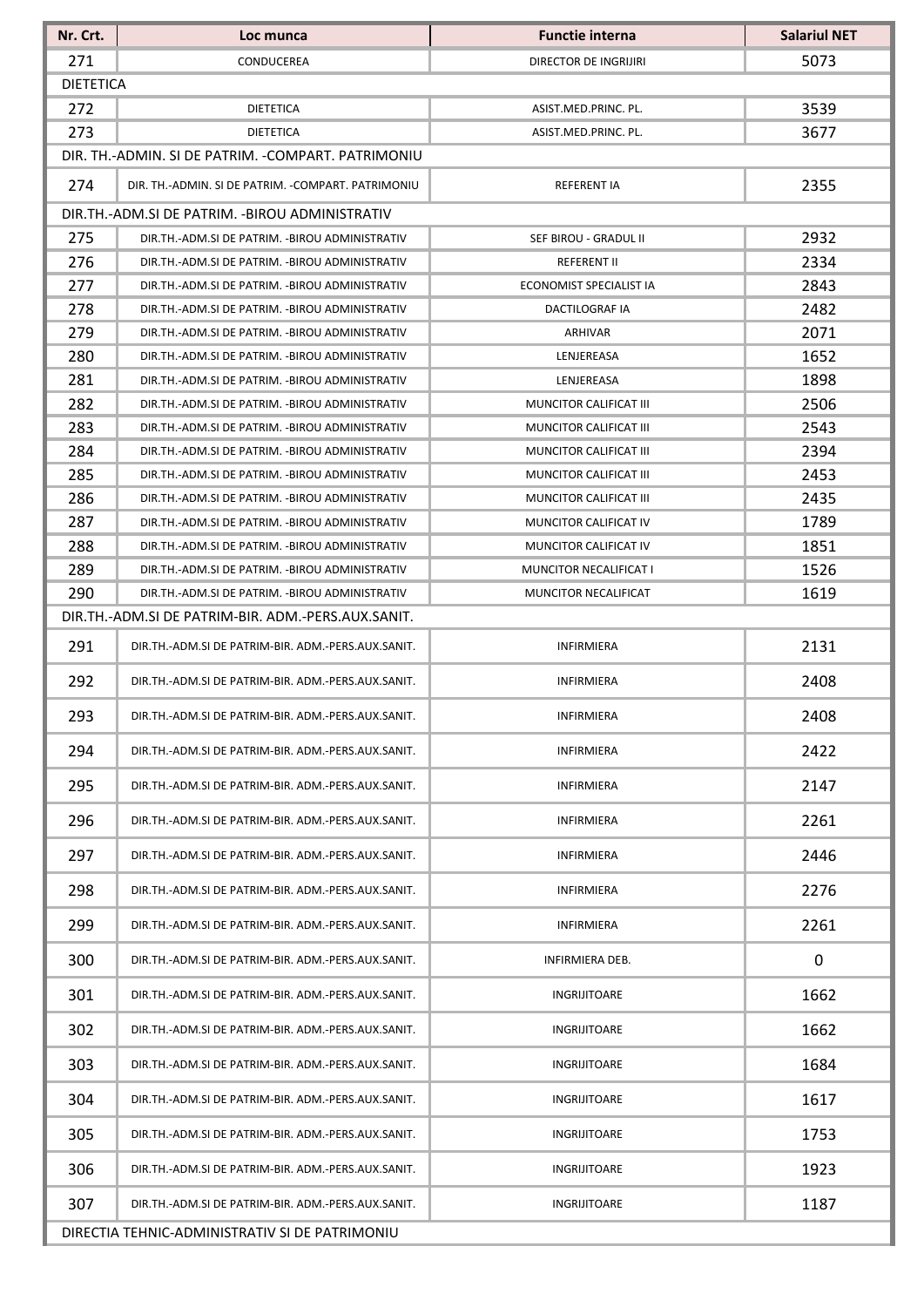| Nr. Crt. | Loc munca | Functie interna | Salariul NET |
| --- | --- | --- | --- |
| 271 | CONDUCEREA | DIRECTOR DE INGRIJIRI | 5073 |
| DIETETICA | | | |
| 272 | DIETETICA | ASIST.MED.PRINC. PL. | 3539 |
| 273 | DIETETICA | ASIST.MED.PRINC. PL. | 3677 |
| DIR. TH.-ADMIN. SI DE PATRIM. -COMPART. PATRIMONIU | | | |
| 274 | DIR. TH.-ADMIN. SI DE PATRIM. -COMPART. PATRIMONIU | REFERENT IA | 2355 |
| DIR.TH.-ADM.SI DE PATRIM. -BIROU ADMINISTRATIV | | | |
| 275 | DIR.TH.-ADM.SI DE PATRIM. -BIROU ADMINISTRATIV | SEF BIROU - GRADUL II | 2932 |
| 276 | DIR.TH.-ADM.SI DE PATRIM. -BIROU ADMINISTRATIV | REFERENT II | 2334 |
| 277 | DIR.TH.-ADM.SI DE PATRIM. -BIROU ADMINISTRATIV | ECONOMIST SPECIALIST IA | 2843 |
| 278 | DIR.TH.-ADM.SI DE PATRIM. -BIROU ADMINISTRATIV | DACTILOGRAF IA | 2482 |
| 279 | DIR.TH.-ADM.SI DE PATRIM. -BIROU ADMINISTRATIV | ARHIVAR | 2071 |
| 280 | DIR.TH.-ADM.SI DE PATRIM. -BIROU ADMINISTRATIV | LENJEREASA | 1652 |
| 281 | DIR.TH.-ADM.SI DE PATRIM. -BIROU ADMINISTRATIV | LENJEREASA | 1898 |
| 282 | DIR.TH.-ADM.SI DE PATRIM. -BIROU ADMINISTRATIV | MUNCITOR CALIFICAT III | 2506 |
| 283 | DIR.TH.-ADM.SI DE PATRIM. -BIROU ADMINISTRATIV | MUNCITOR CALIFICAT III | 2543 |
| 284 | DIR.TH.-ADM.SI DE PATRIM. -BIROU ADMINISTRATIV | MUNCITOR CALIFICAT III | 2394 |
| 285 | DIR.TH.-ADM.SI DE PATRIM. -BIROU ADMINISTRATIV | MUNCITOR CALIFICAT III | 2453 |
| 286 | DIR.TH.-ADM.SI DE PATRIM. -BIROU ADMINISTRATIV | MUNCITOR CALIFICAT III | 2435 |
| 287 | DIR.TH.-ADM.SI DE PATRIM. -BIROU ADMINISTRATIV | MUNCITOR CALIFICAT IV | 1789 |
| 288 | DIR.TH.-ADM.SI DE PATRIM. -BIROU ADMINISTRATIV | MUNCITOR CALIFICAT IV | 1851 |
| 289 | DIR.TH.-ADM.SI DE PATRIM. -BIROU ADMINISTRATIV | MUNCITOR NECALIFICAT I | 1526 |
| 290 | DIR.TH.-ADM.SI DE PATRIM. -BIROU ADMINISTRATIV | MUNCITOR NECALIFICAT | 1619 |
| DIR.TH.-ADM.SI DE PATRIM-BIR. ADM.-PERS.AUX.SANIT. | | | |
| 291 | DIR.TH.-ADM.SI DE PATRIM-BIR. ADM.-PERS.AUX.SANIT. | INFIRMIERA | 2131 |
| 292 | DIR.TH.-ADM.SI DE PATRIM-BIR. ADM.-PERS.AUX.SANIT. | INFIRMIERA | 2408 |
| 293 | DIR.TH.-ADM.SI DE PATRIM-BIR. ADM.-PERS.AUX.SANIT. | INFIRMIERA | 2408 |
| 294 | DIR.TH.-ADM.SI DE PATRIM-BIR. ADM.-PERS.AUX.SANIT. | INFIRMIERA | 2422 |
| 295 | DIR.TH.-ADM.SI DE PATRIM-BIR. ADM.-PERS.AUX.SANIT. | INFIRMIERA | 2147 |
| 296 | DIR.TH.-ADM.SI DE PATRIM-BIR. ADM.-PERS.AUX.SANIT. | INFIRMIERA | 2261 |
| 297 | DIR.TH.-ADM.SI DE PATRIM-BIR. ADM.-PERS.AUX.SANIT. | INFIRMIERA | 2446 |
| 298 | DIR.TH.-ADM.SI DE PATRIM-BIR. ADM.-PERS.AUX.SANIT. | INFIRMIERA | 2276 |
| 299 | DIR.TH.-ADM.SI DE PATRIM-BIR. ADM.-PERS.AUX.SANIT. | INFIRMIERA | 2261 |
| 300 | DIR.TH.-ADM.SI DE PATRIM-BIR. ADM.-PERS.AUX.SANIT. | INFIRMIERA DEB. | 0 |
| 301 | DIR.TH.-ADM.SI DE PATRIM-BIR. ADM.-PERS.AUX.SANIT. | INGRIJITOARE | 1662 |
| 302 | DIR.TH.-ADM.SI DE PATRIM-BIR. ADM.-PERS.AUX.SANIT. | INGRIJITOARE | 1662 |
| 303 | DIR.TH.-ADM.SI DE PATRIM-BIR. ADM.-PERS.AUX.SANIT. | INGRIJITOARE | 1684 |
| 304 | DIR.TH.-ADM.SI DE PATRIM-BIR. ADM.-PERS.AUX.SANIT. | INGRIJITOARE | 1617 |
| 305 | DIR.TH.-ADM.SI DE PATRIM-BIR. ADM.-PERS.AUX.SANIT. | INGRIJITOARE | 1753 |
| 306 | DIR.TH.-ADM.SI DE PATRIM-BIR. ADM.-PERS.AUX.SANIT. | INGRIJITOARE | 1923 |
| 307 | DIR.TH.-ADM.SI DE PATRIM-BIR. ADM.-PERS.AUX.SANIT. | INGRIJITOARE | 1187 |
| DIRECTIA TEHNIC-ADMINISTRATIV SI DE PATRIMONIU | | | |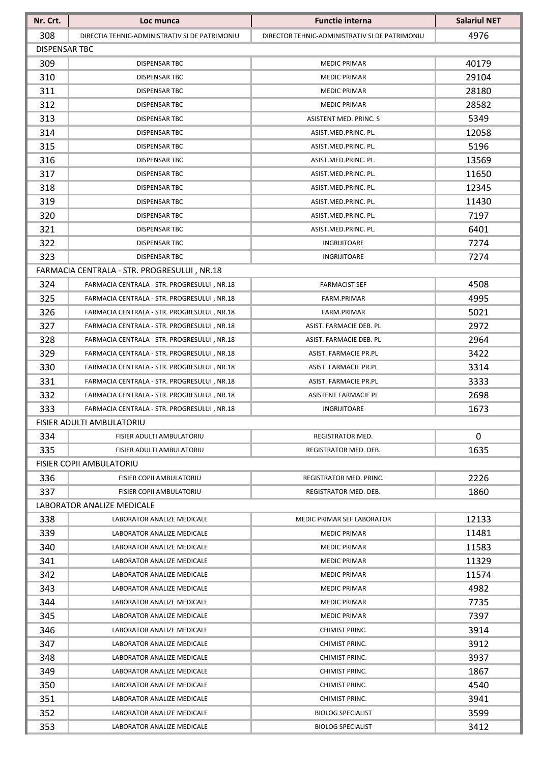| Nr. Crt. | Loc munca | Functie interna | Salariul NET |
|---|---|---|---|
| 308 | DIRECTIA TEHNIC-ADMINISTRATIV SI DE PATRIMONIU | DIRECTOR TEHNIC-ADMINISTRATIV SI DE PATRIMONIU | 4976 |
| DISPENSAR TBC | | | |
| 309 | DISPENSAR TBC | MEDIC PRIMAR | 40179 |
| 310 | DISPENSAR TBC | MEDIC PRIMAR | 29104 |
| 311 | DISPENSAR TBC | MEDIC PRIMAR | 28180 |
| 312 | DISPENSAR TBC | MEDIC PRIMAR | 28582 |
| 313 | DISPENSAR TBC | ASISTENT MED. PRINC. S | 5349 |
| 314 | DISPENSAR TBC | ASIST.MED.PRINC. PL. | 12058 |
| 315 | DISPENSAR TBC | ASIST.MED.PRINC. PL. | 5196 |
| 316 | DISPENSAR TBC | ASIST.MED.PRINC. PL. | 13569 |
| 317 | DISPENSAR TBC | ASIST.MED.PRINC. PL. | 11650 |
| 318 | DISPENSAR TBC | ASIST.MED.PRINC. PL. | 12345 |
| 319 | DISPENSAR TBC | ASIST.MED.PRINC. PL. | 11430 |
| 320 | DISPENSAR TBC | ASIST.MED.PRINC. PL. | 7197 |
| 321 | DISPENSAR TBC | ASIST.MED.PRINC. PL. | 6401 |
| 322 | DISPENSAR TBC | INGRIJITOARE | 7274 |
| 323 | DISPENSAR TBC | INGRIJITOARE | 7274 |
| FARMACIA CENTRALA - STR. PROGRESULUI , NR.18 | | | |
| 324 | FARMACIA CENTRALA - STR. PROGRESULUI , NR.18 | FARMACIST SEF | 4508 |
| 325 | FARMACIA CENTRALA - STR. PROGRESULUI , NR.18 | FARM.PRIMAR | 4995 |
| 326 | FARMACIA CENTRALA - STR. PROGRESULUI , NR.18 | FARM.PRIMAR | 5021 |
| 327 | FARMACIA CENTRALA - STR. PROGRESULUI , NR.18 | ASIST. FARMACIE DEB. PL | 2972 |
| 328 | FARMACIA CENTRALA - STR. PROGRESULUI , NR.18 | ASIST. FARMACIE DEB. PL | 2964 |
| 329 | FARMACIA CENTRALA - STR. PROGRESULUI , NR.18 | ASIST. FARMACIE PR.PL | 3422 |
| 330 | FARMACIA CENTRALA - STR. PROGRESULUI , NR.18 | ASIST. FARMACIE PR.PL | 3314 |
| 331 | FARMACIA CENTRALA - STR. PROGRESULUI , NR.18 | ASIST. FARMACIE PR.PL | 3333 |
| 332 | FARMACIA CENTRALA - STR. PROGRESULUI , NR.18 | ASISTENT FARMACIE PL | 2698 |
| 333 | FARMACIA CENTRALA - STR. PROGRESULUI , NR.18 | INGRIJITOARE | 1673 |
| FISIER ADULTI AMBULATORIU | | | |
| 334 | FISIER ADULTI AMBULATORIU | REGISTRATOR MED. | 0 |
| 335 | FISIER ADULTI AMBULATORIU | REGISTRATOR MED. DEB. | 1635 |
| FISIER COPII AMBULATORIU | | | |
| 336 | FISIER COPII AMBULATORIU | REGISTRATOR MED. PRINC. | 2226 |
| 337 | FISIER COPII AMBULATORIU | REGISTRATOR MED. DEB. | 1860 |
| LABORATOR ANALIZE MEDICALE | | | |
| 338 | LABORATOR ANALIZE MEDICALE | MEDIC PRIMAR SEF LABORATOR | 12133 |
| 339 | LABORATOR ANALIZE MEDICALE | MEDIC PRIMAR | 11481 |
| 340 | LABORATOR ANALIZE MEDICALE | MEDIC PRIMAR | 11583 |
| 341 | LABORATOR ANALIZE MEDICALE | MEDIC PRIMAR | 11329 |
| 342 | LABORATOR ANALIZE MEDICALE | MEDIC PRIMAR | 11574 |
| 343 | LABORATOR ANALIZE MEDICALE | MEDIC PRIMAR | 4982 |
| 344 | LABORATOR ANALIZE MEDICALE | MEDIC PRIMAR | 7735 |
| 345 | LABORATOR ANALIZE MEDICALE | MEDIC PRIMAR | 7397 |
| 346 | LABORATOR ANALIZE MEDICALE | CHIMIST PRINC. | 3914 |
| 347 | LABORATOR ANALIZE MEDICALE | CHIMIST PRINC. | 3912 |
| 348 | LABORATOR ANALIZE MEDICALE | CHIMIST PRINC. | 3937 |
| 349 | LABORATOR ANALIZE MEDICALE | CHIMIST PRINC. | 1867 |
| 350 | LABORATOR ANALIZE MEDICALE | CHIMIST PRINC. | 4540 |
| 351 | LABORATOR ANALIZE MEDICALE | CHIMIST PRINC. | 3941 |
| 352 | LABORATOR ANALIZE MEDICALE | BIOLOG SPECIALIST | 3599 |
| 353 | LABORATOR ANALIZE MEDICALE | BIOLOG SPECIALIST | 3412 |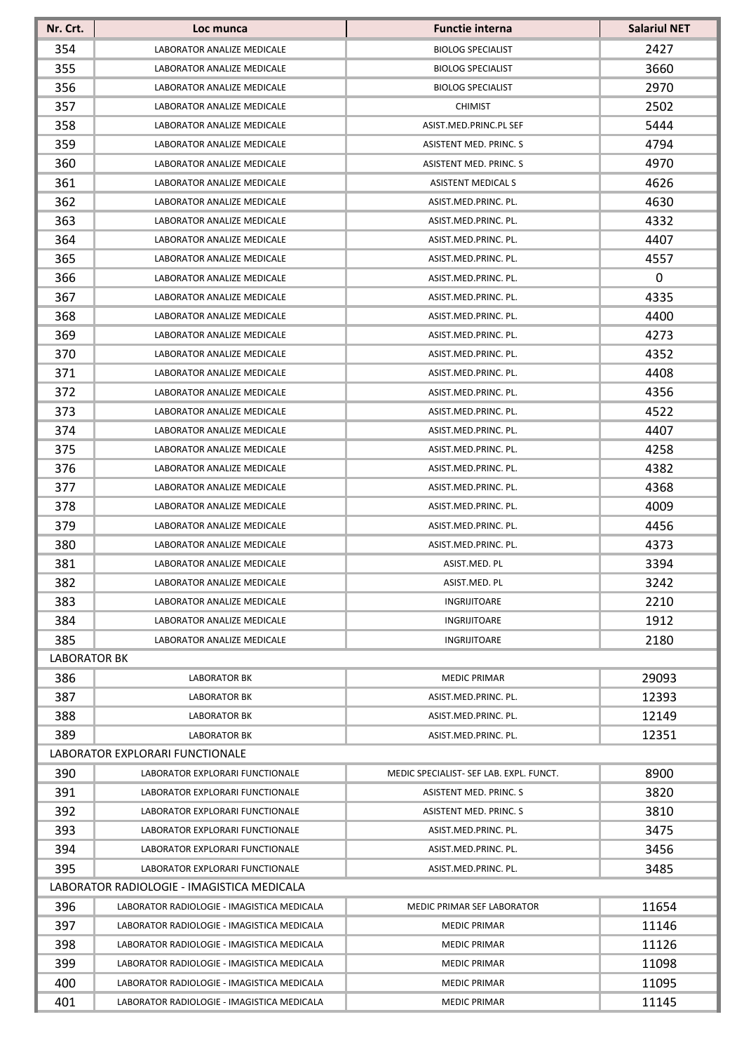| Nr. Crt. | Loc munca | Functie interna | Salariul NET |
|---|---|---|---|
| 354 | LABORATOR ANALIZE MEDICALE | BIOLOG SPECIALIST | 2427 |
| 355 | LABORATOR ANALIZE MEDICALE | BIOLOG SPECIALIST | 3660 |
| 356 | LABORATOR ANALIZE MEDICALE | BIOLOG SPECIALIST | 2970 |
| 357 | LABORATOR ANALIZE MEDICALE | CHIMIST | 2502 |
| 358 | LABORATOR ANALIZE MEDICALE | ASIST.MED.PRINC.PL SEF | 5444 |
| 359 | LABORATOR ANALIZE MEDICALE | ASISTENT MED. PRINC. S | 4794 |
| 360 | LABORATOR ANALIZE MEDICALE | ASISTENT MED. PRINC. S | 4970 |
| 361 | LABORATOR ANALIZE MEDICALE | ASISTENT MEDICAL S | 4626 |
| 362 | LABORATOR ANALIZE MEDICALE | ASIST.MED.PRINC. PL. | 4630 |
| 363 | LABORATOR ANALIZE MEDICALE | ASIST.MED.PRINC. PL. | 4332 |
| 364 | LABORATOR ANALIZE MEDICALE | ASIST.MED.PRINC. PL. | 4407 |
| 365 | LABORATOR ANALIZE MEDICALE | ASIST.MED.PRINC. PL. | 4557 |
| 366 | LABORATOR ANALIZE MEDICALE | ASIST.MED.PRINC. PL. | 0 |
| 367 | LABORATOR ANALIZE MEDICALE | ASIST.MED.PRINC. PL. | 4335 |
| 368 | LABORATOR ANALIZE MEDICALE | ASIST.MED.PRINC. PL. | 4400 |
| 369 | LABORATOR ANALIZE MEDICALE | ASIST.MED.PRINC. PL. | 4273 |
| 370 | LABORATOR ANALIZE MEDICALE | ASIST.MED.PRINC. PL. | 4352 |
| 371 | LABORATOR ANALIZE MEDICALE | ASIST.MED.PRINC. PL. | 4408 |
| 372 | LABORATOR ANALIZE MEDICALE | ASIST.MED.PRINC. PL. | 4356 |
| 373 | LABORATOR ANALIZE MEDICALE | ASIST.MED.PRINC. PL. | 4522 |
| 374 | LABORATOR ANALIZE MEDICALE | ASIST.MED.PRINC. PL. | 4407 |
| 375 | LABORATOR ANALIZE MEDICALE | ASIST.MED.PRINC. PL. | 4258 |
| 376 | LABORATOR ANALIZE MEDICALE | ASIST.MED.PRINC. PL. | 4382 |
| 377 | LABORATOR ANALIZE MEDICALE | ASIST.MED.PRINC. PL. | 4368 |
| 378 | LABORATOR ANALIZE MEDICALE | ASIST.MED.PRINC. PL. | 4009 |
| 379 | LABORATOR ANALIZE MEDICALE | ASIST.MED.PRINC. PL. | 4456 |
| 380 | LABORATOR ANALIZE MEDICALE | ASIST.MED.PRINC. PL. | 4373 |
| 381 | LABORATOR ANALIZE MEDICALE | ASIST.MED. PL | 3394 |
| 382 | LABORATOR ANALIZE MEDICALE | ASIST.MED. PL | 3242 |
| 383 | LABORATOR ANALIZE MEDICALE | INGRIJITOARE | 2210 |
| 384 | LABORATOR ANALIZE MEDICALE | INGRIJITOARE | 1912 |
| 385 | LABORATOR ANALIZE MEDICALE | INGRIJITOARE | 2180 |
| LABORATOR BK | | | |
| 386 | LABORATOR BK | MEDIC PRIMAR | 29093 |
| 387 | LABORATOR BK | ASIST.MED.PRINC. PL. | 12393 |
| 388 | LABORATOR BK | ASIST.MED.PRINC. PL. | 12149 |
| 389 | LABORATOR BK | ASIST.MED.PRINC. PL. | 12351 |
| LABORATOR EXPLORARI FUNCTIONALE | | | |
| 390 | LABORATOR EXPLORARI FUNCTIONALE | MEDIC SPECIALIST- SEF LAB. EXPL. FUNCT. | 8900 |
| 391 | LABORATOR EXPLORARI FUNCTIONALE | ASISTENT MED. PRINC. S | 3820 |
| 392 | LABORATOR EXPLORARI FUNCTIONALE | ASISTENT MED. PRINC. S | 3810 |
| 393 | LABORATOR EXPLORARI FUNCTIONALE | ASIST.MED.PRINC. PL. | 3475 |
| 394 | LABORATOR EXPLORARI FUNCTIONALE | ASIST.MED.PRINC. PL. | 3456 |
| 395 | LABORATOR EXPLORARI FUNCTIONALE | ASIST.MED.PRINC. PL. | 3485 |
| LABORATOR RADIOLOGIE - IMAGISTICA MEDICALA | | | |
| 396 | LABORATOR RADIOLOGIE - IMAGISTICA MEDICALA | MEDIC PRIMAR SEF LABORATOR | 11654 |
| 397 | LABORATOR RADIOLOGIE - IMAGISTICA MEDICALA | MEDIC PRIMAR | 11146 |
| 398 | LABORATOR RADIOLOGIE - IMAGISTICA MEDICALA | MEDIC PRIMAR | 11126 |
| 399 | LABORATOR RADIOLOGIE - IMAGISTICA MEDICALA | MEDIC PRIMAR | 11098 |
| 400 | LABORATOR RADIOLOGIE - IMAGISTICA MEDICALA | MEDIC PRIMAR | 11095 |
| 401 | LABORATOR RADIOLOGIE - IMAGISTICA MEDICALA | MEDIC PRIMAR | 11145 |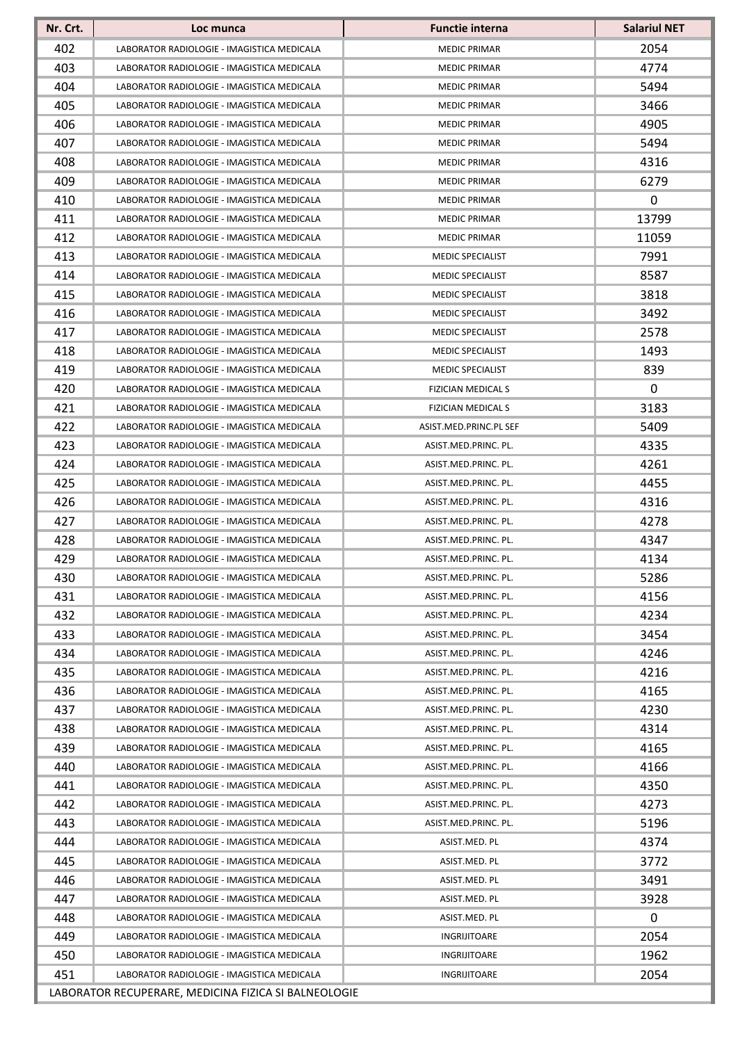| Nr. Crt. | Loc munca | Functie interna | Salariul NET |
|---|---|---|---|
| 402 | LABORATOR RADIOLOGIE - IMAGISTICA MEDICALA | MEDIC PRIMAR | 2054 |
| 403 | LABORATOR RADIOLOGIE - IMAGISTICA MEDICALA | MEDIC PRIMAR | 4774 |
| 404 | LABORATOR RADIOLOGIE - IMAGISTICA MEDICALA | MEDIC PRIMAR | 5494 |
| 405 | LABORATOR RADIOLOGIE - IMAGISTICA MEDICALA | MEDIC PRIMAR | 3466 |
| 406 | LABORATOR RADIOLOGIE - IMAGISTICA MEDICALA | MEDIC PRIMAR | 4905 |
| 407 | LABORATOR RADIOLOGIE - IMAGISTICA MEDICALA | MEDIC PRIMAR | 5494 |
| 408 | LABORATOR RADIOLOGIE - IMAGISTICA MEDICALA | MEDIC PRIMAR | 4316 |
| 409 | LABORATOR RADIOLOGIE - IMAGISTICA MEDICALA | MEDIC PRIMAR | 6279 |
| 410 | LABORATOR RADIOLOGIE - IMAGISTICA MEDICALA | MEDIC PRIMAR | 0 |
| 411 | LABORATOR RADIOLOGIE - IMAGISTICA MEDICALA | MEDIC PRIMAR | 13799 |
| 412 | LABORATOR RADIOLOGIE - IMAGISTICA MEDICALA | MEDIC PRIMAR | 11059 |
| 413 | LABORATOR RADIOLOGIE - IMAGISTICA MEDICALA | MEDIC SPECIALIST | 7991 |
| 414 | LABORATOR RADIOLOGIE - IMAGISTICA MEDICALA | MEDIC SPECIALIST | 8587 |
| 415 | LABORATOR RADIOLOGIE - IMAGISTICA MEDICALA | MEDIC SPECIALIST | 3818 |
| 416 | LABORATOR RADIOLOGIE - IMAGISTICA MEDICALA | MEDIC SPECIALIST | 3492 |
| 417 | LABORATOR RADIOLOGIE - IMAGISTICA MEDICALA | MEDIC SPECIALIST | 2578 |
| 418 | LABORATOR RADIOLOGIE - IMAGISTICA MEDICALA | MEDIC SPECIALIST | 1493 |
| 419 | LABORATOR RADIOLOGIE - IMAGISTICA MEDICALA | MEDIC SPECIALIST | 839 |
| 420 | LABORATOR RADIOLOGIE - IMAGISTICA MEDICALA | FIZICIAN MEDICAL S | 0 |
| 421 | LABORATOR RADIOLOGIE - IMAGISTICA MEDICALA | FIZICIAN MEDICAL S | 3183 |
| 422 | LABORATOR RADIOLOGIE - IMAGISTICA MEDICALA | ASIST.MED.PRINC.PL SEF | 5409 |
| 423 | LABORATOR RADIOLOGIE - IMAGISTICA MEDICALA | ASIST.MED.PRINC. PL. | 4335 |
| 424 | LABORATOR RADIOLOGIE - IMAGISTICA MEDICALA | ASIST.MED.PRINC. PL. | 4261 |
| 425 | LABORATOR RADIOLOGIE - IMAGISTICA MEDICALA | ASIST.MED.PRINC. PL. | 4455 |
| 426 | LABORATOR RADIOLOGIE - IMAGISTICA MEDICALA | ASIST.MED.PRINC. PL. | 4316 |
| 427 | LABORATOR RADIOLOGIE - IMAGISTICA MEDICALA | ASIST.MED.PRINC. PL. | 4278 |
| 428 | LABORATOR RADIOLOGIE - IMAGISTICA MEDICALA | ASIST.MED.PRINC. PL. | 4347 |
| 429 | LABORATOR RADIOLOGIE - IMAGISTICA MEDICALA | ASIST.MED.PRINC. PL. | 4134 |
| 430 | LABORATOR RADIOLOGIE - IMAGISTICA MEDICALA | ASIST.MED.PRINC. PL. | 5286 |
| 431 | LABORATOR RADIOLOGIE - IMAGISTICA MEDICALA | ASIST.MED.PRINC. PL. | 4156 |
| 432 | LABORATOR RADIOLOGIE - IMAGISTICA MEDICALA | ASIST.MED.PRINC. PL. | 4234 |
| 433 | LABORATOR RADIOLOGIE - IMAGISTICA MEDICALA | ASIST.MED.PRINC. PL. | 3454 |
| 434 | LABORATOR RADIOLOGIE - IMAGISTICA MEDICALA | ASIST.MED.PRINC. PL. | 4246 |
| 435 | LABORATOR RADIOLOGIE - IMAGISTICA MEDICALA | ASIST.MED.PRINC. PL. | 4216 |
| 436 | LABORATOR RADIOLOGIE - IMAGISTICA MEDICALA | ASIST.MED.PRINC. PL. | 4165 |
| 437 | LABORATOR RADIOLOGIE - IMAGISTICA MEDICALA | ASIST.MED.PRINC. PL. | 4230 |
| 438 | LABORATOR RADIOLOGIE - IMAGISTICA MEDICALA | ASIST.MED.PRINC. PL. | 4314 |
| 439 | LABORATOR RADIOLOGIE - IMAGISTICA MEDICALA | ASIST.MED.PRINC. PL. | 4165 |
| 440 | LABORATOR RADIOLOGIE - IMAGISTICA MEDICALA | ASIST.MED.PRINC. PL. | 4166 |
| 441 | LABORATOR RADIOLOGIE - IMAGISTICA MEDICALA | ASIST.MED.PRINC. PL. | 4350 |
| 442 | LABORATOR RADIOLOGIE - IMAGISTICA MEDICALA | ASIST.MED.PRINC. PL. | 4273 |
| 443 | LABORATOR RADIOLOGIE - IMAGISTICA MEDICALA | ASIST.MED.PRINC. PL. | 5196 |
| 444 | LABORATOR RADIOLOGIE - IMAGISTICA MEDICALA | ASIST.MED. PL | 4374 |
| 445 | LABORATOR RADIOLOGIE - IMAGISTICA MEDICALA | ASIST.MED. PL | 3772 |
| 446 | LABORATOR RADIOLOGIE - IMAGISTICA MEDICALA | ASIST.MED. PL | 3491 |
| 447 | LABORATOR RADIOLOGIE - IMAGISTICA MEDICALA | ASIST.MED. PL | 3928 |
| 448 | LABORATOR RADIOLOGIE - IMAGISTICA MEDICALA | ASIST.MED. PL | 0 |
| 449 | LABORATOR RADIOLOGIE - IMAGISTICA MEDICALA | INGRIJITOARE | 2054 |
| 450 | LABORATOR RADIOLOGIE - IMAGISTICA MEDICALA | INGRIJITOARE | 1962 |
| 451 | LABORATOR RADIOLOGIE - IMAGISTICA MEDICALA | INGRIJITOARE | 2054 |
| LABORATOR RECUPERARE, MEDICINA FIZICA SI BALNEOLOGIE | | | |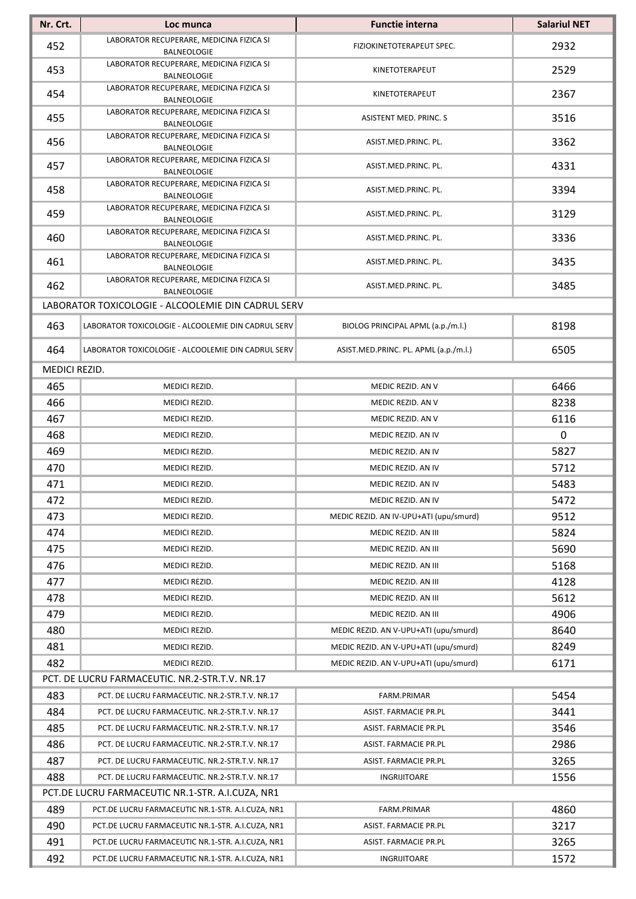| Nr. Crt. | Loc munca | Functie interna | Salariul NET |
|---|---|---|---|
| 452 | LABORATOR RECUPERARE, MEDICINA FIZICA SI BALNEOLOGIE | FIZIOKINETOTERAPEUT SPEC. | 2932 |
| 453 | LABORATOR RECUPERARE, MEDICINA FIZICA SI BALNEOLOGIE | KINETOTERAPEUT | 2529 |
| 454 | LABORATOR RECUPERARE, MEDICINA FIZICA SI BALNEOLOGIE | KINETOTERAPEUT | 2367 |
| 455 | LABORATOR RECUPERARE, MEDICINA FIZICA SI BALNEOLOGIE | ASISTENT MED. PRINC. S | 3516 |
| 456 | LABORATOR RECUPERARE, MEDICINA FIZICA SI BALNEOLOGIE | ASIST.MED.PRINC. PL. | 3362 |
| 457 | LABORATOR RECUPERARE, MEDICINA FIZICA SI BALNEOLOGIE | ASIST.MED.PRINC. PL. | 4331 |
| 458 | LABORATOR RECUPERARE, MEDICINA FIZICA SI BALNEOLOGIE | ASIST.MED.PRINC. PL. | 3394 |
| 459 | LABORATOR RECUPERARE, MEDICINA FIZICA SI BALNEOLOGIE | ASIST.MED.PRINC. PL. | 3129 |
| 460 | LABORATOR RECUPERARE, MEDICINA FIZICA SI BALNEOLOGIE | ASIST.MED.PRINC. PL. | 3336 |
| 461 | LABORATOR RECUPERARE, MEDICINA FIZICA SI BALNEOLOGIE | ASIST.MED.PRINC. PL. | 3435 |
| 462 | LABORATOR RECUPERARE, MEDICINA FIZICA SI BALNEOLOGIE | ASIST.MED.PRINC. PL. | 3485 |
| LABORATOR TOXICOLOGIE - ALCOOLEMIE DIN CADRUL SERV | | | |
| 463 | LABORATOR TOXICOLOGIE - ALCOOLEMIE DIN CADRUL SERV | BIOLOG PRINCIPAL APML (a.p./m.l.) | 8198 |
| 464 | LABORATOR TOXICOLOGIE - ALCOOLEMIE DIN CADRUL SERV | ASIST.MED.PRINC. PL. APML (a.p./m.l.) | 6505 |
| MEDICI REZID. | | | |
| 465 | MEDICI REZID. | MEDIC REZID. AN V | 6466 |
| 466 | MEDICI REZID. | MEDIC REZID. AN V | 8238 |
| 467 | MEDICI REZID. | MEDIC REZID. AN V | 6116 |
| 468 | MEDICI REZID. | MEDIC REZID. AN IV | 0 |
| 469 | MEDICI REZID. | MEDIC REZID. AN IV | 5827 |
| 470 | MEDICI REZID. | MEDIC REZID. AN IV | 5712 |
| 471 | MEDICI REZID. | MEDIC REZID. AN IV | 5483 |
| 472 | MEDICI REZID. | MEDIC REZID. AN IV | 5472 |
| 473 | MEDICI REZID. | MEDIC REZID. AN IV-UPU+ATI (upu/smurd) | 9512 |
| 474 | MEDICI REZID. | MEDIC REZID. AN III | 5824 |
| 475 | MEDICI REZID. | MEDIC REZID. AN III | 5690 |
| 476 | MEDICI REZID. | MEDIC REZID. AN III | 5168 |
| 477 | MEDICI REZID. | MEDIC REZID. AN III | 4128 |
| 478 | MEDICI REZID. | MEDIC REZID. AN III | 5612 |
| 479 | MEDICI REZID. | MEDIC REZID. AN III | 4906 |
| 480 | MEDICI REZID. | MEDIC REZID. AN V-UPU+ATI (upu/smurd) | 8640 |
| 481 | MEDICI REZID. | MEDIC REZID. AN V-UPU+ATI (upu/smurd) | 8249 |
| 482 | MEDICI REZID. | MEDIC REZID. AN V-UPU+ATI (upu/smurd) | 6171 |
| PCT. DE LUCRU FARMACEUTIC. NR.2-STR.T.V. NR.17 | | | |
| 483 | PCT. DE LUCRU FARMACEUTIC. NR.2-STR.T.V. NR.17 | FARM.PRIMAR | 5454 |
| 484 | PCT. DE LUCRU FARMACEUTIC. NR.2-STR.T.V. NR.17 | ASIST. FARMACIE PR.PL | 3441 |
| 485 | PCT. DE LUCRU FARMACEUTIC. NR.2-STR.T.V. NR.17 | ASIST. FARMACIE PR.PL | 3546 |
| 486 | PCT. DE LUCRU FARMACEUTIC. NR.2-STR.T.V. NR.17 | ASIST. FARMACIE PR.PL | 2986 |
| 487 | PCT. DE LUCRU FARMACEUTIC. NR.2-STR.T.V. NR.17 | ASIST. FARMACIE PR.PL | 3265 |
| 488 | PCT. DE LUCRU FARMACEUTIC. NR.2-STR.T.V. NR.17 | INGRIJITOARE | 1556 |
| PCT.DE LUCRU FARMACEUTIC NR.1-STR. A.I.CUZA, NR1 | | | |
| 489 | PCT.DE LUCRU FARMACEUTIC NR.1-STR. A.I.CUZA, NR1 | FARM.PRIMAR | 4860 |
| 490 | PCT.DE LUCRU FARMACEUTIC NR.1-STR. A.I.CUZA, NR1 | ASIST. FARMACIE PR.PL | 3217 |
| 491 | PCT.DE LUCRU FARMACEUTIC NR.1-STR. A.I.CUZA, NR1 | ASIST. FARMACIE PR.PL | 3265 |
| 492 | PCT.DE LUCRU FARMACEUTIC NR.1-STR. A.I.CUZA, NR1 | INGRIJITOARE | 1572 |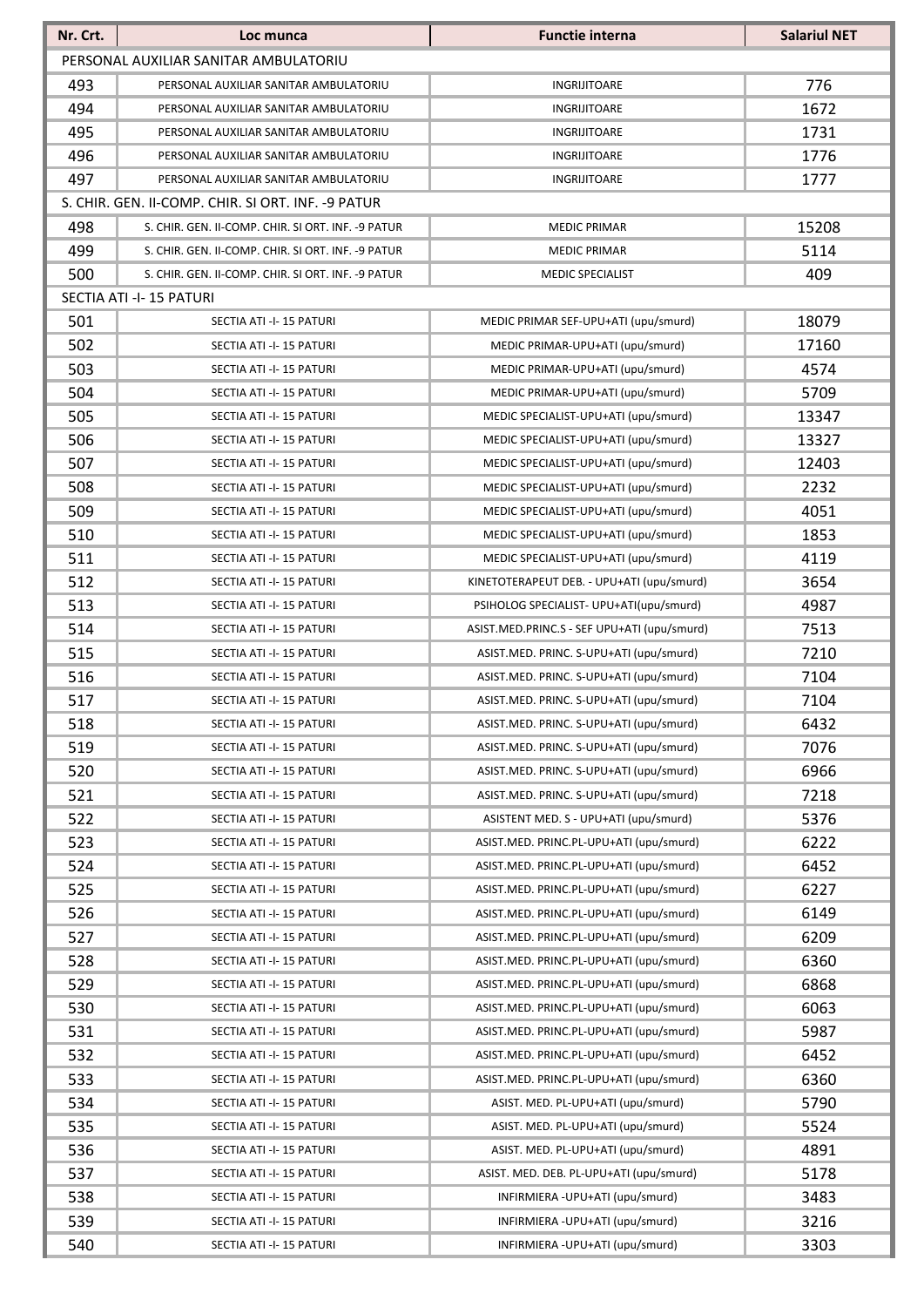| Nr. Crt. | Loc munca | Functie interna | Salariul NET |
|---|---|---|---|
| PERSONAL AUXILIAR SANITAR AMBULATORIU | | | |
| 493 | PERSONAL AUXILIAR SANITAR AMBULATORIU | INGRIJITOARE | 776 |
| 494 | PERSONAL AUXILIAR SANITAR AMBULATORIU | INGRIJITOARE | 1672 |
| 495 | PERSONAL AUXILIAR SANITAR AMBULATORIU | INGRIJITOARE | 1731 |
| 496 | PERSONAL AUXILIAR SANITAR AMBULATORIU | INGRIJITOARE | 1776 |
| 497 | PERSONAL AUXILIAR SANITAR AMBULATORIU | INGRIJITOARE | 1777 |
| S. CHIR. GEN. II-COMP. CHIR. SI ORT. INF. -9 PATUR | | | |
| 498 | S. CHIR. GEN. II-COMP. CHIR. SI ORT. INF. -9 PATUR | MEDIC PRIMAR | 15208 |
| 499 | S. CHIR. GEN. II-COMP. CHIR. SI ORT. INF. -9 PATUR | MEDIC PRIMAR | 5114 |
| 500 | S. CHIR. GEN. II-COMP. CHIR. SI ORT. INF. -9 PATUR | MEDIC SPECIALIST | 409 |
| SECTIA ATI -I- 15 PATURI | | | |
| 501 | SECTIA ATI -I- 15 PATURI | MEDIC PRIMAR SEF-UPU+ATI (upu/smurd) | 18079 |
| 502 | SECTIA ATI -I- 15 PATURI | MEDIC PRIMAR-UPU+ATI (upu/smurd) | 17160 |
| 503 | SECTIA ATI -I- 15 PATURI | MEDIC PRIMAR-UPU+ATI (upu/smurd) | 4574 |
| 504 | SECTIA ATI -I- 15 PATURI | MEDIC PRIMAR-UPU+ATI (upu/smurd) | 5709 |
| 505 | SECTIA ATI -I- 15 PATURI | MEDIC SPECIALIST-UPU+ATI (upu/smurd) | 13347 |
| 506 | SECTIA ATI -I- 15 PATURI | MEDIC SPECIALIST-UPU+ATI (upu/smurd) | 13327 |
| 507 | SECTIA ATI -I- 15 PATURI | MEDIC SPECIALIST-UPU+ATI (upu/smurd) | 12403 |
| 508 | SECTIA ATI -I- 15 PATURI | MEDIC SPECIALIST-UPU+ATI (upu/smurd) | 2232 |
| 509 | SECTIA ATI -I- 15 PATURI | MEDIC SPECIALIST-UPU+ATI (upu/smurd) | 4051 |
| 510 | SECTIA ATI -I- 15 PATURI | MEDIC SPECIALIST-UPU+ATI (upu/smurd) | 1853 |
| 511 | SECTIA ATI -I- 15 PATURI | MEDIC SPECIALIST-UPU+ATI (upu/smurd) | 4119 |
| 512 | SECTIA ATI -I- 15 PATURI | KINETOTERAPEUT DEB. - UPU+ATI (upu/smurd) | 3654 |
| 513 | SECTIA ATI -I- 15 PATURI | PSIHOLOG SPECIALIST- UPU+ATI(upu/smurd) | 4987 |
| 514 | SECTIA ATI -I- 15 PATURI | ASIST.MED.PRINC.S - SEF UPU+ATI (upu/smurd) | 7513 |
| 515 | SECTIA ATI -I- 15 PATURI | ASIST.MED. PRINC. S-UPU+ATI (upu/smurd) | 7210 |
| 516 | SECTIA ATI -I- 15 PATURI | ASIST.MED. PRINC. S-UPU+ATI (upu/smurd) | 7104 |
| 517 | SECTIA ATI -I- 15 PATURI | ASIST.MED. PRINC. S-UPU+ATI (upu/smurd) | 7104 |
| 518 | SECTIA ATI -I- 15 PATURI | ASIST.MED. PRINC. S-UPU+ATI (upu/smurd) | 6432 |
| 519 | SECTIA ATI -I- 15 PATURI | ASIST.MED. PRINC. S-UPU+ATI (upu/smurd) | 7076 |
| 520 | SECTIA ATI -I- 15 PATURI | ASIST.MED. PRINC. S-UPU+ATI (upu/smurd) | 6966 |
| 521 | SECTIA ATI -I- 15 PATURI | ASIST.MED. PRINC. S-UPU+ATI (upu/smurd) | 7218 |
| 522 | SECTIA ATI -I- 15 PATURI | ASISTENT MED. S - UPU+ATI (upu/smurd) | 5376 |
| 523 | SECTIA ATI -I- 15 PATURI | ASIST.MED. PRINC.PL-UPU+ATI (upu/smurd) | 6222 |
| 524 | SECTIA ATI -I- 15 PATURI | ASIST.MED. PRINC.PL-UPU+ATI (upu/smurd) | 6452 |
| 525 | SECTIA ATI -I- 15 PATURI | ASIST.MED. PRINC.PL-UPU+ATI (upu/smurd) | 6227 |
| 526 | SECTIA ATI -I- 15 PATURI | ASIST.MED. PRINC.PL-UPU+ATI (upu/smurd) | 6149 |
| 527 | SECTIA ATI -I- 15 PATURI | ASIST.MED. PRINC.PL-UPU+ATI (upu/smurd) | 6209 |
| 528 | SECTIA ATI -I- 15 PATURI | ASIST.MED. PRINC.PL-UPU+ATI (upu/smurd) | 6360 |
| 529 | SECTIA ATI -I- 15 PATURI | ASIST.MED. PRINC.PL-UPU+ATI (upu/smurd) | 6868 |
| 530 | SECTIA ATI -I- 15 PATURI | ASIST.MED. PRINC.PL-UPU+ATI (upu/smurd) | 6063 |
| 531 | SECTIA ATI -I- 15 PATURI | ASIST.MED. PRINC.PL-UPU+ATI (upu/smurd) | 5987 |
| 532 | SECTIA ATI -I- 15 PATURI | ASIST.MED. PRINC.PL-UPU+ATI (upu/smurd) | 6452 |
| 533 | SECTIA ATI -I- 15 PATURI | ASIST.MED. PRINC.PL-UPU+ATI (upu/smurd) | 6360 |
| 534 | SECTIA ATI -I- 15 PATURI | ASIST. MED. PL-UPU+ATI (upu/smurd) | 5790 |
| 535 | SECTIA ATI -I- 15 PATURI | ASIST. MED. PL-UPU+ATI (upu/smurd) | 5524 |
| 536 | SECTIA ATI -I- 15 PATURI | ASIST. MED. PL-UPU+ATI (upu/smurd) | 4891 |
| 537 | SECTIA ATI -I- 15 PATURI | ASIST. MED. DEB. PL-UPU+ATI (upu/smurd) | 5178 |
| 538 | SECTIA ATI -I- 15 PATURI | INFIRMIERA -UPU+ATI (upu/smurd) | 3483 |
| 539 | SECTIA ATI -I- 15 PATURI | INFIRMIERA -UPU+ATI (upu/smurd) | 3216 |
| 540 | SECTIA ATI -I- 15 PATURI | INFIRMIERA -UPU+ATI (upu/smurd) | 3303 |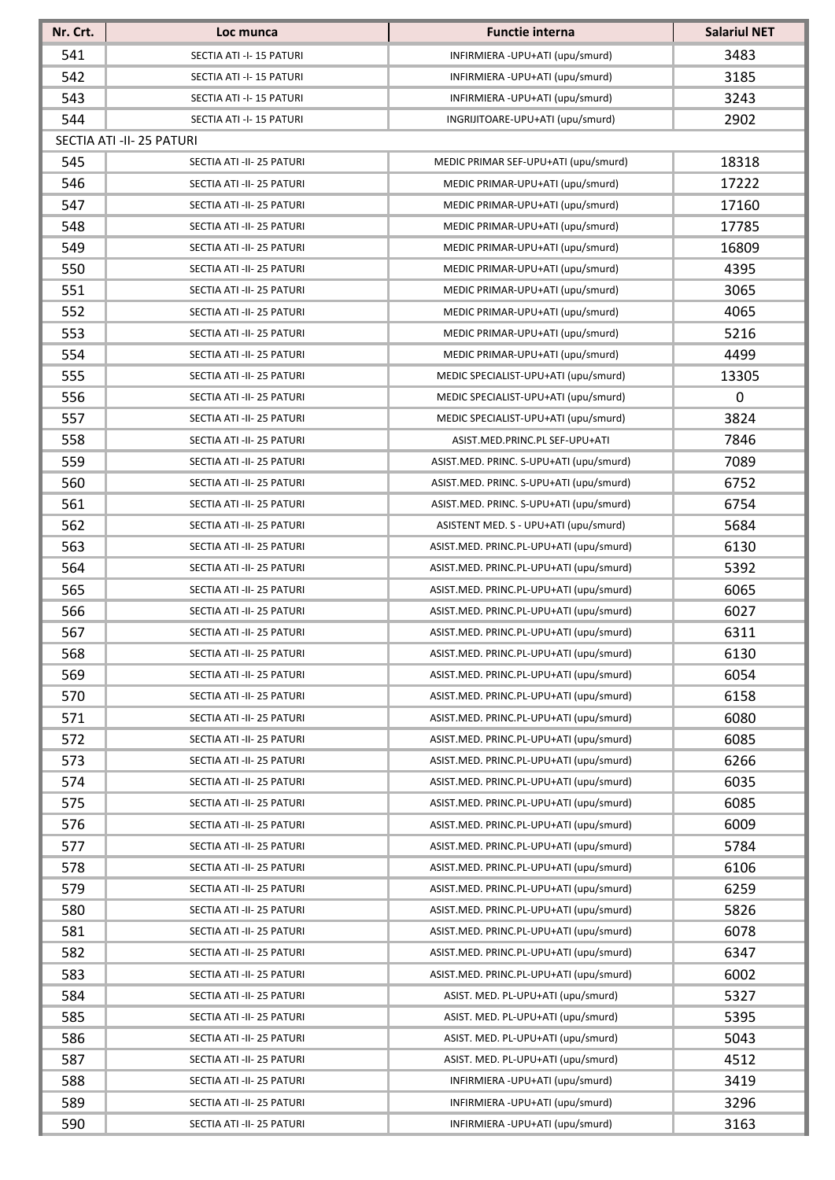| Nr. Crt. | Loc munca | Functie interna | Salariul NET |
|---|---|---|---|
| 541 | SECTIA ATI -I- 15 PATURI | INFIRMIERA -UPU+ATI (upu/smurd) | 3483 |
| 542 | SECTIA ATI -I- 15 PATURI | INFIRMIERA -UPU+ATI (upu/smurd) | 3185 |
| 543 | SECTIA ATI -I- 15 PATURI | INFIRMIERA -UPU+ATI (upu/smurd) | 3243 |
| 544 | SECTIA ATI -I- 15 PATURI | INGRIJITOARE-UPU+ATI (upu/smurd) | 2902 |
| SECTIA ATI -II- 25 PATURI | | | |
| 545 | SECTIA ATI -II- 25 PATURI | MEDIC PRIMAR SEF-UPU+ATI (upu/smurd) | 18318 |
| 546 | SECTIA ATI -II- 25 PATURI | MEDIC PRIMAR-UPU+ATI (upu/smurd) | 17222 |
| 547 | SECTIA ATI -II- 25 PATURI | MEDIC PRIMAR-UPU+ATI (upu/smurd) | 17160 |
| 548 | SECTIA ATI -II- 25 PATURI | MEDIC PRIMAR-UPU+ATI (upu/smurd) | 17785 |
| 549 | SECTIA ATI -II- 25 PATURI | MEDIC PRIMAR-UPU+ATI (upu/smurd) | 16809 |
| 550 | SECTIA ATI -II- 25 PATURI | MEDIC PRIMAR-UPU+ATI (upu/smurd) | 4395 |
| 551 | SECTIA ATI -II- 25 PATURI | MEDIC PRIMAR-UPU+ATI (upu/smurd) | 3065 |
| 552 | SECTIA ATI -II- 25 PATURI | MEDIC PRIMAR-UPU+ATI (upu/smurd) | 4065 |
| 553 | SECTIA ATI -II- 25 PATURI | MEDIC PRIMAR-UPU+ATI (upu/smurd) | 5216 |
| 554 | SECTIA ATI -II- 25 PATURI | MEDIC PRIMAR-UPU+ATI (upu/smurd) | 4499 |
| 555 | SECTIA ATI -II- 25 PATURI | MEDIC SPECIALIST-UPU+ATI (upu/smurd) | 13305 |
| 556 | SECTIA ATI -II- 25 PATURI | MEDIC SPECIALIST-UPU+ATI (upu/smurd) | 0 |
| 557 | SECTIA ATI -II- 25 PATURI | MEDIC SPECIALIST-UPU+ATI (upu/smurd) | 3824 |
| 558 | SECTIA ATI -II- 25 PATURI | ASIST.MED.PRINC.PL SEF-UPU+ATI | 7846 |
| 559 | SECTIA ATI -II- 25 PATURI | ASIST.MED. PRINC. S-UPU+ATI (upu/smurd) | 7089 |
| 560 | SECTIA ATI -II- 25 PATURI | ASIST.MED. PRINC. S-UPU+ATI (upu/smurd) | 6752 |
| 561 | SECTIA ATI -II- 25 PATURI | ASIST.MED. PRINC. S-UPU+ATI (upu/smurd) | 6754 |
| 562 | SECTIA ATI -II- 25 PATURI | ASISTENT MED. S - UPU+ATI (upu/smurd) | 5684 |
| 563 | SECTIA ATI -II- 25 PATURI | ASIST.MED. PRINC.PL-UPU+ATI (upu/smurd) | 6130 |
| 564 | SECTIA ATI -II- 25 PATURI | ASIST.MED. PRINC.PL-UPU+ATI (upu/smurd) | 5392 |
| 565 | SECTIA ATI -II- 25 PATURI | ASIST.MED. PRINC.PL-UPU+ATI (upu/smurd) | 6065 |
| 566 | SECTIA ATI -II- 25 PATURI | ASIST.MED. PRINC.PL-UPU+ATI (upu/smurd) | 6027 |
| 567 | SECTIA ATI -II- 25 PATURI | ASIST.MED. PRINC.PL-UPU+ATI (upu/smurd) | 6311 |
| 568 | SECTIA ATI -II- 25 PATURI | ASIST.MED. PRINC.PL-UPU+ATI (upu/smurd) | 6130 |
| 569 | SECTIA ATI -II- 25 PATURI | ASIST.MED. PRINC.PL-UPU+ATI (upu/smurd) | 6054 |
| 570 | SECTIA ATI -II- 25 PATURI | ASIST.MED. PRINC.PL-UPU+ATI (upu/smurd) | 6158 |
| 571 | SECTIA ATI -II- 25 PATURI | ASIST.MED. PRINC.PL-UPU+ATI (upu/smurd) | 6080 |
| 572 | SECTIA ATI -II- 25 PATURI | ASIST.MED. PRINC.PL-UPU+ATI (upu/smurd) | 6085 |
| 573 | SECTIA ATI -II- 25 PATURI | ASIST.MED. PRINC.PL-UPU+ATI (upu/smurd) | 6266 |
| 574 | SECTIA ATI -II- 25 PATURI | ASIST.MED. PRINC.PL-UPU+ATI (upu/smurd) | 6035 |
| 575 | SECTIA ATI -II- 25 PATURI | ASIST.MED. PRINC.PL-UPU+ATI (upu/smurd) | 6085 |
| 576 | SECTIA ATI -II- 25 PATURI | ASIST.MED. PRINC.PL-UPU+ATI (upu/smurd) | 6009 |
| 577 | SECTIA ATI -II- 25 PATURI | ASIST.MED. PRINC.PL-UPU+ATI (upu/smurd) | 5784 |
| 578 | SECTIA ATI -II- 25 PATURI | ASIST.MED. PRINC.PL-UPU+ATI (upu/smurd) | 6106 |
| 579 | SECTIA ATI -II- 25 PATURI | ASIST.MED. PRINC.PL-UPU+ATI (upu/smurd) | 6259 |
| 580 | SECTIA ATI -II- 25 PATURI | ASIST.MED. PRINC.PL-UPU+ATI (upu/smurd) | 5826 |
| 581 | SECTIA ATI -II- 25 PATURI | ASIST.MED. PRINC.PL-UPU+ATI (upu/smurd) | 6078 |
| 582 | SECTIA ATI -II- 25 PATURI | ASIST.MED. PRINC.PL-UPU+ATI (upu/smurd) | 6347 |
| 583 | SECTIA ATI -II- 25 PATURI | ASIST.MED. PRINC.PL-UPU+ATI (upu/smurd) | 6002 |
| 584 | SECTIA ATI -II- 25 PATURI | ASIST. MED. PL-UPU+ATI (upu/smurd) | 5327 |
| 585 | SECTIA ATI -II- 25 PATURI | ASIST. MED. PL-UPU+ATI (upu/smurd) | 5395 |
| 586 | SECTIA ATI -II- 25 PATURI | ASIST. MED. PL-UPU+ATI (upu/smurd) | 5043 |
| 587 | SECTIA ATI -II- 25 PATURI | ASIST. MED. PL-UPU+ATI (upu/smurd) | 4512 |
| 588 | SECTIA ATI -II- 25 PATURI | INFIRMIERA -UPU+ATI (upu/smurd) | 3419 |
| 589 | SECTIA ATI -II- 25 PATURI | INFIRMIERA -UPU+ATI (upu/smurd) | 3296 |
| 590 | SECTIA ATI -II- 25 PATURI | INFIRMIERA -UPU+ATI (upu/smurd) | 3163 |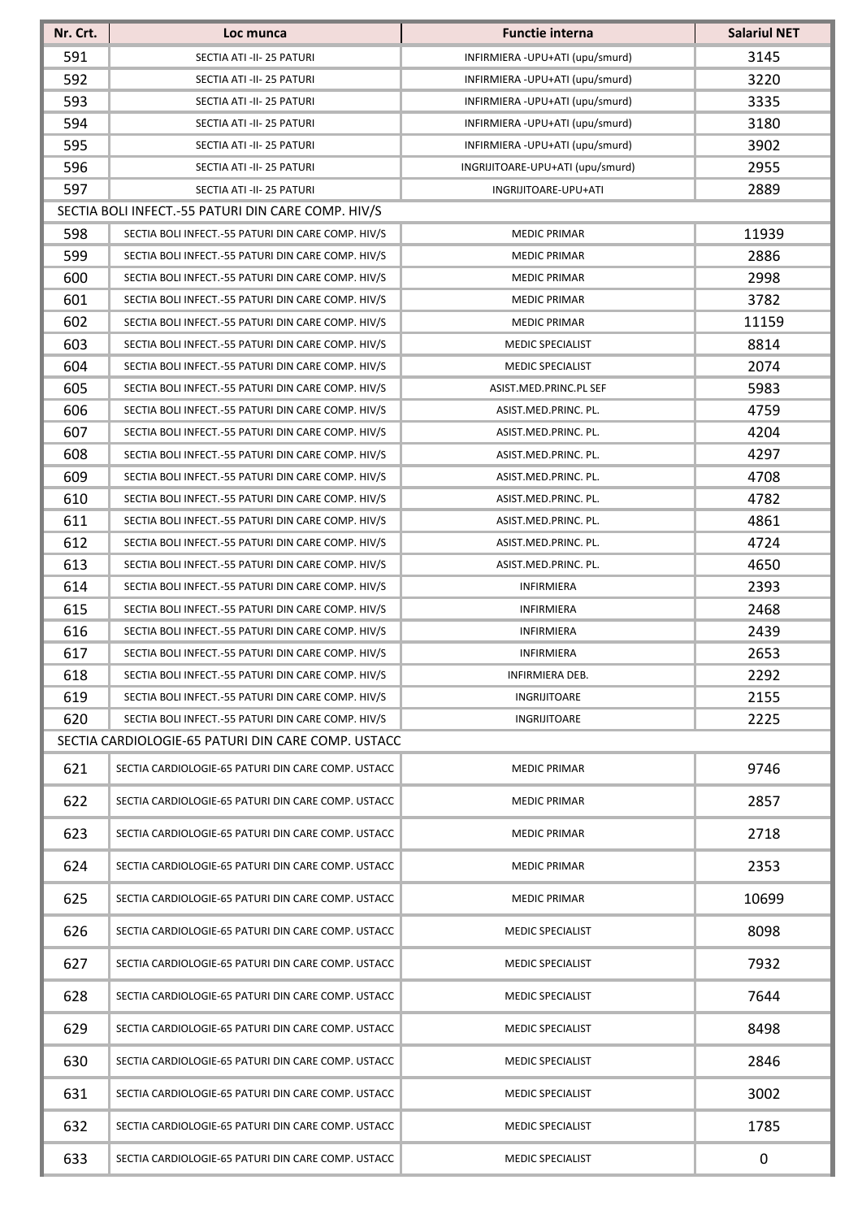| Nr. Crt. | Loc munca | Functie interna | Salariul NET |
|---|---|---|---|
| 591 | SECTIA ATI -II- 25 PATURI | INFIRMIERA -UPU+ATI (upu/smurd) | 3145 |
| 592 | SECTIA ATI -II- 25 PATURI | INFIRMIERA -UPU+ATI (upu/smurd) | 3220 |
| 593 | SECTIA ATI -II- 25 PATURI | INFIRMIERA -UPU+ATI (upu/smurd) | 3335 |
| 594 | SECTIA ATI -II- 25 PATURI | INFIRMIERA -UPU+ATI (upu/smurd) | 3180 |
| 595 | SECTIA ATI -II- 25 PATURI | INFIRMIERA -UPU+ATI (upu/smurd) | 3902 |
| 596 | SECTIA ATI -II- 25 PATURI | INGRIJITOARE-UPU+ATI (upu/smurd) | 2955 |
| 597 | SECTIA ATI -II- 25 PATURI | INGRIJITOARE-UPU+ATI | 2889 |
| SECTIA BOLI INFECT.-55 PATURI DIN CARE COMP. HIV/S | | | |
| 598 | SECTIA BOLI INFECT.-55 PATURI DIN CARE COMP. HIV/S | MEDIC PRIMAR | 11939 |
| 599 | SECTIA BOLI INFECT.-55 PATURI DIN CARE COMP. HIV/S | MEDIC PRIMAR | 2886 |
| 600 | SECTIA BOLI INFECT.-55 PATURI DIN CARE COMP. HIV/S | MEDIC PRIMAR | 2998 |
| 601 | SECTIA BOLI INFECT.-55 PATURI DIN CARE COMP. HIV/S | MEDIC PRIMAR | 3782 |
| 602 | SECTIA BOLI INFECT.-55 PATURI DIN CARE COMP. HIV/S | MEDIC PRIMAR | 11159 |
| 603 | SECTIA BOLI INFECT.-55 PATURI DIN CARE COMP. HIV/S | MEDIC SPECIALIST | 8814 |
| 604 | SECTIA BOLI INFECT.-55 PATURI DIN CARE COMP. HIV/S | MEDIC SPECIALIST | 2074 |
| 605 | SECTIA BOLI INFECT.-55 PATURI DIN CARE COMP. HIV/S | ASIST.MED.PRINC.PL SEF | 5983 |
| 606 | SECTIA BOLI INFECT.-55 PATURI DIN CARE COMP. HIV/S | ASIST.MED.PRINC. PL. | 4759 |
| 607 | SECTIA BOLI INFECT.-55 PATURI DIN CARE COMP. HIV/S | ASIST.MED.PRINC. PL. | 4204 |
| 608 | SECTIA BOLI INFECT.-55 PATURI DIN CARE COMP. HIV/S | ASIST.MED.PRINC. PL. | 4297 |
| 609 | SECTIA BOLI INFECT.-55 PATURI DIN CARE COMP. HIV/S | ASIST.MED.PRINC. PL. | 4708 |
| 610 | SECTIA BOLI INFECT.-55 PATURI DIN CARE COMP. HIV/S | ASIST.MED.PRINC. PL. | 4782 |
| 611 | SECTIA BOLI INFECT.-55 PATURI DIN CARE COMP. HIV/S | ASIST.MED.PRINC. PL. | 4861 |
| 612 | SECTIA BOLI INFECT.-55 PATURI DIN CARE COMP. HIV/S | ASIST.MED.PRINC. PL. | 4724 |
| 613 | SECTIA BOLI INFECT.-55 PATURI DIN CARE COMP. HIV/S | ASIST.MED.PRINC. PL. | 4650 |
| 614 | SECTIA BOLI INFECT.-55 PATURI DIN CARE COMP. HIV/S | INFIRMIERA | 2393 |
| 615 | SECTIA BOLI INFECT.-55 PATURI DIN CARE COMP. HIV/S | INFIRMIERA | 2468 |
| 616 | SECTIA BOLI INFECT.-55 PATURI DIN CARE COMP. HIV/S | INFIRMIERA | 2439 |
| 617 | SECTIA BOLI INFECT.-55 PATURI DIN CARE COMP. HIV/S | INFIRMIERA | 2653 |
| 618 | SECTIA BOLI INFECT.-55 PATURI DIN CARE COMP. HIV/S | INFIRMIERA DEB. | 2292 |
| 619 | SECTIA BOLI INFECT.-55 PATURI DIN CARE COMP. HIV/S | INGRIJITOARE | 2155 |
| 620 | SECTIA BOLI INFECT.-55 PATURI DIN CARE COMP. HIV/S | INGRIJITOARE | 2225 |
| SECTIA CARDIOLOGIE-65 PATURI DIN CARE COMP. USTACC | | | |
| 621 | SECTIA CARDIOLOGIE-65 PATURI DIN CARE COMP. USTACC | MEDIC PRIMAR | 9746 |
| 622 | SECTIA CARDIOLOGIE-65 PATURI DIN CARE COMP. USTACC | MEDIC PRIMAR | 2857 |
| 623 | SECTIA CARDIOLOGIE-65 PATURI DIN CARE COMP. USTACC | MEDIC PRIMAR | 2718 |
| 624 | SECTIA CARDIOLOGIE-65 PATURI DIN CARE COMP. USTACC | MEDIC PRIMAR | 2353 |
| 625 | SECTIA CARDIOLOGIE-65 PATURI DIN CARE COMP. USTACC | MEDIC PRIMAR | 10699 |
| 626 | SECTIA CARDIOLOGIE-65 PATURI DIN CARE COMP. USTACC | MEDIC SPECIALIST | 8098 |
| 627 | SECTIA CARDIOLOGIE-65 PATURI DIN CARE COMP. USTACC | MEDIC SPECIALIST | 7932 |
| 628 | SECTIA CARDIOLOGIE-65 PATURI DIN CARE COMP. USTACC | MEDIC SPECIALIST | 7644 |
| 629 | SECTIA CARDIOLOGIE-65 PATURI DIN CARE COMP. USTACC | MEDIC SPECIALIST | 8498 |
| 630 | SECTIA CARDIOLOGIE-65 PATURI DIN CARE COMP. USTACC | MEDIC SPECIALIST | 2846 |
| 631 | SECTIA CARDIOLOGIE-65 PATURI DIN CARE COMP. USTACC | MEDIC SPECIALIST | 3002 |
| 632 | SECTIA CARDIOLOGIE-65 PATURI DIN CARE COMP. USTACC | MEDIC SPECIALIST | 1785 |
| 633 | SECTIA CARDIOLOGIE-65 PATURI DIN CARE COMP. USTACC | MEDIC SPECIALIST | 0 |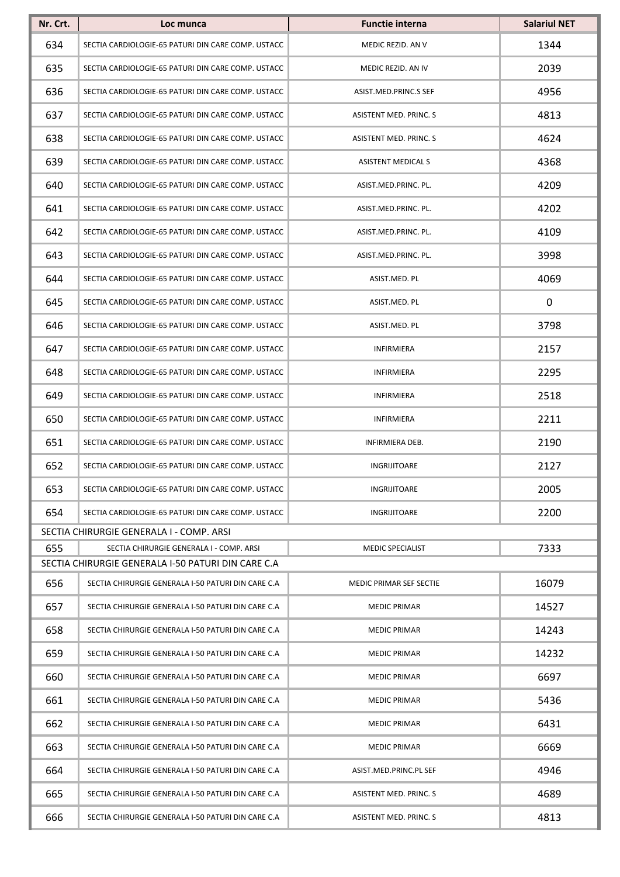| Nr. Crt. | Loc munca | Functie interna | Salariul NET |
|---|---|---|---|
| 634 | SECTIA CARDIOLOGIE-65 PATURI DIN CARE COMP. USTACC | MEDIC REZID. AN V | 1344 |
| 635 | SECTIA CARDIOLOGIE-65 PATURI DIN CARE COMP. USTACC | MEDIC REZID. AN IV | 2039 |
| 636 | SECTIA CARDIOLOGIE-65 PATURI DIN CARE COMP. USTACC | ASIST.MED.PRINC.S SEF | 4956 |
| 637 | SECTIA CARDIOLOGIE-65 PATURI DIN CARE COMP. USTACC | ASISTENT MED. PRINC. S | 4813 |
| 638 | SECTIA CARDIOLOGIE-65 PATURI DIN CARE COMP. USTACC | ASISTENT MED. PRINC. S | 4624 |
| 639 | SECTIA CARDIOLOGIE-65 PATURI DIN CARE COMP. USTACC | ASISTENT MEDICAL S | 4368 |
| 640 | SECTIA CARDIOLOGIE-65 PATURI DIN CARE COMP. USTACC | ASIST.MED.PRINC. PL. | 4209 |
| 641 | SECTIA CARDIOLOGIE-65 PATURI DIN CARE COMP. USTACC | ASIST.MED.PRINC. PL. | 4202 |
| 642 | SECTIA CARDIOLOGIE-65 PATURI DIN CARE COMP. USTACC | ASIST.MED.PRINC. PL. | 4109 |
| 643 | SECTIA CARDIOLOGIE-65 PATURI DIN CARE COMP. USTACC | ASIST.MED.PRINC. PL. | 3998 |
| 644 | SECTIA CARDIOLOGIE-65 PATURI DIN CARE COMP. USTACC | ASIST.MED. PL | 4069 |
| 645 | SECTIA CARDIOLOGIE-65 PATURI DIN CARE COMP. USTACC | ASIST.MED. PL | 0 |
| 646 | SECTIA CARDIOLOGIE-65 PATURI DIN CARE COMP. USTACC | ASIST.MED. PL | 3798 |
| 647 | SECTIA CARDIOLOGIE-65 PATURI DIN CARE COMP. USTACC | INFIRMIERA | 2157 |
| 648 | SECTIA CARDIOLOGIE-65 PATURI DIN CARE COMP. USTACC | INFIRMIERA | 2295 |
| 649 | SECTIA CARDIOLOGIE-65 PATURI DIN CARE COMP. USTACC | INFIRMIERA | 2518 |
| 650 | SECTIA CARDIOLOGIE-65 PATURI DIN CARE COMP. USTACC | INFIRMIERA | 2211 |
| 651 | SECTIA CARDIOLOGIE-65 PATURI DIN CARE COMP. USTACC | INFIRMIERA DEB. | 2190 |
| 652 | SECTIA CARDIOLOGIE-65 PATURI DIN CARE COMP. USTACC | INGRIJITOARE | 2127 |
| 653 | SECTIA CARDIOLOGIE-65 PATURI DIN CARE COMP. USTACC | INGRIJITOARE | 2005 |
| 654 | SECTIA CARDIOLOGIE-65 PATURI DIN CARE COMP. USTACC | INGRIJITOARE | 2200 |
| SECTIA CHIRURGIE GENERALA I - COMP. ARSI | | | |
| 655 | SECTIA CHIRURGIE GENERALA I - COMP. ARSI | MEDIC SPECIALIST | 7333 |
| SECTIA CHIRURGIE GENERALA I-50 PATURI DIN CARE C.A | | | |
| 656 | SECTIA CHIRURGIE GENERALA I-50 PATURI DIN CARE C.A | MEDIC PRIMAR SEF SECTIE | 16079 |
| 657 | SECTIA CHIRURGIE GENERALA I-50 PATURI DIN CARE C.A | MEDIC PRIMAR | 14527 |
| 658 | SECTIA CHIRURGIE GENERALA I-50 PATURI DIN CARE C.A | MEDIC PRIMAR | 14243 |
| 659 | SECTIA CHIRURGIE GENERALA I-50 PATURI DIN CARE C.A | MEDIC PRIMAR | 14232 |
| 660 | SECTIA CHIRURGIE GENERALA I-50 PATURI DIN CARE C.A | MEDIC PRIMAR | 6697 |
| 661 | SECTIA CHIRURGIE GENERALA I-50 PATURI DIN CARE C.A | MEDIC PRIMAR | 5436 |
| 662 | SECTIA CHIRURGIE GENERALA I-50 PATURI DIN CARE C.A | MEDIC PRIMAR | 6431 |
| 663 | SECTIA CHIRURGIE GENERALA I-50 PATURI DIN CARE C.A | MEDIC PRIMAR | 6669 |
| 664 | SECTIA CHIRURGIE GENERALA I-50 PATURI DIN CARE C.A | ASIST.MED.PRINC.PL SEF | 4946 |
| 665 | SECTIA CHIRURGIE GENERALA I-50 PATURI DIN CARE C.A | ASISTENT MED. PRINC. S | 4689 |
| 666 | SECTIA CHIRURGIE GENERALA I-50 PATURI DIN CARE C.A | ASISTENT MED. PRINC. S | 4813 |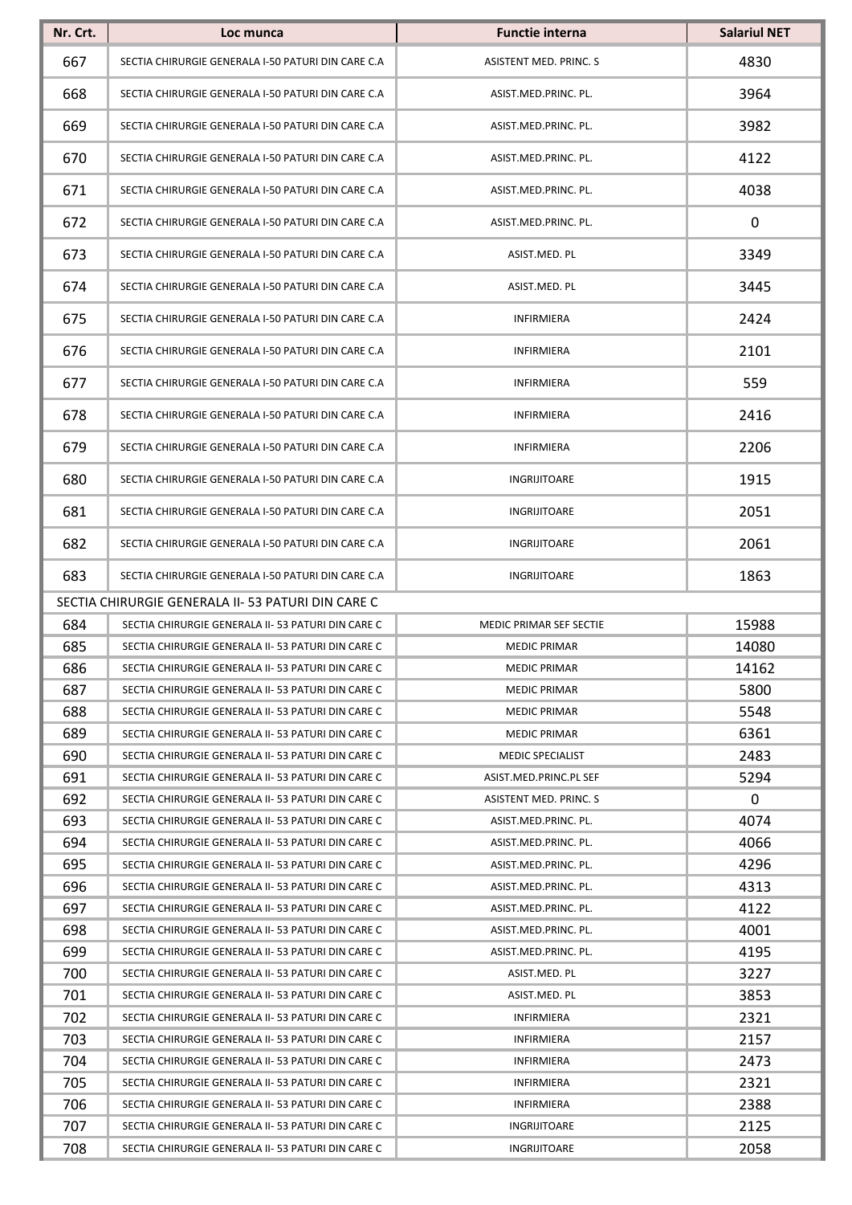| Nr. Crt. | Loc munca | Functie interna | Salariul NET |
|---|---|---|---|
| 667 | SECTIA CHIRURGIE GENERALA I-50 PATURI DIN CARE C.A | ASISTENT MED. PRINC. S | 4830 |
| 668 | SECTIA CHIRURGIE GENERALA I-50 PATURI DIN CARE C.A | ASIST.MED.PRINC. PL. | 3964 |
| 669 | SECTIA CHIRURGIE GENERALA I-50 PATURI DIN CARE C.A | ASIST.MED.PRINC. PL. | 3982 |
| 670 | SECTIA CHIRURGIE GENERALA I-50 PATURI DIN CARE C.A | ASIST.MED.PRINC. PL. | 4122 |
| 671 | SECTIA CHIRURGIE GENERALA I-50 PATURI DIN CARE C.A | ASIST.MED.PRINC. PL. | 4038 |
| 672 | SECTIA CHIRURGIE GENERALA I-50 PATURI DIN CARE C.A | ASIST.MED.PRINC. PL. | 0 |
| 673 | SECTIA CHIRURGIE GENERALA I-50 PATURI DIN CARE C.A | ASIST.MED. PL | 3349 |
| 674 | SECTIA CHIRURGIE GENERALA I-50 PATURI DIN CARE C.A | ASIST.MED. PL | 3445 |
| 675 | SECTIA CHIRURGIE GENERALA I-50 PATURI DIN CARE C.A | INFIRMIERA | 2424 |
| 676 | SECTIA CHIRURGIE GENERALA I-50 PATURI DIN CARE C.A | INFIRMIERA | 2101 |
| 677 | SECTIA CHIRURGIE GENERALA I-50 PATURI DIN CARE C.A | INFIRMIERA | 559 |
| 678 | SECTIA CHIRURGIE GENERALA I-50 PATURI DIN CARE C.A | INFIRMIERA | 2416 |
| 679 | SECTIA CHIRURGIE GENERALA I-50 PATURI DIN CARE C.A | INFIRMIERA | 2206 |
| 680 | SECTIA CHIRURGIE GENERALA I-50 PATURI DIN CARE C.A | INGRIJITOARE | 1915 |
| 681 | SECTIA CHIRURGIE GENERALA I-50 PATURI DIN CARE C.A | INGRIJITOARE | 2051 |
| 682 | SECTIA CHIRURGIE GENERALA I-50 PATURI DIN CARE C.A | INGRIJITOARE | 2061 |
| 683 | SECTIA CHIRURGIE GENERALA I-50 PATURI DIN CARE C.A | INGRIJITOARE | 1863 |
| SECTIA CHIRURGIE GENERALA II- 53 PATURI DIN CARE C | | | |
| 684 | SECTIA CHIRURGIE GENERALA II- 53 PATURI DIN CARE C | MEDIC PRIMAR SEF SECTIE | 15988 |
| 685 | SECTIA CHIRURGIE GENERALA II- 53 PATURI DIN CARE C | MEDIC PRIMAR | 14080 |
| 686 | SECTIA CHIRURGIE GENERALA II- 53 PATURI DIN CARE C | MEDIC PRIMAR | 14162 |
| 687 | SECTIA CHIRURGIE GENERALA II- 53 PATURI DIN CARE C | MEDIC PRIMAR | 5800 |
| 688 | SECTIA CHIRURGIE GENERALA II- 53 PATURI DIN CARE C | MEDIC PRIMAR | 5548 |
| 689 | SECTIA CHIRURGIE GENERALA II- 53 PATURI DIN CARE C | MEDIC PRIMAR | 6361 |
| 690 | SECTIA CHIRURGIE GENERALA II- 53 PATURI DIN CARE C | MEDIC SPECIALIST | 2483 |
| 691 | SECTIA CHIRURGIE GENERALA II- 53 PATURI DIN CARE C | ASIST.MED.PRINC.PL SEF | 5294 |
| 692 | SECTIA CHIRURGIE GENERALA II- 53 PATURI DIN CARE C | ASISTENT MED. PRINC. S | 0 |
| 693 | SECTIA CHIRURGIE GENERALA II- 53 PATURI DIN CARE C | ASIST.MED.PRINC. PL. | 4074 |
| 694 | SECTIA CHIRURGIE GENERALA II- 53 PATURI DIN CARE C | ASIST.MED.PRINC. PL. | 4066 |
| 695 | SECTIA CHIRURGIE GENERALA II- 53 PATURI DIN CARE C | ASIST.MED.PRINC. PL. | 4296 |
| 696 | SECTIA CHIRURGIE GENERALA II- 53 PATURI DIN CARE C | ASIST.MED.PRINC. PL. | 4313 |
| 697 | SECTIA CHIRURGIE GENERALA II- 53 PATURI DIN CARE C | ASIST.MED.PRINC. PL. | 4122 |
| 698 | SECTIA CHIRURGIE GENERALA II- 53 PATURI DIN CARE C | ASIST.MED.PRINC. PL. | 4001 |
| 699 | SECTIA CHIRURGIE GENERALA II- 53 PATURI DIN CARE C | ASIST.MED.PRINC. PL. | 4195 |
| 700 | SECTIA CHIRURGIE GENERALA II- 53 PATURI DIN CARE C | ASIST.MED. PL | 3227 |
| 701 | SECTIA CHIRURGIE GENERALA II- 53 PATURI DIN CARE C | ASIST.MED. PL | 3853 |
| 702 | SECTIA CHIRURGIE GENERALA II- 53 PATURI DIN CARE C | INFIRMIERA | 2321 |
| 703 | SECTIA CHIRURGIE GENERALA II- 53 PATURI DIN CARE C | INFIRMIERA | 2157 |
| 704 | SECTIA CHIRURGIE GENERALA II- 53 PATURI DIN CARE C | INFIRMIERA | 2473 |
| 705 | SECTIA CHIRURGIE GENERALA II- 53 PATURI DIN CARE C | INFIRMIERA | 2321 |
| 706 | SECTIA CHIRURGIE GENERALA II- 53 PATURI DIN CARE C | INFIRMIERA | 2388 |
| 707 | SECTIA CHIRURGIE GENERALA II- 53 PATURI DIN CARE C | INGRIJITOARE | 2125 |
| 708 | SECTIA CHIRURGIE GENERALA II- 53 PATURI DIN CARE C | INGRIJITOARE | 2058 |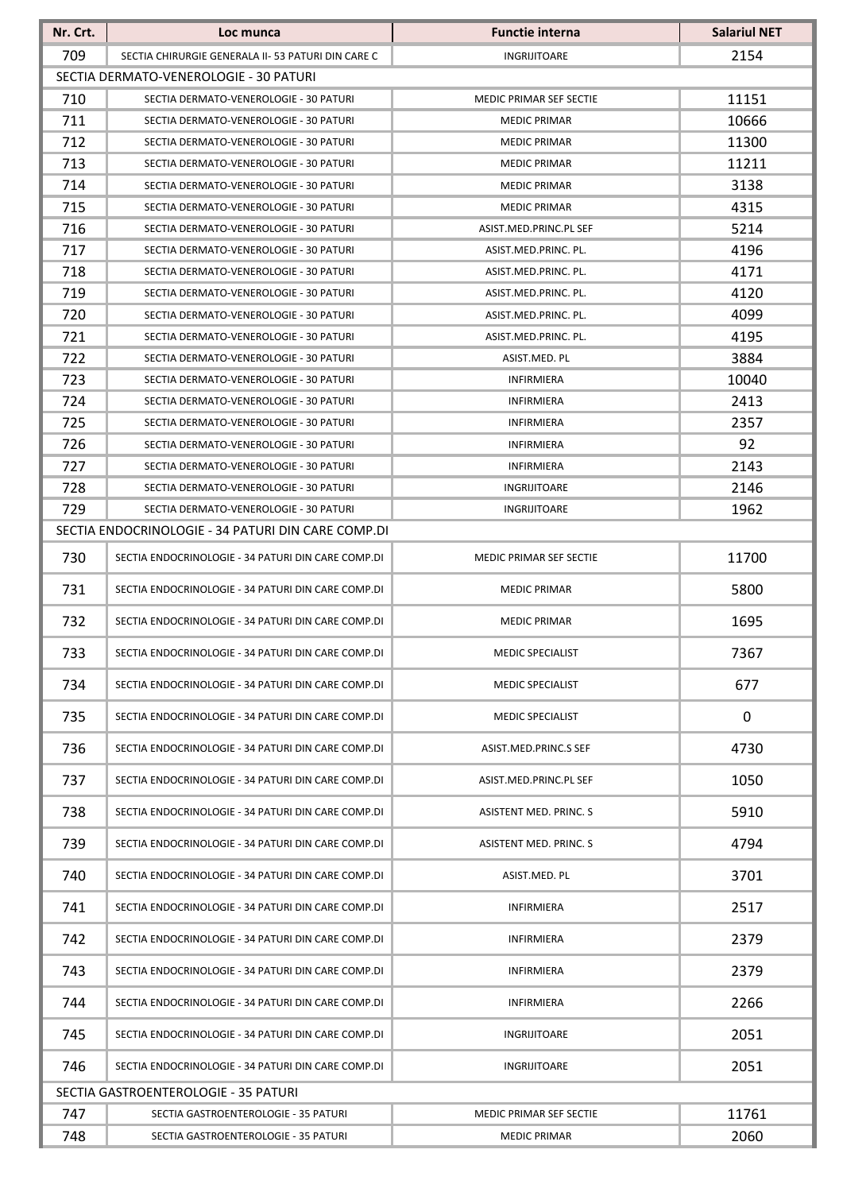| Nr. Crt. | Loc munca | Functie interna | Salariul NET |
|---|---|---|---|
| 709 | SECTIA CHIRURGIE GENERALA II- 53 PATURI DIN CARE C | INGRIJITOARE | 2154 |
| SECTIA DERMATO-VENEROLOGIE - 30 PATURI | | | |
| 710 | SECTIA DERMATO-VENEROLOGIE - 30 PATURI | MEDIC PRIMAR SEF SECTIE | 11151 |
| 711 | SECTIA DERMATO-VENEROLOGIE - 30 PATURI | MEDIC PRIMAR | 10666 |
| 712 | SECTIA DERMATO-VENEROLOGIE - 30 PATURI | MEDIC PRIMAR | 11300 |
| 713 | SECTIA DERMATO-VENEROLOGIE - 30 PATURI | MEDIC PRIMAR | 11211 |
| 714 | SECTIA DERMATO-VENEROLOGIE - 30 PATURI | MEDIC PRIMAR | 3138 |
| 715 | SECTIA DERMATO-VENEROLOGIE - 30 PATURI | MEDIC PRIMAR | 4315 |
| 716 | SECTIA DERMATO-VENEROLOGIE - 30 PATURI | ASIST.MED.PRINC.PL SEF | 5214 |
| 717 | SECTIA DERMATO-VENEROLOGIE - 30 PATURI | ASIST.MED.PRINC. PL. | 4196 |
| 718 | SECTIA DERMATO-VENEROLOGIE - 30 PATURI | ASIST.MED.PRINC. PL. | 4171 |
| 719 | SECTIA DERMATO-VENEROLOGIE - 30 PATURI | ASIST.MED.PRINC. PL. | 4120 |
| 720 | SECTIA DERMATO-VENEROLOGIE - 30 PATURI | ASIST.MED.PRINC. PL. | 4099 |
| 721 | SECTIA DERMATO-VENEROLOGIE - 30 PATURI | ASIST.MED.PRINC. PL. | 4195 |
| 722 | SECTIA DERMATO-VENEROLOGIE - 30 PATURI | ASIST.MED. PL | 3884 |
| 723 | SECTIA DERMATO-VENEROLOGIE - 30 PATURI | INFIRMIERA | 10040 |
| 724 | SECTIA DERMATO-VENEROLOGIE - 30 PATURI | INFIRMIERA | 2413 |
| 725 | SECTIA DERMATO-VENEROLOGIE - 30 PATURI | INFIRMIERA | 2357 |
| 726 | SECTIA DERMATO-VENEROLOGIE - 30 PATURI | INFIRMIERA | 92 |
| 727 | SECTIA DERMATO-VENEROLOGIE - 30 PATURI | INFIRMIERA | 2143 |
| 728 | SECTIA DERMATO-VENEROLOGIE - 30 PATURI | INGRIJITOARE | 2146 |
| 729 | SECTIA DERMATO-VENEROLOGIE - 30 PATURI | INGRIJITOARE | 1962 |
| SECTIA ENDOCRINOLOGIE - 34 PATURI DIN CARE COMP.DI | | | |
| 730 | SECTIA ENDOCRINOLOGIE - 34 PATURI DIN CARE COMP.DI | MEDIC PRIMAR SEF SECTIE | 11700 |
| 731 | SECTIA ENDOCRINOLOGIE - 34 PATURI DIN CARE COMP.DI | MEDIC PRIMAR | 5800 |
| 732 | SECTIA ENDOCRINOLOGIE - 34 PATURI DIN CARE COMP.DI | MEDIC PRIMAR | 1695 |
| 733 | SECTIA ENDOCRINOLOGIE - 34 PATURI DIN CARE COMP.DI | MEDIC SPECIALIST | 7367 |
| 734 | SECTIA ENDOCRINOLOGIE - 34 PATURI DIN CARE COMP.DI | MEDIC SPECIALIST | 677 |
| 735 | SECTIA ENDOCRINOLOGIE - 34 PATURI DIN CARE COMP.DI | MEDIC SPECIALIST | 0 |
| 736 | SECTIA ENDOCRINOLOGIE - 34 PATURI DIN CARE COMP.DI | ASIST.MED.PRINC.S SEF | 4730 |
| 737 | SECTIA ENDOCRINOLOGIE - 34 PATURI DIN CARE COMP.DI | ASIST.MED.PRINC.PL SEF | 1050 |
| 738 | SECTIA ENDOCRINOLOGIE - 34 PATURI DIN CARE COMP.DI | ASISTENT MED. PRINC. S | 5910 |
| 739 | SECTIA ENDOCRINOLOGIE - 34 PATURI DIN CARE COMP.DI | ASISTENT MED. PRINC. S | 4794 |
| 740 | SECTIA ENDOCRINOLOGIE - 34 PATURI DIN CARE COMP.DI | ASIST.MED. PL | 3701 |
| 741 | SECTIA ENDOCRINOLOGIE - 34 PATURI DIN CARE COMP.DI | INFIRMIERA | 2517 |
| 742 | SECTIA ENDOCRINOLOGIE - 34 PATURI DIN CARE COMP.DI | INFIRMIERA | 2379 |
| 743 | SECTIA ENDOCRINOLOGIE - 34 PATURI DIN CARE COMP.DI | INFIRMIERA | 2379 |
| 744 | SECTIA ENDOCRINOLOGIE - 34 PATURI DIN CARE COMP.DI | INFIRMIERA | 2266 |
| 745 | SECTIA ENDOCRINOLOGIE - 34 PATURI DIN CARE COMP.DI | INGRIJITOARE | 2051 |
| 746 | SECTIA ENDOCRINOLOGIE - 34 PATURI DIN CARE COMP.DI | INGRIJITOARE | 2051 |
| SECTIA GASTROENTEROLOGIE - 35 PATURI | | | |
| 747 | SECTIA GASTROENTEROLOGIE - 35 PATURI | MEDIC PRIMAR SEF SECTIE | 11761 |
| 748 | SECTIA GASTROENTEROLOGIE - 35 PATURI | MEDIC PRIMAR | 2060 |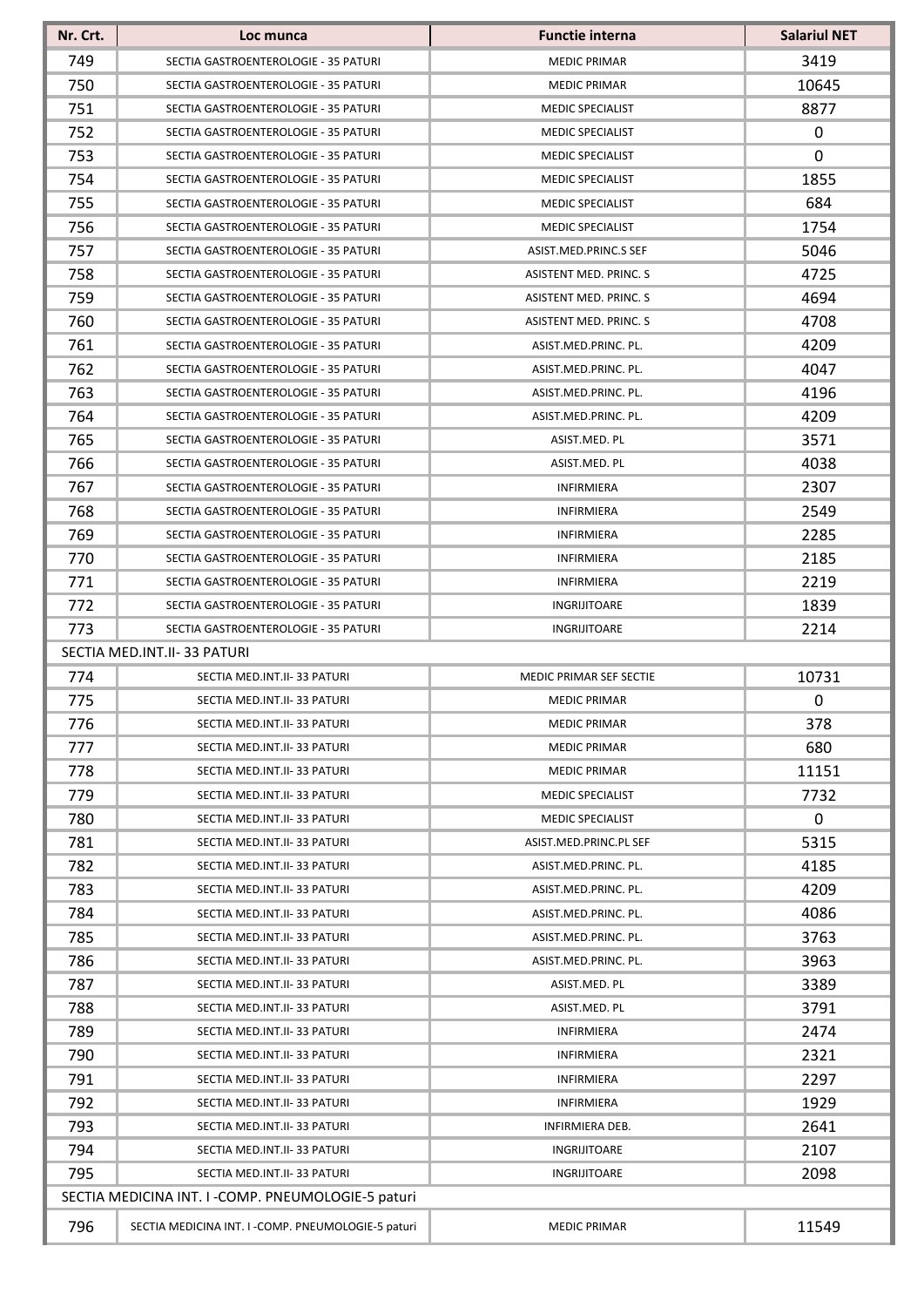| Nr. Crt. | Loc munca | Functie interna | Salariul NET |
|---|---|---|---|
| 749 | SECTIA GASTROENTEROLOGIE - 35 PATURI | MEDIC PRIMAR | 3419 |
| 750 | SECTIA GASTROENTEROLOGIE - 35 PATURI | MEDIC PRIMAR | 10645 |
| 751 | SECTIA GASTROENTEROLOGIE - 35 PATURI | MEDIC SPECIALIST | 8877 |
| 752 | SECTIA GASTROENTEROLOGIE - 35 PATURI | MEDIC SPECIALIST | 0 |
| 753 | SECTIA GASTROENTEROLOGIE - 35 PATURI | MEDIC SPECIALIST | 0 |
| 754 | SECTIA GASTROENTEROLOGIE - 35 PATURI | MEDIC SPECIALIST | 1855 |
| 755 | SECTIA GASTROENTEROLOGIE - 35 PATURI | MEDIC SPECIALIST | 684 |
| 756 | SECTIA GASTROENTEROLOGIE - 35 PATURI | MEDIC SPECIALIST | 1754 |
| 757 | SECTIA GASTROENTEROLOGIE - 35 PATURI | ASIST.MED.PRINC.S SEF | 5046 |
| 758 | SECTIA GASTROENTEROLOGIE - 35 PATURI | ASISTENT MED. PRINC. S | 4725 |
| 759 | SECTIA GASTROENTEROLOGIE - 35 PATURI | ASISTENT MED. PRINC. S | 4694 |
| 760 | SECTIA GASTROENTEROLOGIE - 35 PATURI | ASISTENT MED. PRINC. S | 4708 |
| 761 | SECTIA GASTROENTEROLOGIE - 35 PATURI | ASIST.MED.PRINC. PL. | 4209 |
| 762 | SECTIA GASTROENTEROLOGIE - 35 PATURI | ASIST.MED.PRINC. PL. | 4047 |
| 763 | SECTIA GASTROENTEROLOGIE - 35 PATURI | ASIST.MED.PRINC. PL. | 4196 |
| 764 | SECTIA GASTROENTEROLOGIE - 35 PATURI | ASIST.MED.PRINC. PL. | 4209 |
| 765 | SECTIA GASTROENTEROLOGIE - 35 PATURI | ASIST.MED. PL | 3571 |
| 766 | SECTIA GASTROENTEROLOGIE - 35 PATURI | ASIST.MED. PL | 4038 |
| 767 | SECTIA GASTROENTEROLOGIE - 35 PATURI | INFIRMIERA | 2307 |
| 768 | SECTIA GASTROENTEROLOGIE - 35 PATURI | INFIRMIERA | 2549 |
| 769 | SECTIA GASTROENTEROLOGIE - 35 PATURI | INFIRMIERA | 2285 |
| 770 | SECTIA GASTROENTEROLOGIE - 35 PATURI | INFIRMIERA | 2185 |
| 771 | SECTIA GASTROENTEROLOGIE - 35 PATURI | INFIRMIERA | 2219 |
| 772 | SECTIA GASTROENTEROLOGIE - 35 PATURI | INGRIJITOARE | 1839 |
| 773 | SECTIA GASTROENTEROLOGIE - 35 PATURI | INGRIJITOARE | 2214 |
| SECTIA MED.INT.II- 33 PATURI | | | |
| 774 | SECTIA MED.INT.II- 33 PATURI | MEDIC PRIMAR SEF SECTIE | 10731 |
| 775 | SECTIA MED.INT.II- 33 PATURI | MEDIC PRIMAR | 0 |
| 776 | SECTIA MED.INT.II- 33 PATURI | MEDIC PRIMAR | 378 |
| 777 | SECTIA MED.INT.II- 33 PATURI | MEDIC PRIMAR | 680 |
| 778 | SECTIA MED.INT.II- 33 PATURI | MEDIC PRIMAR | 11151 |
| 779 | SECTIA MED.INT.II- 33 PATURI | MEDIC SPECIALIST | 7732 |
| 780 | SECTIA MED.INT.II- 33 PATURI | MEDIC SPECIALIST | 0 |
| 781 | SECTIA MED.INT.II- 33 PATURI | ASIST.MED.PRINC.PL SEF | 5315 |
| 782 | SECTIA MED.INT.II- 33 PATURI | ASIST.MED.PRINC. PL. | 4185 |
| 783 | SECTIA MED.INT.II- 33 PATURI | ASIST.MED.PRINC. PL. | 4209 |
| 784 | SECTIA MED.INT.II- 33 PATURI | ASIST.MED.PRINC. PL. | 4086 |
| 785 | SECTIA MED.INT.II- 33 PATURI | ASIST.MED.PRINC. PL. | 3763 |
| 786 | SECTIA MED.INT.II- 33 PATURI | ASIST.MED.PRINC. PL. | 3963 |
| 787 | SECTIA MED.INT.II- 33 PATURI | ASIST.MED. PL | 3389 |
| 788 | SECTIA MED.INT.II- 33 PATURI | ASIST.MED. PL | 3791 |
| 789 | SECTIA MED.INT.II- 33 PATURI | INFIRMIERA | 2474 |
| 790 | SECTIA MED.INT.II- 33 PATURI | INFIRMIERA | 2321 |
| 791 | SECTIA MED.INT.II- 33 PATURI | INFIRMIERA | 2297 |
| 792 | SECTIA MED.INT.II- 33 PATURI | INFIRMIERA | 1929 |
| 793 | SECTIA MED.INT.II- 33 PATURI | INFIRMIERA DEB. | 2641 |
| 794 | SECTIA MED.INT.II- 33 PATURI | INGRIJITOARE | 2107 |
| 795 | SECTIA MED.INT.II- 33 PATURI | INGRIJITOARE | 2098 |
| SECTIA MEDICINA INT. I -COMP. PNEUMOLOGIE-5 paturi | | | |
| 796 | SECTIA MEDICINA INT. I -COMP. PNEUMOLOGIE-5 paturi | MEDIC PRIMAR | 11549 |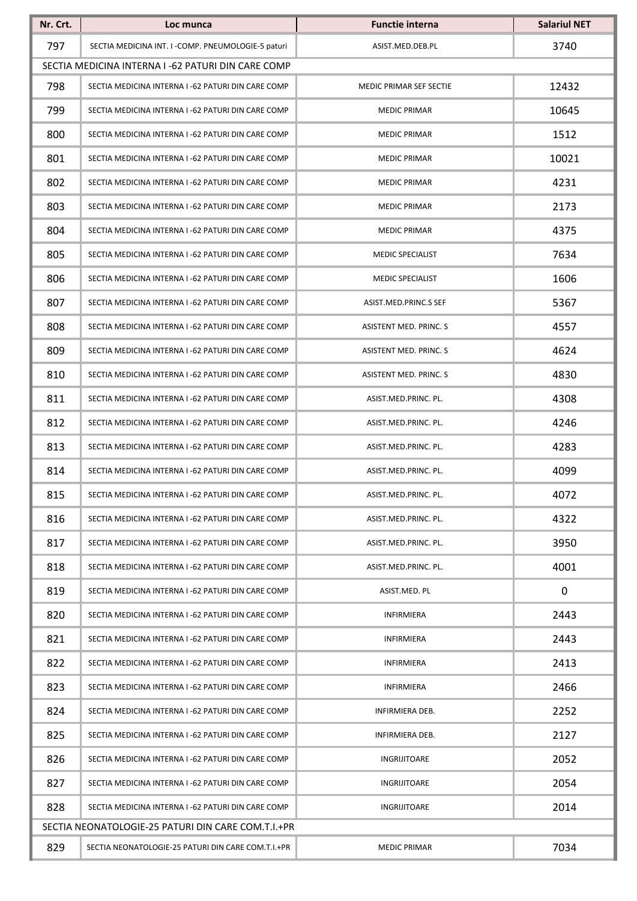| Nr. Crt. | Loc munca | Functie interna | Salariul NET |
|---|---|---|---|
| 797 | SECTIA MEDICINA INT. I -COMP. PNEUMOLOGIE-5 paturi | ASIST.MED.DEB.PL | 3740 |
| SECTIA MEDICINA INTERNA I -62 PATURI DIN CARE COMP | | | |
| 798 | SECTIA MEDICINA INTERNA I -62 PATURI DIN CARE COMP | MEDIC PRIMAR SEF SECTIE | 12432 |
| 799 | SECTIA MEDICINA INTERNA I -62 PATURI DIN CARE COMP | MEDIC PRIMAR | 10645 |
| 800 | SECTIA MEDICINA INTERNA I -62 PATURI DIN CARE COMP | MEDIC PRIMAR | 1512 |
| 801 | SECTIA MEDICINA INTERNA I -62 PATURI DIN CARE COMP | MEDIC PRIMAR | 10021 |
| 802 | SECTIA MEDICINA INTERNA I -62 PATURI DIN CARE COMP | MEDIC PRIMAR | 4231 |
| 803 | SECTIA MEDICINA INTERNA I -62 PATURI DIN CARE COMP | MEDIC PRIMAR | 2173 |
| 804 | SECTIA MEDICINA INTERNA I -62 PATURI DIN CARE COMP | MEDIC PRIMAR | 4375 |
| 805 | SECTIA MEDICINA INTERNA I -62 PATURI DIN CARE COMP | MEDIC SPECIALIST | 7634 |
| 806 | SECTIA MEDICINA INTERNA I -62 PATURI DIN CARE COMP | MEDIC SPECIALIST | 1606 |
| 807 | SECTIA MEDICINA INTERNA I -62 PATURI DIN CARE COMP | ASIST.MED.PRINC.S SEF | 5367 |
| 808 | SECTIA MEDICINA INTERNA I -62 PATURI DIN CARE COMP | ASISTENT MED. PRINC. S | 4557 |
| 809 | SECTIA MEDICINA INTERNA I -62 PATURI DIN CARE COMP | ASISTENT MED. PRINC. S | 4624 |
| 810 | SECTIA MEDICINA INTERNA I -62 PATURI DIN CARE COMP | ASISTENT MED. PRINC. S | 4830 |
| 811 | SECTIA MEDICINA INTERNA I -62 PATURI DIN CARE COMP | ASIST.MED.PRINC. PL. | 4308 |
| 812 | SECTIA MEDICINA INTERNA I -62 PATURI DIN CARE COMP | ASIST.MED.PRINC. PL. | 4246 |
| 813 | SECTIA MEDICINA INTERNA I -62 PATURI DIN CARE COMP | ASIST.MED.PRINC. PL. | 4283 |
| 814 | SECTIA MEDICINA INTERNA I -62 PATURI DIN CARE COMP | ASIST.MED.PRINC. PL. | 4099 |
| 815 | SECTIA MEDICINA INTERNA I -62 PATURI DIN CARE COMP | ASIST.MED.PRINC. PL. | 4072 |
| 816 | SECTIA MEDICINA INTERNA I -62 PATURI DIN CARE COMP | ASIST.MED.PRINC. PL. | 4322 |
| 817 | SECTIA MEDICINA INTERNA I -62 PATURI DIN CARE COMP | ASIST.MED.PRINC. PL. | 3950 |
| 818 | SECTIA MEDICINA INTERNA I -62 PATURI DIN CARE COMP | ASIST.MED.PRINC. PL. | 4001 |
| 819 | SECTIA MEDICINA INTERNA I -62 PATURI DIN CARE COMP | ASIST.MED. PL | 0 |
| 820 | SECTIA MEDICINA INTERNA I -62 PATURI DIN CARE COMP | INFIRMIERA | 2443 |
| 821 | SECTIA MEDICINA INTERNA I -62 PATURI DIN CARE COMP | INFIRMIERA | 2443 |
| 822 | SECTIA MEDICINA INTERNA I -62 PATURI DIN CARE COMP | INFIRMIERA | 2413 |
| 823 | SECTIA MEDICINA INTERNA I -62 PATURI DIN CARE COMP | INFIRMIERA | 2466 |
| 824 | SECTIA MEDICINA INTERNA I -62 PATURI DIN CARE COMP | INFIRMIERA DEB. | 2252 |
| 825 | SECTIA MEDICINA INTERNA I -62 PATURI DIN CARE COMP | INFIRMIERA DEB. | 2127 |
| 826 | SECTIA MEDICINA INTERNA I -62 PATURI DIN CARE COMP | INGRIJITOARE | 2052 |
| 827 | SECTIA MEDICINA INTERNA I -62 PATURI DIN CARE COMP | INGRIJITOARE | 2054 |
| 828 | SECTIA MEDICINA INTERNA I -62 PATURI DIN CARE COMP | INGRIJITOARE | 2014 |
| SECTIA NEONATOLOGIE-25 PATURI DIN CARE COM.T.I.+PR | | | |
| 829 | SECTIA NEONATOLOGIE-25 PATURI DIN CARE COM.T.I.+PR | MEDIC PRIMAR | 7034 |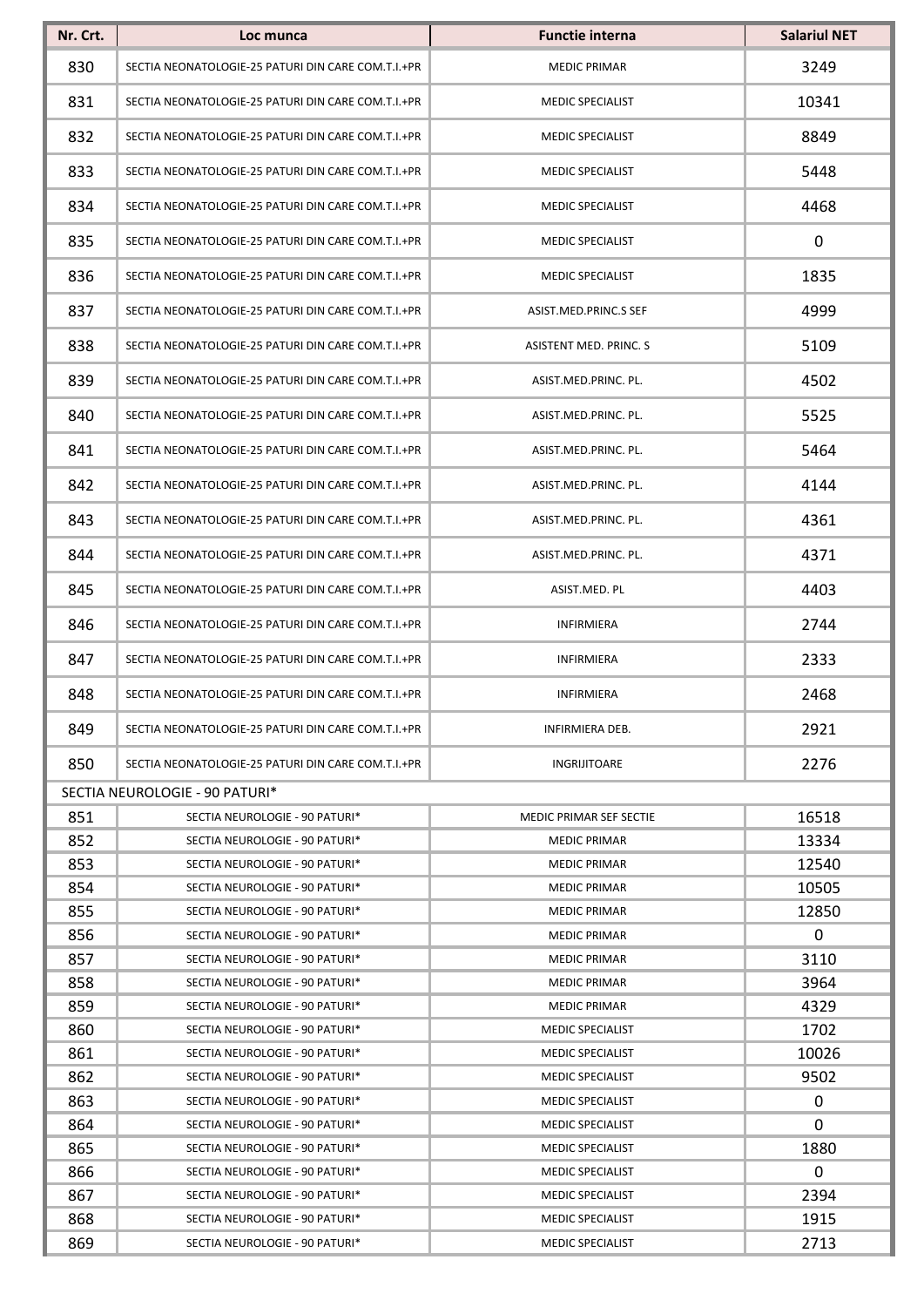| Nr. Crt. | Loc munca | Functie interna | Salariul NET |
|---|---|---|---|
| 830 | SECTIA NEONATOLOGIE-25 PATURI DIN CARE COM.T.I.+PR | MEDIC PRIMAR | 3249 |
| 831 | SECTIA NEONATOLOGIE-25 PATURI DIN CARE COM.T.I.+PR | MEDIC SPECIALIST | 10341 |
| 832 | SECTIA NEONATOLOGIE-25 PATURI DIN CARE COM.T.I.+PR | MEDIC SPECIALIST | 8849 |
| 833 | SECTIA NEONATOLOGIE-25 PATURI DIN CARE COM.T.I.+PR | MEDIC SPECIALIST | 5448 |
| 834 | SECTIA NEONATOLOGIE-25 PATURI DIN CARE COM.T.I.+PR | MEDIC SPECIALIST | 4468 |
| 835 | SECTIA NEONATOLOGIE-25 PATURI DIN CARE COM.T.I.+PR | MEDIC SPECIALIST | 0 |
| 836 | SECTIA NEONATOLOGIE-25 PATURI DIN CARE COM.T.I.+PR | MEDIC SPECIALIST | 1835 |
| 837 | SECTIA NEONATOLOGIE-25 PATURI DIN CARE COM.T.I.+PR | ASIST.MED.PRINC.S SEF | 4999 |
| 838 | SECTIA NEONATOLOGIE-25 PATURI DIN CARE COM.T.I.+PR | ASISTENT MED. PRINC. S | 5109 |
| 839 | SECTIA NEONATOLOGIE-25 PATURI DIN CARE COM.T.I.+PR | ASIST.MED.PRINC. PL. | 4502 |
| 840 | SECTIA NEONATOLOGIE-25 PATURI DIN CARE COM.T.I.+PR | ASIST.MED.PRINC. PL. | 5525 |
| 841 | SECTIA NEONATOLOGIE-25 PATURI DIN CARE COM.T.I.+PR | ASIST.MED.PRINC. PL. | 5464 |
| 842 | SECTIA NEONATOLOGIE-25 PATURI DIN CARE COM.T.I.+PR | ASIST.MED.PRINC. PL. | 4144 |
| 843 | SECTIA NEONATOLOGIE-25 PATURI DIN CARE COM.T.I.+PR | ASIST.MED.PRINC. PL. | 4361 |
| 844 | SECTIA NEONATOLOGIE-25 PATURI DIN CARE COM.T.I.+PR | ASIST.MED.PRINC. PL. | 4371 |
| 845 | SECTIA NEONATOLOGIE-25 PATURI DIN CARE COM.T.I.+PR | ASIST.MED. PL | 4403 |
| 846 | SECTIA NEONATOLOGIE-25 PATURI DIN CARE COM.T.I.+PR | INFIRMIERA | 2744 |
| 847 | SECTIA NEONATOLOGIE-25 PATURI DIN CARE COM.T.I.+PR | INFIRMIERA | 2333 |
| 848 | SECTIA NEONATOLOGIE-25 PATURI DIN CARE COM.T.I.+PR | INFIRMIERA | 2468 |
| 849 | SECTIA NEONATOLOGIE-25 PATURI DIN CARE COM.T.I.+PR | INFIRMIERA DEB. | 2921 |
| 850 | SECTIA NEONATOLOGIE-25 PATURI DIN CARE COM.T.I.+PR | INGRIJITOARE | 2276 |
| SECTIA NEUROLOGIE - 90 PATURI* | | | |
| 851 | SECTIA NEUROLOGIE - 90 PATURI* | MEDIC PRIMAR SEF SECTIE | 16518 |
| 852 | SECTIA NEUROLOGIE - 90 PATURI* | MEDIC PRIMAR | 13334 |
| 853 | SECTIA NEUROLOGIE - 90 PATURI* | MEDIC PRIMAR | 12540 |
| 854 | SECTIA NEUROLOGIE - 90 PATURI* | MEDIC PRIMAR | 10505 |
| 855 | SECTIA NEUROLOGIE - 90 PATURI* | MEDIC PRIMAR | 12850 |
| 856 | SECTIA NEUROLOGIE - 90 PATURI* | MEDIC PRIMAR | 0 |
| 857 | SECTIA NEUROLOGIE - 90 PATURI* | MEDIC PRIMAR | 3110 |
| 858 | SECTIA NEUROLOGIE - 90 PATURI* | MEDIC PRIMAR | 3964 |
| 859 | SECTIA NEUROLOGIE - 90 PATURI* | MEDIC PRIMAR | 4329 |
| 860 | SECTIA NEUROLOGIE - 90 PATURI* | MEDIC SPECIALIST | 1702 |
| 861 | SECTIA NEUROLOGIE - 90 PATURI* | MEDIC SPECIALIST | 10026 |
| 862 | SECTIA NEUROLOGIE - 90 PATURI* | MEDIC SPECIALIST | 9502 |
| 863 | SECTIA NEUROLOGIE - 90 PATURI* | MEDIC SPECIALIST | 0 |
| 864 | SECTIA NEUROLOGIE - 90 PATURI* | MEDIC SPECIALIST | 0 |
| 865 | SECTIA NEUROLOGIE - 90 PATURI* | MEDIC SPECIALIST | 1880 |
| 866 | SECTIA NEUROLOGIE - 90 PATURI* | MEDIC SPECIALIST | 0 |
| 867 | SECTIA NEUROLOGIE - 90 PATURI* | MEDIC SPECIALIST | 2394 |
| 868 | SECTIA NEUROLOGIE - 90 PATURI* | MEDIC SPECIALIST | 1915 |
| 869 | SECTIA NEUROLOGIE - 90 PATURI* | MEDIC SPECIALIST | 2713 |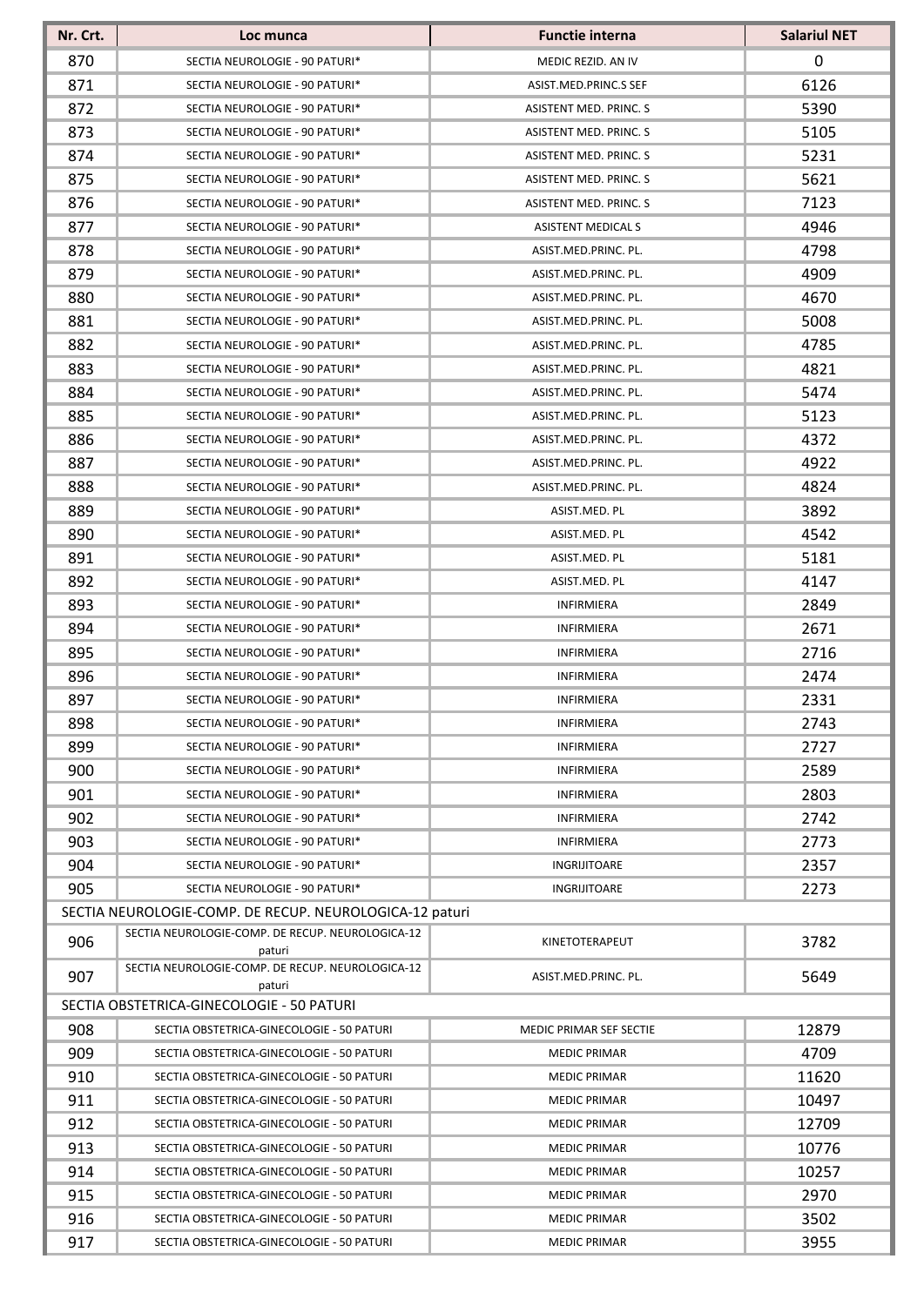| Nr. Crt. | Loc munca | Functie interna | Salariul NET |
|---|---|---|---|
| 870 | SECTIA NEUROLOGIE - 90 PATURI* | MEDIC REZID. AN IV | 0 |
| 871 | SECTIA NEUROLOGIE - 90 PATURI* | ASIST.MED.PRINC.S SEF | 6126 |
| 872 | SECTIA NEUROLOGIE - 90 PATURI* | ASISTENT MED. PRINC. S | 5390 |
| 873 | SECTIA NEUROLOGIE - 90 PATURI* | ASISTENT MED. PRINC. S | 5105 |
| 874 | SECTIA NEUROLOGIE - 90 PATURI* | ASISTENT MED. PRINC. S | 5231 |
| 875 | SECTIA NEUROLOGIE - 90 PATURI* | ASISTENT MED. PRINC. S | 5621 |
| 876 | SECTIA NEUROLOGIE - 90 PATURI* | ASISTENT MED. PRINC. S | 7123 |
| 877 | SECTIA NEUROLOGIE - 90 PATURI* | ASISTENT MEDICAL S | 4946 |
| 878 | SECTIA NEUROLOGIE - 90 PATURI* | ASIST.MED.PRINC. PL. | 4798 |
| 879 | SECTIA NEUROLOGIE - 90 PATURI* | ASIST.MED.PRINC. PL. | 4909 |
| 880 | SECTIA NEUROLOGIE - 90 PATURI* | ASIST.MED.PRINC. PL. | 4670 |
| 881 | SECTIA NEUROLOGIE - 90 PATURI* | ASIST.MED.PRINC. PL. | 5008 |
| 882 | SECTIA NEUROLOGIE - 90 PATURI* | ASIST.MED.PRINC. PL. | 4785 |
| 883 | SECTIA NEUROLOGIE - 90 PATURI* | ASIST.MED.PRINC. PL. | 4821 |
| 884 | SECTIA NEUROLOGIE - 90 PATURI* | ASIST.MED.PRINC. PL. | 5474 |
| 885 | SECTIA NEUROLOGIE - 90 PATURI* | ASIST.MED.PRINC. PL. | 5123 |
| 886 | SECTIA NEUROLOGIE - 90 PATURI* | ASIST.MED.PRINC. PL. | 4372 |
| 887 | SECTIA NEUROLOGIE - 90 PATURI* | ASIST.MED.PRINC. PL. | 4922 |
| 888 | SECTIA NEUROLOGIE - 90 PATURI* | ASIST.MED.PRINC. PL. | 4824 |
| 889 | SECTIA NEUROLOGIE - 90 PATURI* | ASIST.MED. PL | 3892 |
| 890 | SECTIA NEUROLOGIE - 90 PATURI* | ASIST.MED. PL | 4542 |
| 891 | SECTIA NEUROLOGIE - 90 PATURI* | ASIST.MED. PL | 5181 |
| 892 | SECTIA NEUROLOGIE - 90 PATURI* | ASIST.MED. PL | 4147 |
| 893 | SECTIA NEUROLOGIE - 90 PATURI* | INFIRMIERA | 2849 |
| 894 | SECTIA NEUROLOGIE - 90 PATURI* | INFIRMIERA | 2671 |
| 895 | SECTIA NEUROLOGIE - 90 PATURI* | INFIRMIERA | 2716 |
| 896 | SECTIA NEUROLOGIE - 90 PATURI* | INFIRMIERA | 2474 |
| 897 | SECTIA NEUROLOGIE - 90 PATURI* | INFIRMIERA | 2331 |
| 898 | SECTIA NEUROLOGIE - 90 PATURI* | INFIRMIERA | 2743 |
| 899 | SECTIA NEUROLOGIE - 90 PATURI* | INFIRMIERA | 2727 |
| 900 | SECTIA NEUROLOGIE - 90 PATURI* | INFIRMIERA | 2589 |
| 901 | SECTIA NEUROLOGIE - 90 PATURI* | INFIRMIERA | 2803 |
| 902 | SECTIA NEUROLOGIE - 90 PATURI* | INFIRMIERA | 2742 |
| 903 | SECTIA NEUROLOGIE - 90 PATURI* | INFIRMIERA | 2773 |
| 904 | SECTIA NEUROLOGIE - 90 PATURI* | INGRIJITOARE | 2357 |
| 905 | SECTIA NEUROLOGIE - 90 PATURI* | INGRIJITOARE | 2273 |
| SECTIA NEUROLOGIE-COMP. DE RECUP. NEUROLOGICA-12 paturi | | | |
| 906 | SECTIA NEUROLOGIE-COMP. DE RECUP. NEUROLOGICA-12 paturi | KINETOTERAPEUT | 3782 |
| 907 | SECTIA NEUROLOGIE-COMP. DE RECUP. NEUROLOGICA-12 paturi | ASIST.MED.PRINC. PL. | 5649 |
| SECTIA OBSTETRICA-GINECOLOGIE - 50 PATURI | | | |
| 908 | SECTIA OBSTETRICA-GINECOLOGIE - 50 PATURI | MEDIC PRIMAR SEF SECTIE | 12879 |
| 909 | SECTIA OBSTETRICA-GINECOLOGIE - 50 PATURI | MEDIC PRIMAR | 4709 |
| 910 | SECTIA OBSTETRICA-GINECOLOGIE - 50 PATURI | MEDIC PRIMAR | 11620 |
| 911 | SECTIA OBSTETRICA-GINECOLOGIE - 50 PATURI | MEDIC PRIMAR | 10497 |
| 912 | SECTIA OBSTETRICA-GINECOLOGIE - 50 PATURI | MEDIC PRIMAR | 12709 |
| 913 | SECTIA OBSTETRICA-GINECOLOGIE - 50 PATURI | MEDIC PRIMAR | 10776 |
| 914 | SECTIA OBSTETRICA-GINECOLOGIE - 50 PATURI | MEDIC PRIMAR | 10257 |
| 915 | SECTIA OBSTETRICA-GINECOLOGIE - 50 PATURI | MEDIC PRIMAR | 2970 |
| 916 | SECTIA OBSTETRICA-GINECOLOGIE - 50 PATURI | MEDIC PRIMAR | 3502 |
| 917 | SECTIA OBSTETRICA-GINECOLOGIE - 50 PATURI | MEDIC PRIMAR | 3955 |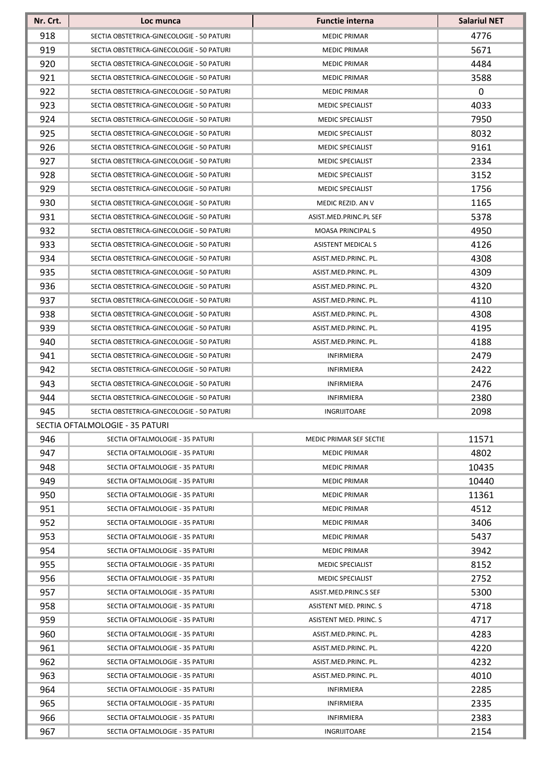| Nr. Crt. | Loc munca | Functie interna | Salariul NET |
|---|---|---|---|
| 918 | SECTIA OBSTETRICA-GINECOLOGIE - 50 PATURI | MEDIC PRIMAR | 4776 |
| 919 | SECTIA OBSTETRICA-GINECOLOGIE - 50 PATURI | MEDIC PRIMAR | 5671 |
| 920 | SECTIA OBSTETRICA-GINECOLOGIE - 50 PATURI | MEDIC PRIMAR | 4484 |
| 921 | SECTIA OBSTETRICA-GINECOLOGIE - 50 PATURI | MEDIC PRIMAR | 3588 |
| 922 | SECTIA OBSTETRICA-GINECOLOGIE - 50 PATURI | MEDIC PRIMAR | 0 |
| 923 | SECTIA OBSTETRICA-GINECOLOGIE - 50 PATURI | MEDIC SPECIALIST | 4033 |
| 924 | SECTIA OBSTETRICA-GINECOLOGIE - 50 PATURI | MEDIC SPECIALIST | 7950 |
| 925 | SECTIA OBSTETRICA-GINECOLOGIE - 50 PATURI | MEDIC SPECIALIST | 8032 |
| 926 | SECTIA OBSTETRICA-GINECOLOGIE - 50 PATURI | MEDIC SPECIALIST | 9161 |
| 927 | SECTIA OBSTETRICA-GINECOLOGIE - 50 PATURI | MEDIC SPECIALIST | 2334 |
| 928 | SECTIA OBSTETRICA-GINECOLOGIE - 50 PATURI | MEDIC SPECIALIST | 3152 |
| 929 | SECTIA OBSTETRICA-GINECOLOGIE - 50 PATURI | MEDIC SPECIALIST | 1756 |
| 930 | SECTIA OBSTETRICA-GINECOLOGIE - 50 PATURI | MEDIC REZID. AN V | 1165 |
| 931 | SECTIA OBSTETRICA-GINECOLOGIE - 50 PATURI | ASIST.MED.PRINC.PL SEF | 5378 |
| 932 | SECTIA OBSTETRICA-GINECOLOGIE - 50 PATURI | MOASA PRINCIPAL S | 4950 |
| 933 | SECTIA OBSTETRICA-GINECOLOGIE - 50 PATURI | ASISTENT MEDICAL S | 4126 |
| 934 | SECTIA OBSTETRICA-GINECOLOGIE - 50 PATURI | ASIST.MED.PRINC. PL. | 4308 |
| 935 | SECTIA OBSTETRICA-GINECOLOGIE - 50 PATURI | ASIST.MED.PRINC. PL. | 4309 |
| 936 | SECTIA OBSTETRICA-GINECOLOGIE - 50 PATURI | ASIST.MED.PRINC. PL. | 4320 |
| 937 | SECTIA OBSTETRICA-GINECOLOGIE - 50 PATURI | ASIST.MED.PRINC. PL. | 4110 |
| 938 | SECTIA OBSTETRICA-GINECOLOGIE - 50 PATURI | ASIST.MED.PRINC. PL. | 4308 |
| 939 | SECTIA OBSTETRICA-GINECOLOGIE - 50 PATURI | ASIST.MED.PRINC. PL. | 4195 |
| 940 | SECTIA OBSTETRICA-GINECOLOGIE - 50 PATURI | ASIST.MED.PRINC. PL. | 4188 |
| 941 | SECTIA OBSTETRICA-GINECOLOGIE - 50 PATURI | INFIRMIERA | 2479 |
| 942 | SECTIA OBSTETRICA-GINECOLOGIE - 50 PATURI | INFIRMIERA | 2422 |
| 943 | SECTIA OBSTETRICA-GINECOLOGIE - 50 PATURI | INFIRMIERA | 2476 |
| 944 | SECTIA OBSTETRICA-GINECOLOGIE - 50 PATURI | INFIRMIERA | 2380 |
| 945 | SECTIA OBSTETRICA-GINECOLOGIE - 50 PATURI | INGRIJITOARE | 2098 |
| SECTIA OFTALMOLOGIE - 35 PATURI | | | |
| 946 | SECTIA OFTALMOLOGIE - 35 PATURI | MEDIC PRIMAR SEF SECTIE | 11571 |
| 947 | SECTIA OFTALMOLOGIE - 35 PATURI | MEDIC PRIMAR | 4802 |
| 948 | SECTIA OFTALMOLOGIE - 35 PATURI | MEDIC PRIMAR | 10435 |
| 949 | SECTIA OFTALMOLOGIE - 35 PATURI | MEDIC PRIMAR | 10440 |
| 950 | SECTIA OFTALMOLOGIE - 35 PATURI | MEDIC PRIMAR | 11361 |
| 951 | SECTIA OFTALMOLOGIE - 35 PATURI | MEDIC PRIMAR | 4512 |
| 952 | SECTIA OFTALMOLOGIE - 35 PATURI | MEDIC PRIMAR | 3406 |
| 953 | SECTIA OFTALMOLOGIE - 35 PATURI | MEDIC PRIMAR | 5437 |
| 954 | SECTIA OFTALMOLOGIE - 35 PATURI | MEDIC PRIMAR | 3942 |
| 955 | SECTIA OFTALMOLOGIE - 35 PATURI | MEDIC SPECIALIST | 8152 |
| 956 | SECTIA OFTALMOLOGIE - 35 PATURI | MEDIC SPECIALIST | 2752 |
| 957 | SECTIA OFTALMOLOGIE - 35 PATURI | ASIST.MED.PRINC.S SEF | 5300 |
| 958 | SECTIA OFTALMOLOGIE - 35 PATURI | ASISTENT MED. PRINC. S | 4718 |
| 959 | SECTIA OFTALMOLOGIE - 35 PATURI | ASISTENT MED. PRINC. S | 4717 |
| 960 | SECTIA OFTALMOLOGIE - 35 PATURI | ASIST.MED.PRINC. PL. | 4283 |
| 961 | SECTIA OFTALMOLOGIE - 35 PATURI | ASIST.MED.PRINC. PL. | 4220 |
| 962 | SECTIA OFTALMOLOGIE - 35 PATURI | ASIST.MED.PRINC. PL. | 4232 |
| 963 | SECTIA OFTALMOLOGIE - 35 PATURI | ASIST.MED.PRINC. PL. | 4010 |
| 964 | SECTIA OFTALMOLOGIE - 35 PATURI | INFIRMIERA | 2285 |
| 965 | SECTIA OFTALMOLOGIE - 35 PATURI | INFIRMIERA | 2335 |
| 966 | SECTIA OFTALMOLOGIE - 35 PATURI | INFIRMIERA | 2383 |
| 967 | SECTIA OFTALMOLOGIE - 35 PATURI | INGRIJITOARE | 2154 |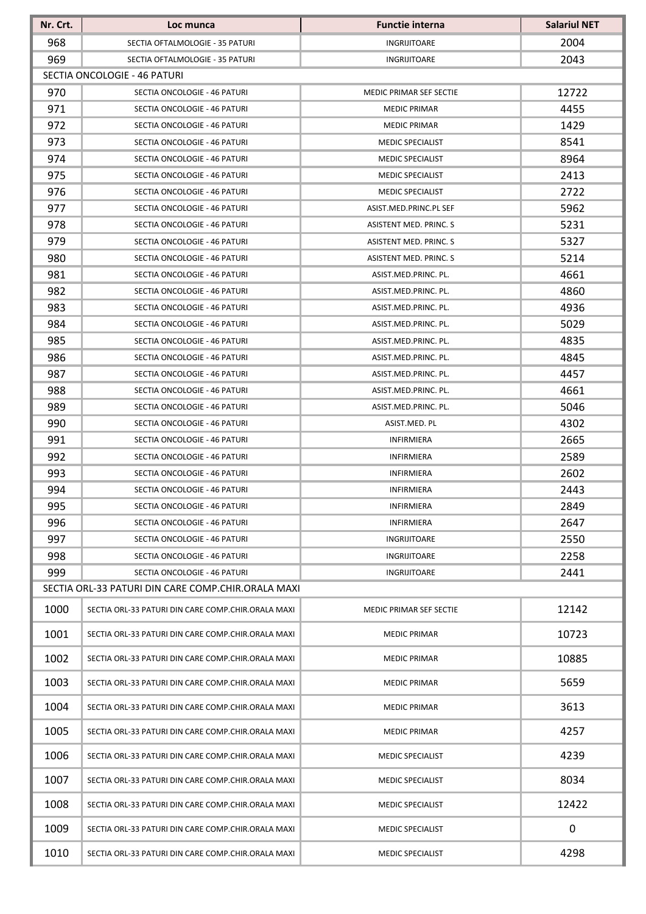| Nr. Crt. | Loc munca | Functie interna | Salariul NET |
| --- | --- | --- | --- |
| 968 | SECTIA OFTALMOLOGIE - 35 PATURI | INGRIJITOARE | 2004 |
| 969 | SECTIA OFTALMOLOGIE - 35 PATURI | INGRIJITOARE | 2043 |
| SECTIA ONCOLOGIE - 46 PATURI | | | |
| 970 | SECTIA ONCOLOGIE - 46 PATURI | MEDIC PRIMAR SEF SECTIE | 12722 |
| 971 | SECTIA ONCOLOGIE - 46 PATURI | MEDIC PRIMAR | 4455 |
| 972 | SECTIA ONCOLOGIE - 46 PATURI | MEDIC PRIMAR | 1429 |
| 973 | SECTIA ONCOLOGIE - 46 PATURI | MEDIC SPECIALIST | 8541 |
| 974 | SECTIA ONCOLOGIE - 46 PATURI | MEDIC SPECIALIST | 8964 |
| 975 | SECTIA ONCOLOGIE - 46 PATURI | MEDIC SPECIALIST | 2413 |
| 976 | SECTIA ONCOLOGIE - 46 PATURI | MEDIC SPECIALIST | 2722 |
| 977 | SECTIA ONCOLOGIE - 46 PATURI | ASIST.MED.PRINC.PL SEF | 5962 |
| 978 | SECTIA ONCOLOGIE - 46 PATURI | ASISTENT MED. PRINC. S | 5231 |
| 979 | SECTIA ONCOLOGIE - 46 PATURI | ASISTENT MED. PRINC. S | 5327 |
| 980 | SECTIA ONCOLOGIE - 46 PATURI | ASISTENT MED. PRINC. S | 5214 |
| 981 | SECTIA ONCOLOGIE - 46 PATURI | ASIST.MED.PRINC. PL. | 4661 |
| 982 | SECTIA ONCOLOGIE - 46 PATURI | ASIST.MED.PRINC. PL. | 4860 |
| 983 | SECTIA ONCOLOGIE - 46 PATURI | ASIST.MED.PRINC. PL. | 4936 |
| 984 | SECTIA ONCOLOGIE - 46 PATURI | ASIST.MED.PRINC. PL. | 5029 |
| 985 | SECTIA ONCOLOGIE - 46 PATURI | ASIST.MED.PRINC. PL. | 4835 |
| 986 | SECTIA ONCOLOGIE - 46 PATURI | ASIST.MED.PRINC. PL. | 4845 |
| 987 | SECTIA ONCOLOGIE - 46 PATURI | ASIST.MED.PRINC. PL. | 4457 |
| 988 | SECTIA ONCOLOGIE - 46 PATURI | ASIST.MED.PRINC. PL. | 4661 |
| 989 | SECTIA ONCOLOGIE - 46 PATURI | ASIST.MED.PRINC. PL. | 5046 |
| 990 | SECTIA ONCOLOGIE - 46 PATURI | ASIST.MED. PL | 4302 |
| 991 | SECTIA ONCOLOGIE - 46 PATURI | INFIRMIERA | 2665 |
| 992 | SECTIA ONCOLOGIE - 46 PATURI | INFIRMIERA | 2589 |
| 993 | SECTIA ONCOLOGIE - 46 PATURI | INFIRMIERA | 2602 |
| 994 | SECTIA ONCOLOGIE - 46 PATURI | INFIRMIERA | 2443 |
| 995 | SECTIA ONCOLOGIE - 46 PATURI | INFIRMIERA | 2849 |
| 996 | SECTIA ONCOLOGIE - 46 PATURI | INFIRMIERA | 2647 |
| 997 | SECTIA ONCOLOGIE - 46 PATURI | INGRIJITOARE | 2550 |
| 998 | SECTIA ONCOLOGIE - 46 PATURI | INGRIJITOARE | 2258 |
| 999 | SECTIA ONCOLOGIE - 46 PATURI | INGRIJITOARE | 2441 |
| SECTIA ORL-33 PATURI DIN CARE COMP.CHIR.ORALA MAXI | | | |
| 1000 | SECTIA ORL-33 PATURI DIN CARE COMP.CHIR.ORALA MAXI | MEDIC PRIMAR SEF SECTIE | 12142 |
| 1001 | SECTIA ORL-33 PATURI DIN CARE COMP.CHIR.ORALA MAXI | MEDIC PRIMAR | 10723 |
| 1002 | SECTIA ORL-33 PATURI DIN CARE COMP.CHIR.ORALA MAXI | MEDIC PRIMAR | 10885 |
| 1003 | SECTIA ORL-33 PATURI DIN CARE COMP.CHIR.ORALA MAXI | MEDIC PRIMAR | 5659 |
| 1004 | SECTIA ORL-33 PATURI DIN CARE COMP.CHIR.ORALA MAXI | MEDIC PRIMAR | 3613 |
| 1005 | SECTIA ORL-33 PATURI DIN CARE COMP.CHIR.ORALA MAXI | MEDIC PRIMAR | 4257 |
| 1006 | SECTIA ORL-33 PATURI DIN CARE COMP.CHIR.ORALA MAXI | MEDIC SPECIALIST | 4239 |
| 1007 | SECTIA ORL-33 PATURI DIN CARE COMP.CHIR.ORALA MAXI | MEDIC SPECIALIST | 8034 |
| 1008 | SECTIA ORL-33 PATURI DIN CARE COMP.CHIR.ORALA MAXI | MEDIC SPECIALIST | 12422 |
| 1009 | SECTIA ORL-33 PATURI DIN CARE COMP.CHIR.ORALA MAXI | MEDIC SPECIALIST | 0 |
| 1010 | SECTIA ORL-33 PATURI DIN CARE COMP.CHIR.ORALA MAXI | MEDIC SPECIALIST | 4298 |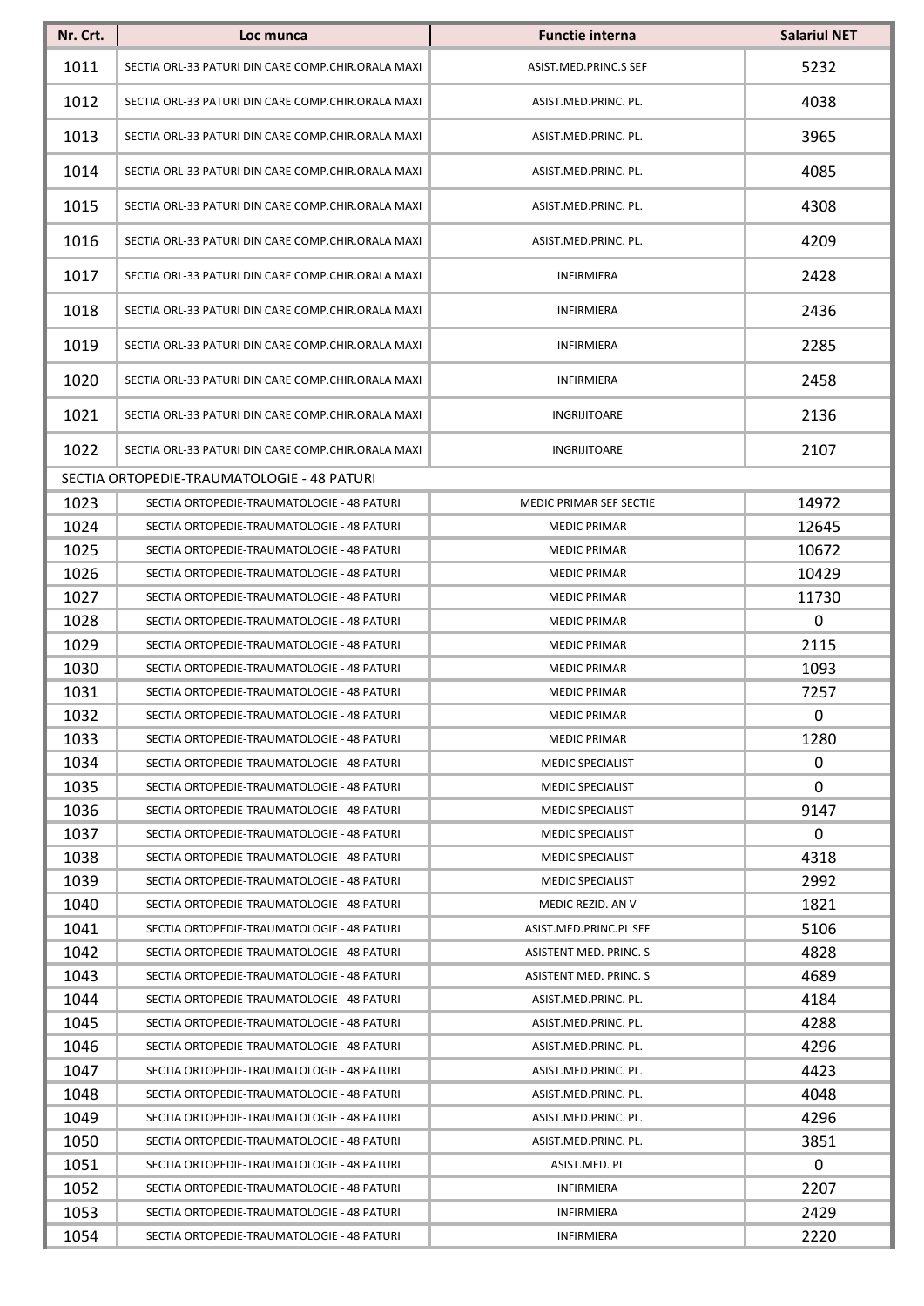| Nr. Crt. | Loc munca | Functie interna | Salariul NET |
|---|---|---|---|
| 1011 | SECTIA ORL-33 PATURI DIN CARE COMP.CHIR.ORALA MAXI | ASIST.MED.PRINC.S SEF | 5232 |
| 1012 | SECTIA ORL-33 PATURI DIN CARE COMP.CHIR.ORALA MAXI | ASIST.MED.PRINC. PL. | 4038 |
| 1013 | SECTIA ORL-33 PATURI DIN CARE COMP.CHIR.ORALA MAXI | ASIST.MED.PRINC. PL. | 3965 |
| 1014 | SECTIA ORL-33 PATURI DIN CARE COMP.CHIR.ORALA MAXI | ASIST.MED.PRINC. PL. | 4085 |
| 1015 | SECTIA ORL-33 PATURI DIN CARE COMP.CHIR.ORALA MAXI | ASIST.MED.PRINC. PL. | 4308 |
| 1016 | SECTIA ORL-33 PATURI DIN CARE COMP.CHIR.ORALA MAXI | ASIST.MED.PRINC. PL. | 4209 |
| 1017 | SECTIA ORL-33 PATURI DIN CARE COMP.CHIR.ORALA MAXI | INFIRMIERA | 2428 |
| 1018 | SECTIA ORL-33 PATURI DIN CARE COMP.CHIR.ORALA MAXI | INFIRMIERA | 2436 |
| 1019 | SECTIA ORL-33 PATURI DIN CARE COMP.CHIR.ORALA MAXI | INFIRMIERA | 2285 |
| 1020 | SECTIA ORL-33 PATURI DIN CARE COMP.CHIR.ORALA MAXI | INFIRMIERA | 2458 |
| 1021 | SECTIA ORL-33 PATURI DIN CARE COMP.CHIR.ORALA MAXI | INGRIJITOARE | 2136 |
| 1022 | SECTIA ORL-33 PATURI DIN CARE COMP.CHIR.ORALA MAXI | INGRIJITOARE | 2107 |
| SECTIA ORTOPEDIE-TRAUMATOLOGIE - 48 PATURI | | | |
| 1023 | SECTIA ORTOPEDIE-TRAUMATOLOGIE - 48 PATURI | MEDIC PRIMAR SEF SECTIE | 14972 |
| 1024 | SECTIA ORTOPEDIE-TRAUMATOLOGIE - 48 PATURI | MEDIC PRIMAR | 12645 |
| 1025 | SECTIA ORTOPEDIE-TRAUMATOLOGIE - 48 PATURI | MEDIC PRIMAR | 10672 |
| 1026 | SECTIA ORTOPEDIE-TRAUMATOLOGIE - 48 PATURI | MEDIC PRIMAR | 10429 |
| 1027 | SECTIA ORTOPEDIE-TRAUMATOLOGIE - 48 PATURI | MEDIC PRIMAR | 11730 |
| 1028 | SECTIA ORTOPEDIE-TRAUMATOLOGIE - 48 PATURI | MEDIC PRIMAR | 0 |
| 1029 | SECTIA ORTOPEDIE-TRAUMATOLOGIE - 48 PATURI | MEDIC PRIMAR | 2115 |
| 1030 | SECTIA ORTOPEDIE-TRAUMATOLOGIE - 48 PATURI | MEDIC PRIMAR | 1093 |
| 1031 | SECTIA ORTOPEDIE-TRAUMATOLOGIE - 48 PATURI | MEDIC PRIMAR | 7257 |
| 1032 | SECTIA ORTOPEDIE-TRAUMATOLOGIE - 48 PATURI | MEDIC PRIMAR | 0 |
| 1033 | SECTIA ORTOPEDIE-TRAUMATOLOGIE - 48 PATURI | MEDIC PRIMAR | 1280 |
| 1034 | SECTIA ORTOPEDIE-TRAUMATOLOGIE - 48 PATURI | MEDIC SPECIALIST | 0 |
| 1035 | SECTIA ORTOPEDIE-TRAUMATOLOGIE - 48 PATURI | MEDIC SPECIALIST | 0 |
| 1036 | SECTIA ORTOPEDIE-TRAUMATOLOGIE - 48 PATURI | MEDIC SPECIALIST | 9147 |
| 1037 | SECTIA ORTOPEDIE-TRAUMATOLOGIE - 48 PATURI | MEDIC SPECIALIST | 0 |
| 1038 | SECTIA ORTOPEDIE-TRAUMATOLOGIE - 48 PATURI | MEDIC SPECIALIST | 4318 |
| 1039 | SECTIA ORTOPEDIE-TRAUMATOLOGIE - 48 PATURI | MEDIC SPECIALIST | 2992 |
| 1040 | SECTIA ORTOPEDIE-TRAUMATOLOGIE - 48 PATURI | MEDIC REZID. AN V | 1821 |
| 1041 | SECTIA ORTOPEDIE-TRAUMATOLOGIE - 48 PATURI | ASIST.MED.PRINC.PL SEF | 5106 |
| 1042 | SECTIA ORTOPEDIE-TRAUMATOLOGIE - 48 PATURI | ASISTENT MED. PRINC. S | 4828 |
| 1043 | SECTIA ORTOPEDIE-TRAUMATOLOGIE - 48 PATURI | ASISTENT MED. PRINC. S | 4689 |
| 1044 | SECTIA ORTOPEDIE-TRAUMATOLOGIE - 48 PATURI | ASIST.MED.PRINC. PL. | 4184 |
| 1045 | SECTIA ORTOPEDIE-TRAUMATOLOGIE - 48 PATURI | ASIST.MED.PRINC. PL. | 4288 |
| 1046 | SECTIA ORTOPEDIE-TRAUMATOLOGIE - 48 PATURI | ASIST.MED.PRINC. PL. | 4296 |
| 1047 | SECTIA ORTOPEDIE-TRAUMATOLOGIE - 48 PATURI | ASIST.MED.PRINC. PL. | 4423 |
| 1048 | SECTIA ORTOPEDIE-TRAUMATOLOGIE - 48 PATURI | ASIST.MED.PRINC. PL. | 4048 |
| 1049 | SECTIA ORTOPEDIE-TRAUMATOLOGIE - 48 PATURI | ASIST.MED.PRINC. PL. | 4296 |
| 1050 | SECTIA ORTOPEDIE-TRAUMATOLOGIE - 48 PATURI | ASIST.MED.PRINC. PL. | 3851 |
| 1051 | SECTIA ORTOPEDIE-TRAUMATOLOGIE - 48 PATURI | ASIST.MED. PL | 0 |
| 1052 | SECTIA ORTOPEDIE-TRAUMATOLOGIE - 48 PATURI | INFIRMIERA | 2207 |
| 1053 | SECTIA ORTOPEDIE-TRAUMATOLOGIE - 48 PATURI | INFIRMIERA | 2429 |
| 1054 | SECTIA ORTOPEDIE-TRAUMATOLOGIE - 48 PATURI | INFIRMIERA | 2220 |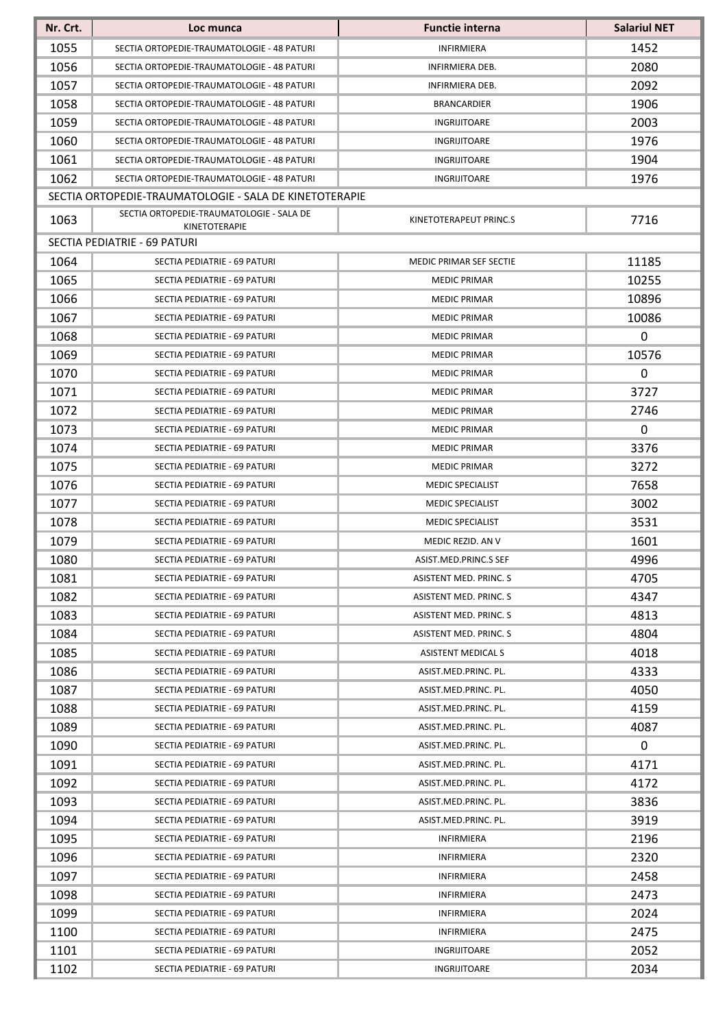| Nr. Crt. | Loc munca | Functie interna | Salariul NET |
|---|---|---|---|
| 1055 | SECTIA ORTOPEDIE-TRAUMATOLOGIE - 48 PATURI | INFIRMIERA | 1452 |
| 1056 | SECTIA ORTOPEDIE-TRAUMATOLOGIE - 48 PATURI | INFIRMIERA DEB. | 2080 |
| 1057 | SECTIA ORTOPEDIE-TRAUMATOLOGIE - 48 PATURI | INFIRMIERA DEB. | 2092 |
| 1058 | SECTIA ORTOPEDIE-TRAUMATOLOGIE - 48 PATURI | BRANCARDIER | 1906 |
| 1059 | SECTIA ORTOPEDIE-TRAUMATOLOGIE - 48 PATURI | INGRIJITOARE | 2003 |
| 1060 | SECTIA ORTOPEDIE-TRAUMATOLOGIE - 48 PATURI | INGRIJITOARE | 1976 |
| 1061 | SECTIA ORTOPEDIE-TRAUMATOLOGIE - 48 PATURI | INGRIJITOARE | 1904 |
| 1062 | SECTIA ORTOPEDIE-TRAUMATOLOGIE - 48 PATURI | INGRIJITOARE | 1976 |
| SECTIA ORTOPEDIE-TRAUMATOLOGIE - SALA DE KINETOTERAPIE | | | |
| 1063 | SECTIA ORTOPEDIE-TRAUMATOLOGIE - SALA DE KINETOTERAPIE | KINETOTERAPEUT PRINC.S | 7716 |
| SECTIA PEDIATRIE - 69 PATURI | | | |
| 1064 | SECTIA PEDIATRIE - 69 PATURI | MEDIC PRIMAR SEF SECTIE | 11185 |
| 1065 | SECTIA PEDIATRIE - 69 PATURI | MEDIC PRIMAR | 10255 |
| 1066 | SECTIA PEDIATRIE - 69 PATURI | MEDIC PRIMAR | 10896 |
| 1067 | SECTIA PEDIATRIE - 69 PATURI | MEDIC PRIMAR | 10086 |
| 1068 | SECTIA PEDIATRIE - 69 PATURI | MEDIC PRIMAR | 0 |
| 1069 | SECTIA PEDIATRIE - 69 PATURI | MEDIC PRIMAR | 10576 |
| 1070 | SECTIA PEDIATRIE - 69 PATURI | MEDIC PRIMAR | 0 |
| 1071 | SECTIA PEDIATRIE - 69 PATURI | MEDIC PRIMAR | 3727 |
| 1072 | SECTIA PEDIATRIE - 69 PATURI | MEDIC PRIMAR | 2746 |
| 1073 | SECTIA PEDIATRIE - 69 PATURI | MEDIC PRIMAR | 0 |
| 1074 | SECTIA PEDIATRIE - 69 PATURI | MEDIC PRIMAR | 3376 |
| 1075 | SECTIA PEDIATRIE - 69 PATURI | MEDIC PRIMAR | 3272 |
| 1076 | SECTIA PEDIATRIE - 69 PATURI | MEDIC SPECIALIST | 7658 |
| 1077 | SECTIA PEDIATRIE - 69 PATURI | MEDIC SPECIALIST | 3002 |
| 1078 | SECTIA PEDIATRIE - 69 PATURI | MEDIC SPECIALIST | 3531 |
| 1079 | SECTIA PEDIATRIE - 69 PATURI | MEDIC REZID. AN V | 1601 |
| 1080 | SECTIA PEDIATRIE - 69 PATURI | ASIST.MED.PRINC.S SEF | 4996 |
| 1081 | SECTIA PEDIATRIE - 69 PATURI | ASISTENT MED. PRINC. S | 4705 |
| 1082 | SECTIA PEDIATRIE - 69 PATURI | ASISTENT MED. PRINC. S | 4347 |
| 1083 | SECTIA PEDIATRIE - 69 PATURI | ASISTENT MED. PRINC. S | 4813 |
| 1084 | SECTIA PEDIATRIE - 69 PATURI | ASISTENT MED. PRINC. S | 4804 |
| 1085 | SECTIA PEDIATRIE - 69 PATURI | ASISTENT MEDICAL S | 4018 |
| 1086 | SECTIA PEDIATRIE - 69 PATURI | ASIST.MED.PRINC. PL. | 4333 |
| 1087 | SECTIA PEDIATRIE - 69 PATURI | ASIST.MED.PRINC. PL. | 4050 |
| 1088 | SECTIA PEDIATRIE - 69 PATURI | ASIST.MED.PRINC. PL. | 4159 |
| 1089 | SECTIA PEDIATRIE - 69 PATURI | ASIST.MED.PRINC. PL. | 4087 |
| 1090 | SECTIA PEDIATRIE - 69 PATURI | ASIST.MED.PRINC. PL. | 0 |
| 1091 | SECTIA PEDIATRIE - 69 PATURI | ASIST.MED.PRINC. PL. | 4171 |
| 1092 | SECTIA PEDIATRIE - 69 PATURI | ASIST.MED.PRINC. PL. | 4172 |
| 1093 | SECTIA PEDIATRIE - 69 PATURI | ASIST.MED.PRINC. PL. | 3836 |
| 1094 | SECTIA PEDIATRIE - 69 PATURI | ASIST.MED.PRINC. PL. | 3919 |
| 1095 | SECTIA PEDIATRIE - 69 PATURI | INFIRMIERA | 2196 |
| 1096 | SECTIA PEDIATRIE - 69 PATURI | INFIRMIERA | 2320 |
| 1097 | SECTIA PEDIATRIE - 69 PATURI | INFIRMIERA | 2458 |
| 1098 | SECTIA PEDIATRIE - 69 PATURI | INFIRMIERA | 2473 |
| 1099 | SECTIA PEDIATRIE - 69 PATURI | INFIRMIERA | 2024 |
| 1100 | SECTIA PEDIATRIE - 69 PATURI | INFIRMIERA | 2475 |
| 1101 | SECTIA PEDIATRIE - 69 PATURI | INGRIJITOARE | 2052 |
| 1102 | SECTIA PEDIATRIE - 69 PATURI | INGRIJITOARE | 2034 |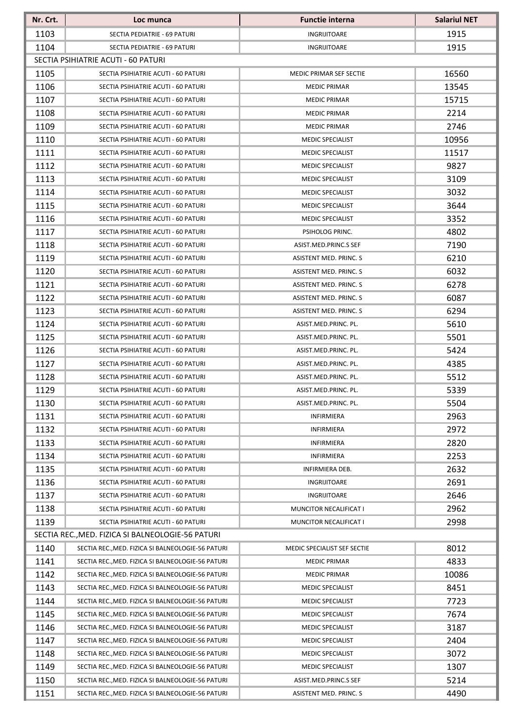| Nr. Crt. | Loc munca | Functie interna | Salariul NET |
|---|---|---|---|
| 1103 | SECTIA PEDIATRIE - 69 PATURI | INGRIJITOARE | 1915 |
| 1104 | SECTIA PEDIATRIE - 69 PATURI | INGRIJITOARE | 1915 |
| SECTIA PSIHIATRIE ACUTI - 60 PATURI | | | |
| 1105 | SECTIA PSIHIATRIE ACUTI - 60 PATURI | MEDIC PRIMAR SEF SECTIE | 16560 |
| 1106 | SECTIA PSIHIATRIE ACUTI - 60 PATURI | MEDIC PRIMAR | 13545 |
| 1107 | SECTIA PSIHIATRIE ACUTI - 60 PATURI | MEDIC PRIMAR | 15715 |
| 1108 | SECTIA PSIHIATRIE ACUTI - 60 PATURI | MEDIC PRIMAR | 2214 |
| 1109 | SECTIA PSIHIATRIE ACUTI - 60 PATURI | MEDIC PRIMAR | 2746 |
| 1110 | SECTIA PSIHIATRIE ACUTI - 60 PATURI | MEDIC SPECIALIST | 10956 |
| 1111 | SECTIA PSIHIATRIE ACUTI - 60 PATURI | MEDIC SPECIALIST | 11517 |
| 1112 | SECTIA PSIHIATRIE ACUTI - 60 PATURI | MEDIC SPECIALIST | 9827 |
| 1113 | SECTIA PSIHIATRIE ACUTI - 60 PATURI | MEDIC SPECIALIST | 3109 |
| 1114 | SECTIA PSIHIATRIE ACUTI - 60 PATURI | MEDIC SPECIALIST | 3032 |
| 1115 | SECTIA PSIHIATRIE ACUTI - 60 PATURI | MEDIC SPECIALIST | 3644 |
| 1116 | SECTIA PSIHIATRIE ACUTI - 60 PATURI | MEDIC SPECIALIST | 3352 |
| 1117 | SECTIA PSIHIATRIE ACUTI - 60 PATURI | PSIHOLOG PRINC. | 4802 |
| 1118 | SECTIA PSIHIATRIE ACUTI - 60 PATURI | ASIST.MED.PRINC.S SEF | 7190 |
| 1119 | SECTIA PSIHIATRIE ACUTI - 60 PATURI | ASISTENT MED. PRINC. S | 6210 |
| 1120 | SECTIA PSIHIATRIE ACUTI - 60 PATURI | ASISTENT MED. PRINC. S | 6032 |
| 1121 | SECTIA PSIHIATRIE ACUTI - 60 PATURI | ASISTENT MED. PRINC. S | 6278 |
| 1122 | SECTIA PSIHIATRIE ACUTI - 60 PATURI | ASISTENT MED. PRINC. S | 6087 |
| 1123 | SECTIA PSIHIATRIE ACUTI - 60 PATURI | ASISTENT MED. PRINC. S | 6294 |
| 1124 | SECTIA PSIHIATRIE ACUTI - 60 PATURI | ASIST.MED.PRINC. PL. | 5610 |
| 1125 | SECTIA PSIHIATRIE ACUTI - 60 PATURI | ASIST.MED.PRINC. PL. | 5501 |
| 1126 | SECTIA PSIHIATRIE ACUTI - 60 PATURI | ASIST.MED.PRINC. PL. | 5424 |
| 1127 | SECTIA PSIHIATRIE ACUTI - 60 PATURI | ASIST.MED.PRINC. PL. | 4385 |
| 1128 | SECTIA PSIHIATRIE ACUTI - 60 PATURI | ASIST.MED.PRINC. PL. | 5512 |
| 1129 | SECTIA PSIHIATRIE ACUTI - 60 PATURI | ASIST.MED.PRINC. PL. | 5339 |
| 1130 | SECTIA PSIHIATRIE ACUTI - 60 PATURI | ASIST.MED.PRINC. PL. | 5504 |
| 1131 | SECTIA PSIHIATRIE ACUTI - 60 PATURI | INFIRMIERA | 2963 |
| 1132 | SECTIA PSIHIATRIE ACUTI - 60 PATURI | INFIRMIERA | 2972 |
| 1133 | SECTIA PSIHIATRIE ACUTI - 60 PATURI | INFIRMIERA | 2820 |
| 1134 | SECTIA PSIHIATRIE ACUTI - 60 PATURI | INFIRMIERA | 2253 |
| 1135 | SECTIA PSIHIATRIE ACUTI - 60 PATURI | INFIRMIERA DEB. | 2632 |
| 1136 | SECTIA PSIHIATRIE ACUTI - 60 PATURI | INGRIJITOARE | 2691 |
| 1137 | SECTIA PSIHIATRIE ACUTI - 60 PATURI | INGRIJITOARE | 2646 |
| 1138 | SECTIA PSIHIATRIE ACUTI - 60 PATURI | MUNCITOR NECALIFICAT I | 2962 |
| 1139 | SECTIA PSIHIATRIE ACUTI - 60 PATURI | MUNCITOR NECALIFICAT I | 2998 |
| SECTIA REC.,MED. FIZICA SI BALNEOLOGIE-56 PATURI | | | |
| 1140 | SECTIA REC.,MED. FIZICA SI BALNEOLOGIE-56 PATURI | MEDIC SPECIALIST SEF SECTIE | 8012 |
| 1141 | SECTIA REC.,MED. FIZICA SI BALNEOLOGIE-56 PATURI | MEDIC PRIMAR | 4833 |
| 1142 | SECTIA REC.,MED. FIZICA SI BALNEOLOGIE-56 PATURI | MEDIC PRIMAR | 10086 |
| 1143 | SECTIA REC.,MED. FIZICA SI BALNEOLOGIE-56 PATURI | MEDIC SPECIALIST | 8451 |
| 1144 | SECTIA REC.,MED. FIZICA SI BALNEOLOGIE-56 PATURI | MEDIC SPECIALIST | 7723 |
| 1145 | SECTIA REC.,MED. FIZICA SI BALNEOLOGIE-56 PATURI | MEDIC SPECIALIST | 7674 |
| 1146 | SECTIA REC.,MED. FIZICA SI BALNEOLOGIE-56 PATURI | MEDIC SPECIALIST | 3187 |
| 1147 | SECTIA REC.,MED. FIZICA SI BALNEOLOGIE-56 PATURI | MEDIC SPECIALIST | 2404 |
| 1148 | SECTIA REC.,MED. FIZICA SI BALNEOLOGIE-56 PATURI | MEDIC SPECIALIST | 3072 |
| 1149 | SECTIA REC.,MED. FIZICA SI BALNEOLOGIE-56 PATURI | MEDIC SPECIALIST | 1307 |
| 1150 | SECTIA REC.,MED. FIZICA SI BALNEOLOGIE-56 PATURI | ASIST.MED.PRINC.S SEF | 5214 |
| 1151 | SECTIA REC.,MED. FIZICA SI BALNEOLOGIE-56 PATURI | ASISTENT MED. PRINC. S | 4490 |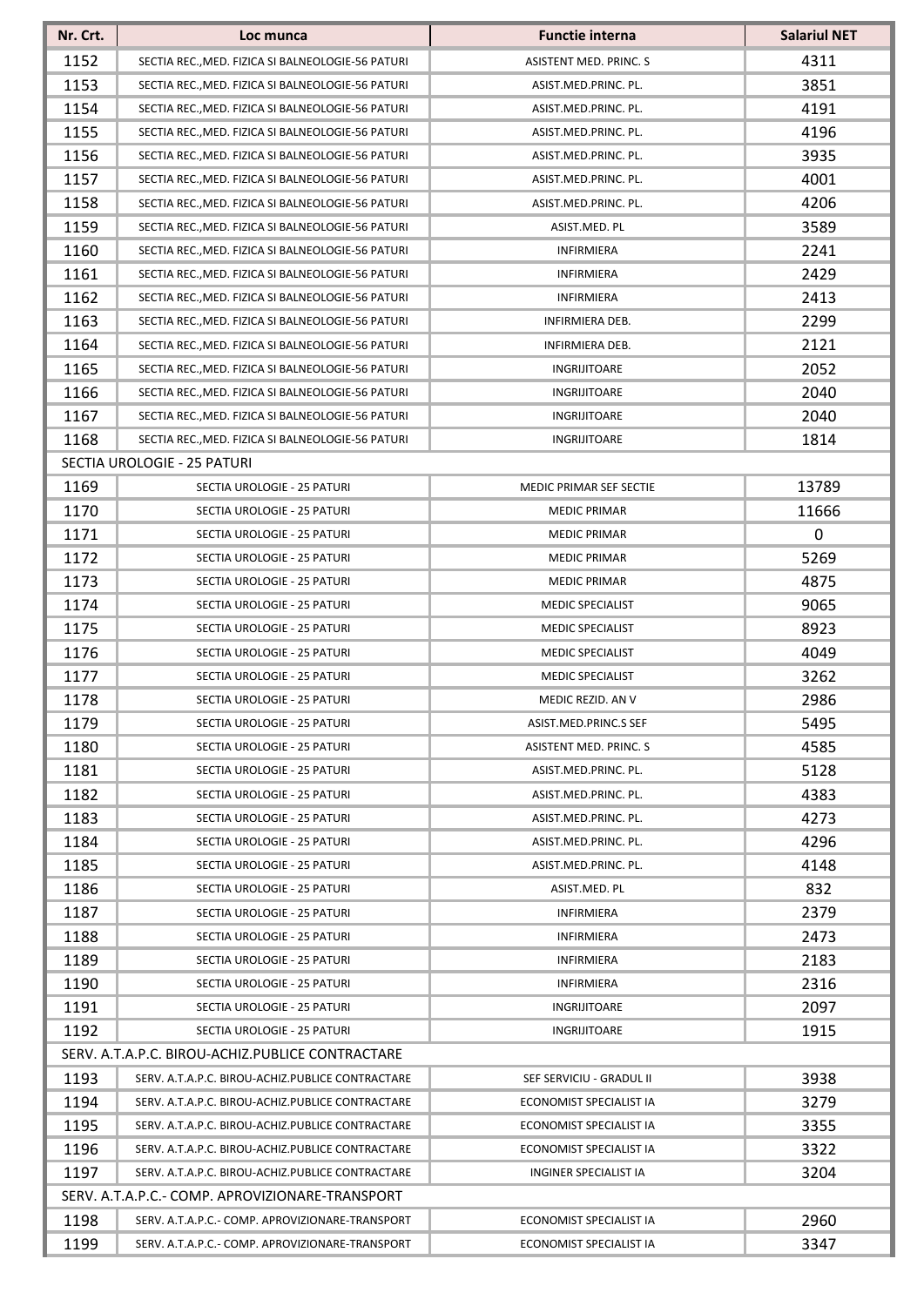| Nr. Crt. | Loc munca | Functie interna | Salariul NET |
|---|---|---|---|
| 1152 | SECTIA REC.,MED. FIZICA SI BALNEOLOGIE-56 PATURI | ASISTENT MED. PRINC. S | 4311 |
| 1153 | SECTIA REC.,MED. FIZICA SI BALNEOLOGIE-56 PATURI | ASIST.MED.PRINC. PL. | 3851 |
| 1154 | SECTIA REC.,MED. FIZICA SI BALNEOLOGIE-56 PATURI | ASIST.MED.PRINC. PL. | 4191 |
| 1155 | SECTIA REC.,MED. FIZICA SI BALNEOLOGIE-56 PATURI | ASIST.MED.PRINC. PL. | 4196 |
| 1156 | SECTIA REC.,MED. FIZICA SI BALNEOLOGIE-56 PATURI | ASIST.MED.PRINC. PL. | 3935 |
| 1157 | SECTIA REC.,MED. FIZICA SI BALNEOLOGIE-56 PATURI | ASIST.MED.PRINC. PL. | 4001 |
| 1158 | SECTIA REC.,MED. FIZICA SI BALNEOLOGIE-56 PATURI | ASIST.MED.PRINC. PL. | 4206 |
| 1159 | SECTIA REC.,MED. FIZICA SI BALNEOLOGIE-56 PATURI | ASIST.MED. PL | 3589 |
| 1160 | SECTIA REC.,MED. FIZICA SI BALNEOLOGIE-56 PATURI | INFIRMIERA | 2241 |
| 1161 | SECTIA REC.,MED. FIZICA SI BALNEOLOGIE-56 PATURI | INFIRMIERA | 2429 |
| 1162 | SECTIA REC.,MED. FIZICA SI BALNEOLOGIE-56 PATURI | INFIRMIERA | 2413 |
| 1163 | SECTIA REC.,MED. FIZICA SI BALNEOLOGIE-56 PATURI | INFIRMIERA DEB. | 2299 |
| 1164 | SECTIA REC.,MED. FIZICA SI BALNEOLOGIE-56 PATURI | INFIRMIERA DEB. | 2121 |
| 1165 | SECTIA REC.,MED. FIZICA SI BALNEOLOGIE-56 PATURI | INGRIJITOARE | 2052 |
| 1166 | SECTIA REC.,MED. FIZICA SI BALNEOLOGIE-56 PATURI | INGRIJITOARE | 2040 |
| 1167 | SECTIA REC.,MED. FIZICA SI BALNEOLOGIE-56 PATURI | INGRIJITOARE | 2040 |
| 1168 | SECTIA REC.,MED. FIZICA SI BALNEOLOGIE-56 PATURI | INGRIJITOARE | 1814 |
| SECTIA UROLOGIE - 25 PATURI | | | |
| 1169 | SECTIA UROLOGIE - 25 PATURI | MEDIC PRIMAR SEF SECTIE | 13789 |
| 1170 | SECTIA UROLOGIE - 25 PATURI | MEDIC PRIMAR | 11666 |
| 1171 | SECTIA UROLOGIE - 25 PATURI | MEDIC PRIMAR | 0 |
| 1172 | SECTIA UROLOGIE - 25 PATURI | MEDIC PRIMAR | 5269 |
| 1173 | SECTIA UROLOGIE - 25 PATURI | MEDIC PRIMAR | 4875 |
| 1174 | SECTIA UROLOGIE - 25 PATURI | MEDIC SPECIALIST | 9065 |
| 1175 | SECTIA UROLOGIE - 25 PATURI | MEDIC SPECIALIST | 8923 |
| 1176 | SECTIA UROLOGIE - 25 PATURI | MEDIC SPECIALIST | 4049 |
| 1177 | SECTIA UROLOGIE - 25 PATURI | MEDIC SPECIALIST | 3262 |
| 1178 | SECTIA UROLOGIE - 25 PATURI | MEDIC REZID. AN V | 2986 |
| 1179 | SECTIA UROLOGIE - 25 PATURI | ASIST.MED.PRINC.S SEF | 5495 |
| 1180 | SECTIA UROLOGIE - 25 PATURI | ASISTENT MED. PRINC. S | 4585 |
| 1181 | SECTIA UROLOGIE - 25 PATURI | ASIST.MED.PRINC. PL. | 5128 |
| 1182 | SECTIA UROLOGIE - 25 PATURI | ASIST.MED.PRINC. PL. | 4383 |
| 1183 | SECTIA UROLOGIE - 25 PATURI | ASIST.MED.PRINC. PL. | 4273 |
| 1184 | SECTIA UROLOGIE - 25 PATURI | ASIST.MED.PRINC. PL. | 4296 |
| 1185 | SECTIA UROLOGIE - 25 PATURI | ASIST.MED.PRINC. PL. | 4148 |
| 1186 | SECTIA UROLOGIE - 25 PATURI | ASIST.MED. PL | 832 |
| 1187 | SECTIA UROLOGIE - 25 PATURI | INFIRMIERA | 2379 |
| 1188 | SECTIA UROLOGIE - 25 PATURI | INFIRMIERA | 2473 |
| 1189 | SECTIA UROLOGIE - 25 PATURI | INFIRMIERA | 2183 |
| 1190 | SECTIA UROLOGIE - 25 PATURI | INFIRMIERA | 2316 |
| 1191 | SECTIA UROLOGIE - 25 PATURI | INGRIJITOARE | 2097 |
| 1192 | SECTIA UROLOGIE - 25 PATURI | INGRIJITOARE | 1915 |
| SERV. A.T.A.P.C. BIROU-ACHIZ.PUBLICE CONTRACTARE | | | |
| 1193 | SERV. A.T.A.P.C. BIROU-ACHIZ.PUBLICE CONTRACTARE | SEF SERVICIU - GRADUL II | 3938 |
| 1194 | SERV. A.T.A.P.C. BIROU-ACHIZ.PUBLICE CONTRACTARE | ECONOMIST SPECIALIST IA | 3279 |
| 1195 | SERV. A.T.A.P.C. BIROU-ACHIZ.PUBLICE CONTRACTARE | ECONOMIST SPECIALIST IA | 3355 |
| 1196 | SERV. A.T.A.P.C. BIROU-ACHIZ.PUBLICE CONTRACTARE | ECONOMIST SPECIALIST IA | 3322 |
| 1197 | SERV. A.T.A.P.C. BIROU-ACHIZ.PUBLICE CONTRACTARE | INGINER SPECIALIST IA | 3204 |
| SERV. A.T.A.P.C.- COMP. APROVIZIONARE-TRANSPORT | | | |
| 1198 | SERV. A.T.A.P.C.- COMP. APROVIZIONARE-TRANSPORT | ECONOMIST SPECIALIST IA | 2960 |
| 1199 | SERV. A.T.A.P.C.- COMP. APROVIZIONARE-TRANSPORT | ECONOMIST SPECIALIST IA | 3347 |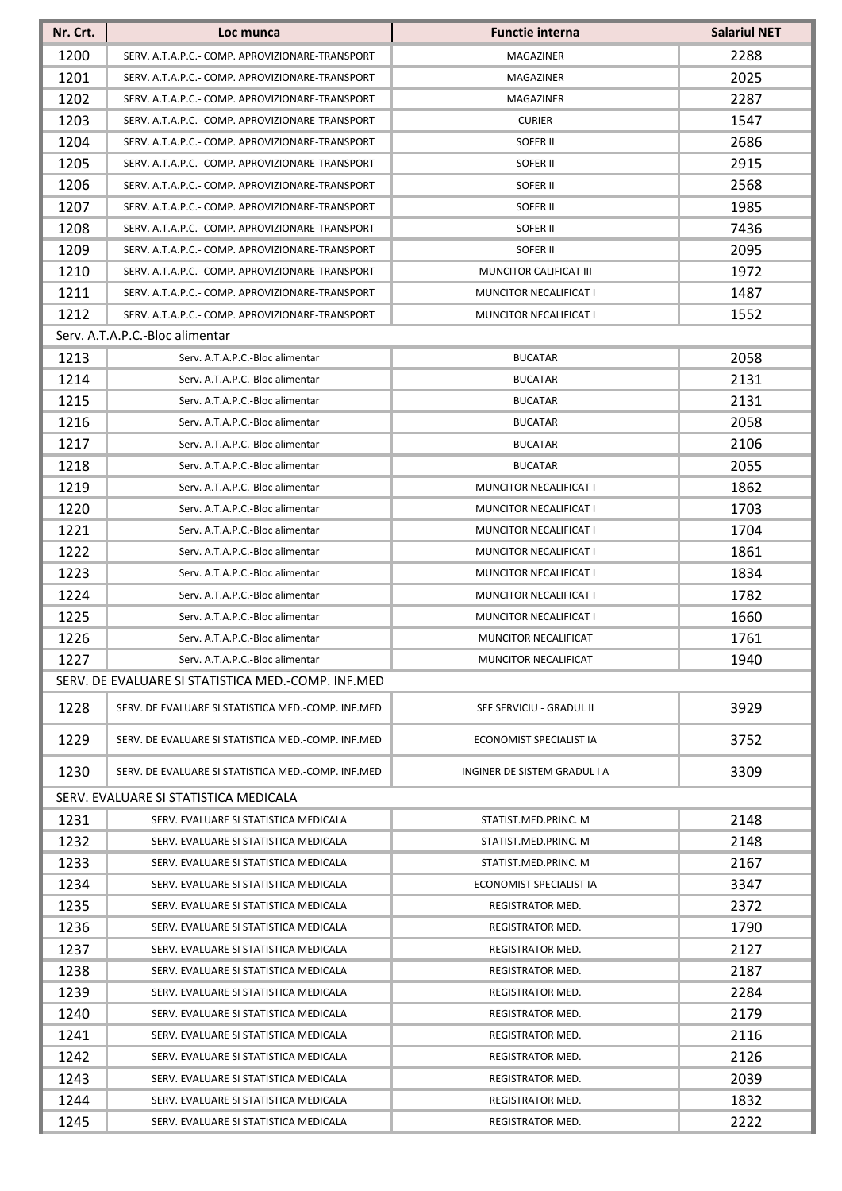| Nr. Crt. | Loc munca | Functie interna | Salariul NET |
|---|---|---|---|
| 1200 | SERV. A.T.A.P.C.- COMP. APROVIZIONARE-TRANSPORT | MAGAZINER | 2288 |
| 1201 | SERV. A.T.A.P.C.- COMP. APROVIZIONARE-TRANSPORT | MAGAZINER | 2025 |
| 1202 | SERV. A.T.A.P.C.- COMP. APROVIZIONARE-TRANSPORT | MAGAZINER | 2287 |
| 1203 | SERV. A.T.A.P.C.- COMP. APROVIZIONARE-TRANSPORT | CURIER | 1547 |
| 1204 | SERV. A.T.A.P.C.- COMP. APROVIZIONARE-TRANSPORT | SOFER II | 2686 |
| 1205 | SERV. A.T.A.P.C.- COMP. APROVIZIONARE-TRANSPORT | SOFER II | 2915 |
| 1206 | SERV. A.T.A.P.C.- COMP. APROVIZIONARE-TRANSPORT | SOFER II | 2568 |
| 1207 | SERV. A.T.A.P.C.- COMP. APROVIZIONARE-TRANSPORT | SOFER II | 1985 |
| 1208 | SERV. A.T.A.P.C.- COMP. APROVIZIONARE-TRANSPORT | SOFER II | 7436 |
| 1209 | SERV. A.T.A.P.C.- COMP. APROVIZIONARE-TRANSPORT | SOFER II | 2095 |
| 1210 | SERV. A.T.A.P.C.- COMP. APROVIZIONARE-TRANSPORT | MUNCITOR CALIFICAT III | 1972 |
| 1211 | SERV. A.T.A.P.C.- COMP. APROVIZIONARE-TRANSPORT | MUNCITOR NECALIFICAT I | 1487 |
| 1212 | SERV. A.T.A.P.C.- COMP. APROVIZIONARE-TRANSPORT | MUNCITOR NECALIFICAT I | 1552 |
| Serv. A.T.A.P.C.-Bloc alimentar | | | |
| 1213 | Serv. A.T.A.P.C.-Bloc alimentar | BUCATAR | 2058 |
| 1214 | Serv. A.T.A.P.C.-Bloc alimentar | BUCATAR | 2131 |
| 1215 | Serv. A.T.A.P.C.-Bloc alimentar | BUCATAR | 2131 |
| 1216 | Serv. A.T.A.P.C.-Bloc alimentar | BUCATAR | 2058 |
| 1217 | Serv. A.T.A.P.C.-Bloc alimentar | BUCATAR | 2106 |
| 1218 | Serv. A.T.A.P.C.-Bloc alimentar | BUCATAR | 2055 |
| 1219 | Serv. A.T.A.P.C.-Bloc alimentar | MUNCITOR NECALIFICAT I | 1862 |
| 1220 | Serv. A.T.A.P.C.-Bloc alimentar | MUNCITOR NECALIFICAT I | 1703 |
| 1221 | Serv. A.T.A.P.C.-Bloc alimentar | MUNCITOR NECALIFICAT I | 1704 |
| 1222 | Serv. A.T.A.P.C.-Bloc alimentar | MUNCITOR NECALIFICAT I | 1861 |
| 1223 | Serv. A.T.A.P.C.-Bloc alimentar | MUNCITOR NECALIFICAT I | 1834 |
| 1224 | Serv. A.T.A.P.C.-Bloc alimentar | MUNCITOR NECALIFICAT I | 1782 |
| 1225 | Serv. A.T.A.P.C.-Bloc alimentar | MUNCITOR NECALIFICAT I | 1660 |
| 1226 | Serv. A.T.A.P.C.-Bloc alimentar | MUNCITOR NECALIFICAT | 1761 |
| 1227 | Serv. A.T.A.P.C.-Bloc alimentar | MUNCITOR NECALIFICAT | 1940 |
| SERV. DE EVALUARE SI STATISTICA MED.-COMP. INF.MED | | | |
| 1228 | SERV. DE EVALUARE SI STATISTICA MED.-COMP. INF.MED | SEF SERVICIU - GRADUL II | 3929 |
| 1229 | SERV. DE EVALUARE SI STATISTICA MED.-COMP. INF.MED | ECONOMIST SPECIALIST IA | 3752 |
| 1230 | SERV. DE EVALUARE SI STATISTICA MED.-COMP. INF.MED | INGINER DE SISTEM GRADUL I A | 3309 |
| SERV. EVALUARE SI STATISTICA MEDICALA | | | |
| 1231 | SERV. EVALUARE SI STATISTICA MEDICALA | STATIST.MED.PRINC. M | 2148 |
| 1232 | SERV. EVALUARE SI STATISTICA MEDICALA | STATIST.MED.PRINC. M | 2148 |
| 1233 | SERV. EVALUARE SI STATISTICA MEDICALA | STATIST.MED.PRINC. M | 2167 |
| 1234 | SERV. EVALUARE SI STATISTICA MEDICALA | ECONOMIST SPECIALIST IA | 3347 |
| 1235 | SERV. EVALUARE SI STATISTICA MEDICALA | REGISTRATOR MED. | 2372 |
| 1236 | SERV. EVALUARE SI STATISTICA MEDICALA | REGISTRATOR MED. | 1790 |
| 1237 | SERV. EVALUARE SI STATISTICA MEDICALA | REGISTRATOR MED. | 2127 |
| 1238 | SERV. EVALUARE SI STATISTICA MEDICALA | REGISTRATOR MED. | 2187 |
| 1239 | SERV. EVALUARE SI STATISTICA MEDICALA | REGISTRATOR MED. | 2284 |
| 1240 | SERV. EVALUARE SI STATISTICA MEDICALA | REGISTRATOR MED. | 2179 |
| 1241 | SERV. EVALUARE SI STATISTICA MEDICALA | REGISTRATOR MED. | 2116 |
| 1242 | SERV. EVALUARE SI STATISTICA MEDICALA | REGISTRATOR MED. | 2126 |
| 1243 | SERV. EVALUARE SI STATISTICA MEDICALA | REGISTRATOR MED. | 2039 |
| 1244 | SERV. EVALUARE SI STATISTICA MEDICALA | REGISTRATOR MED. | 1832 |
| 1245 | SERV. EVALUARE SI STATISTICA MEDICALA | REGISTRATOR MED. | 2222 |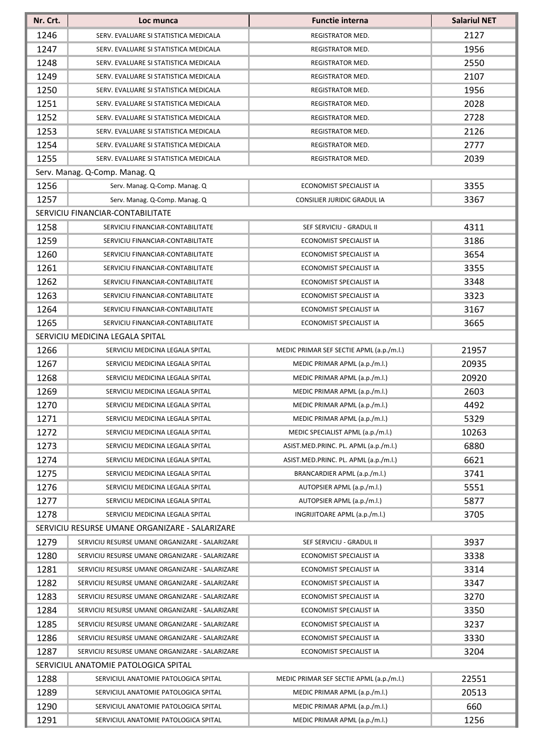| Nr. Crt. | Loc munca | Functie interna | Salariul NET |
|---|---|---|---|
| 1246 | SERV. EVALUARE SI STATISTICA MEDICALA | REGISTRATOR MED. | 2127 |
| 1247 | SERV. EVALUARE SI STATISTICA MEDICALA | REGISTRATOR MED. | 1956 |
| 1248 | SERV. EVALUARE SI STATISTICA MEDICALA | REGISTRATOR MED. | 2550 |
| 1249 | SERV. EVALUARE SI STATISTICA MEDICALA | REGISTRATOR MED. | 2107 |
| 1250 | SERV. EVALUARE SI STATISTICA MEDICALA | REGISTRATOR MED. | 1956 |
| 1251 | SERV. EVALUARE SI STATISTICA MEDICALA | REGISTRATOR MED. | 2028 |
| 1252 | SERV. EVALUARE SI STATISTICA MEDICALA | REGISTRATOR MED. | 2728 |
| 1253 | SERV. EVALUARE SI STATISTICA MEDICALA | REGISTRATOR MED. | 2126 |
| 1254 | SERV. EVALUARE SI STATISTICA MEDICALA | REGISTRATOR MED. | 2777 |
| 1255 | SERV. EVALUARE SI STATISTICA MEDICALA | REGISTRATOR MED. | 2039 |
| Serv. Manag. Q-Comp. Manag. Q | | | |
| 1256 | Serv. Manag. Q-Comp. Manag. Q | ECONOMIST SPECIALIST IA | 3355 |
| 1257 | Serv. Manag. Q-Comp. Manag. Q | CONSILIER JURIDIC GRADUL IA | 3367 |
| SERVICIU FINANCIAR-CONTABILITATE | | | |
| 1258 | SERVICIU FINANCIAR-CONTABILITATE | SEF SERVICIU - GRADUL II | 4311 |
| 1259 | SERVICIU FINANCIAR-CONTABILITATE | ECONOMIST SPECIALIST IA | 3186 |
| 1260 | SERVICIU FINANCIAR-CONTABILITATE | ECONOMIST SPECIALIST IA | 3654 |
| 1261 | SERVICIU FINANCIAR-CONTABILITATE | ECONOMIST SPECIALIST IA | 3355 |
| 1262 | SERVICIU FINANCIAR-CONTABILITATE | ECONOMIST SPECIALIST IA | 3348 |
| 1263 | SERVICIU FINANCIAR-CONTABILITATE | ECONOMIST SPECIALIST IA | 3323 |
| 1264 | SERVICIU FINANCIAR-CONTABILITATE | ECONOMIST SPECIALIST IA | 3167 |
| 1265 | SERVICIU FINANCIAR-CONTABILITATE | ECONOMIST SPECIALIST IA | 3665 |
| SERVICIU MEDICINA LEGALA SPITAL | | | |
| 1266 | SERVICIU MEDICINA LEGALA SPITAL | MEDIC PRIMAR SEF SECTIE APML (a.p./m.l.) | 21957 |
| 1267 | SERVICIU MEDICINA LEGALA SPITAL | MEDIC PRIMAR APML (a.p./m.l.) | 20935 |
| 1268 | SERVICIU MEDICINA LEGALA SPITAL | MEDIC PRIMAR APML (a.p./m.l.) | 20920 |
| 1269 | SERVICIU MEDICINA LEGALA SPITAL | MEDIC PRIMAR APML (a.p./m.l.) | 2603 |
| 1270 | SERVICIU MEDICINA LEGALA SPITAL | MEDIC PRIMAR APML (a.p./m.l.) | 4492 |
| 1271 | SERVICIU MEDICINA LEGALA SPITAL | MEDIC PRIMAR APML (a.p./m.l.) | 5329 |
| 1272 | SERVICIU MEDICINA LEGALA SPITAL | MEDIC SPECIALIST APML (a.p./m.l.) | 10263 |
| 1273 | SERVICIU MEDICINA LEGALA SPITAL | ASIST.MED.PRINC. PL. APML (a.p./m.l.) | 6880 |
| 1274 | SERVICIU MEDICINA LEGALA SPITAL | ASIST.MED.PRINC. PL. APML (a.p./m.l.) | 6621 |
| 1275 | SERVICIU MEDICINA LEGALA SPITAL | BRANCARDIER APML (a.p./m.l.) | 3741 |
| 1276 | SERVICIU MEDICINA LEGALA SPITAL | AUTOPSIER APML (a.p./m.l.) | 5551 |
| 1277 | SERVICIU MEDICINA LEGALA SPITAL | AUTOPSIER APML (a.p./m.l.) | 5877 |
| 1278 | SERVICIU MEDICINA LEGALA SPITAL | INGRIJITOARE APML (a.p./m.l.) | 3705 |
| SERVICIU RESURSE UMANE ORGANIZARE - SALARIZARE | | | |
| 1279 | SERVICIU RESURSE UMANE ORGANIZARE - SALARIZARE | SEF SERVICIU - GRADUL II | 3937 |
| 1280 | SERVICIU RESURSE UMANE ORGANIZARE - SALARIZARE | ECONOMIST SPECIALIST IA | 3338 |
| 1281 | SERVICIU RESURSE UMANE ORGANIZARE - SALARIZARE | ECONOMIST SPECIALIST IA | 3314 |
| 1282 | SERVICIU RESURSE UMANE ORGANIZARE - SALARIZARE | ECONOMIST SPECIALIST IA | 3347 |
| 1283 | SERVICIU RESURSE UMANE ORGANIZARE - SALARIZARE | ECONOMIST SPECIALIST IA | 3270 |
| 1284 | SERVICIU RESURSE UMANE ORGANIZARE - SALARIZARE | ECONOMIST SPECIALIST IA | 3350 |
| 1285 | SERVICIU RESURSE UMANE ORGANIZARE - SALARIZARE | ECONOMIST SPECIALIST IA | 3237 |
| 1286 | SERVICIU RESURSE UMANE ORGANIZARE - SALARIZARE | ECONOMIST SPECIALIST IA | 3330 |
| 1287 | SERVICIU RESURSE UMANE ORGANIZARE - SALARIZARE | ECONOMIST SPECIALIST IA | 3204 |
| SERVICIUL ANATOMIE PATOLOGICA SPITAL | | | |
| 1288 | SERVICIUL ANATOMIE PATOLOGICA SPITAL | MEDIC PRIMAR SEF SECTIE APML (a.p./m.l.) | 22551 |
| 1289 | SERVICIUL ANATOMIE PATOLOGICA SPITAL | MEDIC PRIMAR APML (a.p./m.l.) | 20513 |
| 1290 | SERVICIUL ANATOMIE PATOLOGICA SPITAL | MEDIC PRIMAR APML (a.p./m.l.) | 660 |
| 1291 | SERVICIUL ANATOMIE PATOLOGICA SPITAL | MEDIC PRIMAR APML (a.p./m.l.) | 1256 |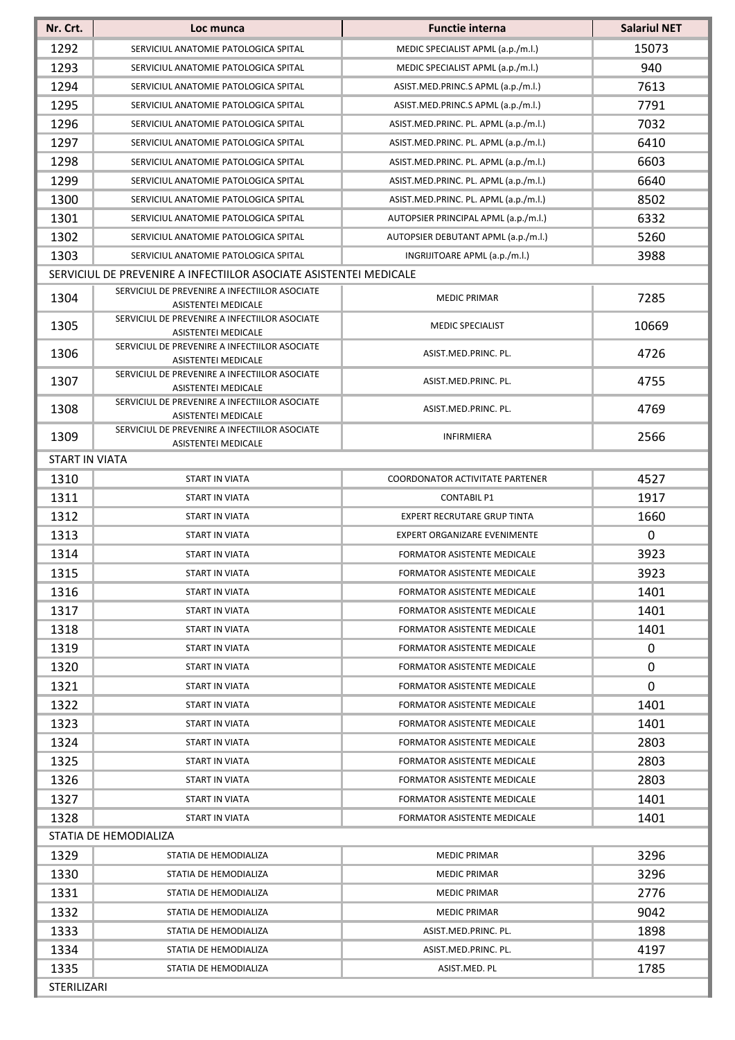| Nr. Crt. | Loc munca | Functie interna | Salariul NET |
|---|---|---|---|
| 1292 | SERVICIUL ANATOMIE PATOLOGICA SPITAL | MEDIC SPECIALIST APML (a.p./m.l.) | 15073 |
| 1293 | SERVICIUL ANATOMIE PATOLOGICA SPITAL | MEDIC SPECIALIST APML (a.p./m.l.) | 940 |
| 1294 | SERVICIUL ANATOMIE PATOLOGICA SPITAL | ASIST.MED.PRINC.S APML (a.p./m.l.) | 7613 |
| 1295 | SERVICIUL ANATOMIE PATOLOGICA SPITAL | ASIST.MED.PRINC.S APML (a.p./m.l.) | 7791 |
| 1296 | SERVICIUL ANATOMIE PATOLOGICA SPITAL | ASIST.MED.PRINC. PL. APML (a.p./m.l.) | 7032 |
| 1297 | SERVICIUL ANATOMIE PATOLOGICA SPITAL | ASIST.MED.PRINC. PL. APML (a.p./m.l.) | 6410 |
| 1298 | SERVICIUL ANATOMIE PATOLOGICA SPITAL | ASIST.MED.PRINC. PL. APML (a.p./m.l.) | 6603 |
| 1299 | SERVICIUL ANATOMIE PATOLOGICA SPITAL | ASIST.MED.PRINC. PL. APML (a.p./m.l.) | 6640 |
| 1300 | SERVICIUL ANATOMIE PATOLOGICA SPITAL | ASIST.MED.PRINC. PL. APML (a.p./m.l.) | 8502 |
| 1301 | SERVICIUL ANATOMIE PATOLOGICA SPITAL | AUTOPSIER PRINCIPAL APML (a.p./m.l.) | 6332 |
| 1302 | SERVICIUL ANATOMIE PATOLOGICA SPITAL | AUTOPSIER DEBUTANT APML (a.p./m.l.) | 5260 |
| 1303 | SERVICIUL ANATOMIE PATOLOGICA SPITAL | INGRIJITOARE APML (a.p./m.l.) | 3988 |
| SERVICIUL DE PREVENIRE A INFECTIILOR ASOCIATE ASISTENTEI MEDICALE | | | |
| 1304 | SERVICIUL DE PREVENIRE A INFECTIILOR ASOCIATE ASISTENTEI MEDICALE | MEDIC PRIMAR | 7285 |
| 1305 | SERVICIUL DE PREVENIRE A INFECTIILOR ASOCIATE ASISTENTEI MEDICALE | MEDIC SPECIALIST | 10669 |
| 1306 | SERVICIUL DE PREVENIRE A INFECTIILOR ASOCIATE ASISTENTEI MEDICALE | ASIST.MED.PRINC. PL. | 4726 |
| 1307 | SERVICIUL DE PREVENIRE A INFECTIILOR ASOCIATE ASISTENTEI MEDICALE | ASIST.MED.PRINC. PL. | 4755 |
| 1308 | SERVICIUL DE PREVENIRE A INFECTIILOR ASOCIATE ASISTENTEI MEDICALE | ASIST.MED.PRINC. PL. | 4769 |
| 1309 | SERVICIUL DE PREVENIRE A INFECTIILOR ASOCIATE ASISTENTEI MEDICALE | INFIRMIERA | 2566 |
| START IN VIATA | | | |
| 1310 | START IN VIATA | COORDONATOR ACTIVITATE PARTENER | 4527 |
| 1311 | START IN VIATA | CONTABIL P1 | 1917 |
| 1312 | START IN VIATA | EXPERT RECRUTARE GRUP TINTA | 1660 |
| 1313 | START IN VIATA | EXPERT ORGANIZARE EVENIMENTE | 0 |
| 1314 | START IN VIATA | FORMATOR ASISTENTE MEDICALE | 3923 |
| 1315 | START IN VIATA | FORMATOR ASISTENTE MEDICALE | 3923 |
| 1316 | START IN VIATA | FORMATOR ASISTENTE MEDICALE | 1401 |
| 1317 | START IN VIATA | FORMATOR ASISTENTE MEDICALE | 1401 |
| 1318 | START IN VIATA | FORMATOR ASISTENTE MEDICALE | 1401 |
| 1319 | START IN VIATA | FORMATOR ASISTENTE MEDICALE | 0 |
| 1320 | START IN VIATA | FORMATOR ASISTENTE MEDICALE | 0 |
| 1321 | START IN VIATA | FORMATOR ASISTENTE MEDICALE | 0 |
| 1322 | START IN VIATA | FORMATOR ASISTENTE MEDICALE | 1401 |
| 1323 | START IN VIATA | FORMATOR ASISTENTE MEDICALE | 1401 |
| 1324 | START IN VIATA | FORMATOR ASISTENTE MEDICALE | 2803 |
| 1325 | START IN VIATA | FORMATOR ASISTENTE MEDICALE | 2803 |
| 1326 | START IN VIATA | FORMATOR ASISTENTE MEDICALE | 2803 |
| 1327 | START IN VIATA | FORMATOR ASISTENTE MEDICALE | 1401 |
| 1328 | START IN VIATA | FORMATOR ASISTENTE MEDICALE | 1401 |
| STATIA DE HEMODIALIZA | | | |
| 1329 | STATIA DE HEMODIALIZA | MEDIC PRIMAR | 3296 |
| 1330 | STATIA DE HEMODIALIZA | MEDIC PRIMAR | 3296 |
| 1331 | STATIA DE HEMODIALIZA | MEDIC PRIMAR | 2776 |
| 1332 | STATIA DE HEMODIALIZA | MEDIC PRIMAR | 9042 |
| 1333 | STATIA DE HEMODIALIZA | ASIST.MED.PRINC. PL. | 1898 |
| 1334 | STATIA DE HEMODIALIZA | ASIST.MED.PRINC. PL. | 4197 |
| 1335 | STATIA DE HEMODIALIZA | ASIST.MED. PL | 1785 |
| STERILIZARI | | | |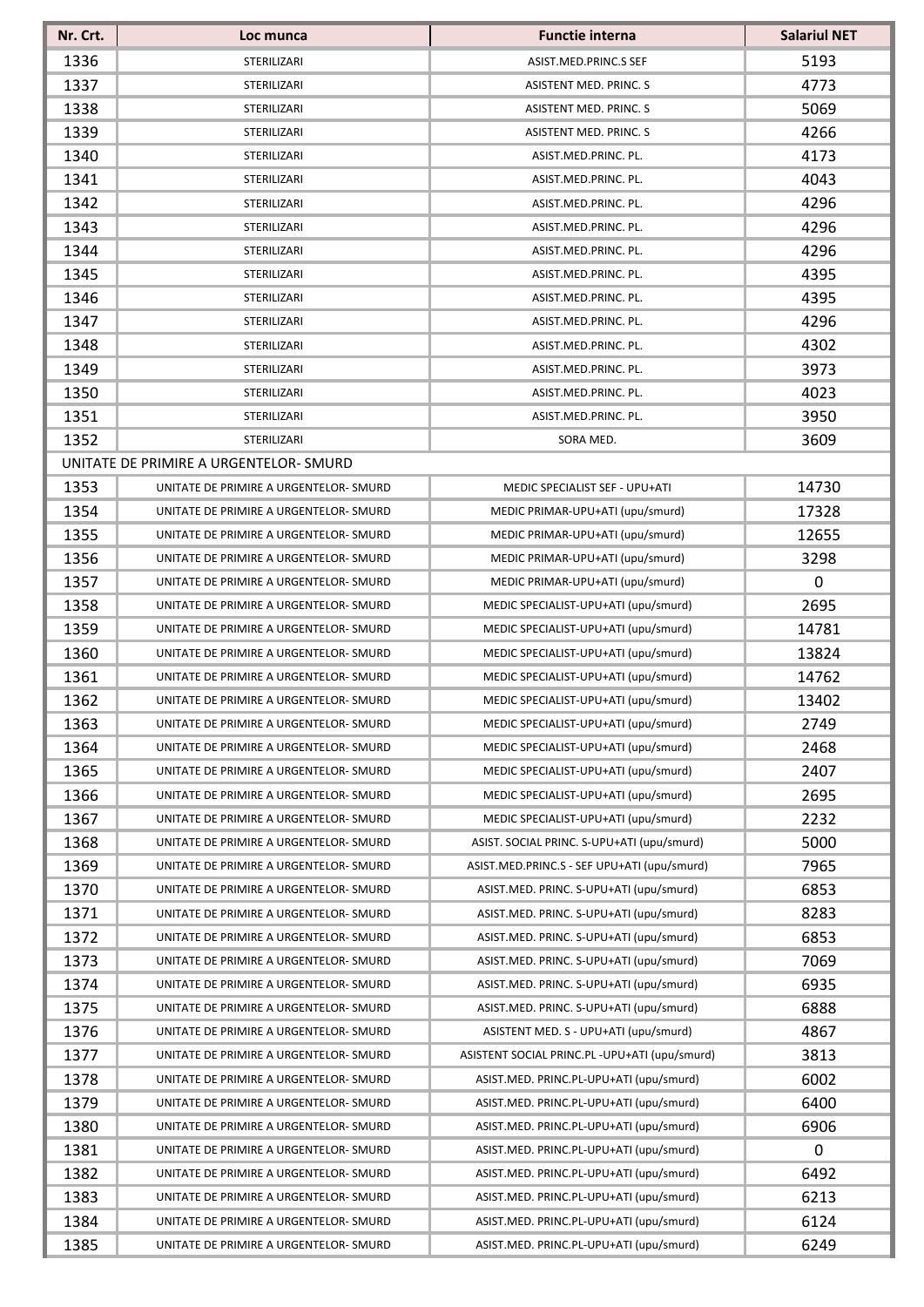| Nr. Crt. | Loc munca | Functie interna | Salariul NET |
|---|---|---|---|
| 1336 | STERILIZARI | ASIST.MED.PRINC.S SEF | 5193 |
| 1337 | STERILIZARI | ASISTENT MED. PRINC. S | 4773 |
| 1338 | STERILIZARI | ASISTENT MED. PRINC. S | 5069 |
| 1339 | STERILIZARI | ASISTENT MED. PRINC. S | 4266 |
| 1340 | STERILIZARI | ASIST.MED.PRINC. PL. | 4173 |
| 1341 | STERILIZARI | ASIST.MED.PRINC. PL. | 4043 |
| 1342 | STERILIZARI | ASIST.MED.PRINC. PL. | 4296 |
| 1343 | STERILIZARI | ASIST.MED.PRINC. PL. | 4296 |
| 1344 | STERILIZARI | ASIST.MED.PRINC. PL. | 4296 |
| 1345 | STERILIZARI | ASIST.MED.PRINC. PL. | 4395 |
| 1346 | STERILIZARI | ASIST.MED.PRINC. PL. | 4395 |
| 1347 | STERILIZARI | ASIST.MED.PRINC. PL. | 4296 |
| 1348 | STERILIZARI | ASIST.MED.PRINC. PL. | 4302 |
| 1349 | STERILIZARI | ASIST.MED.PRINC. PL. | 3973 |
| 1350 | STERILIZARI | ASIST.MED.PRINC. PL. | 4023 |
| 1351 | STERILIZARI | ASIST.MED.PRINC. PL. | 3950 |
| 1352 | STERILIZARI | SORA MED. | 3609 |
| UNITATE DE PRIMIRE A URGENTELOR- SMURD | | | |
| 1353 | UNITATE DE PRIMIRE A URGENTELOR- SMURD | MEDIC SPECIALIST SEF - UPU+ATI | 14730 |
| 1354 | UNITATE DE PRIMIRE A URGENTELOR- SMURD | MEDIC PRIMAR-UPU+ATI (upu/smurd) | 17328 |
| 1355 | UNITATE DE PRIMIRE A URGENTELOR- SMURD | MEDIC PRIMAR-UPU+ATI (upu/smurd) | 12655 |
| 1356 | UNITATE DE PRIMIRE A URGENTELOR- SMURD | MEDIC PRIMAR-UPU+ATI (upu/smurd) | 3298 |
| 1357 | UNITATE DE PRIMIRE A URGENTELOR- SMURD | MEDIC PRIMAR-UPU+ATI (upu/smurd) | 0 |
| 1358 | UNITATE DE PRIMIRE A URGENTELOR- SMURD | MEDIC SPECIALIST-UPU+ATI (upu/smurd) | 2695 |
| 1359 | UNITATE DE PRIMIRE A URGENTELOR- SMURD | MEDIC SPECIALIST-UPU+ATI (upu/smurd) | 14781 |
| 1360 | UNITATE DE PRIMIRE A URGENTELOR- SMURD | MEDIC SPECIALIST-UPU+ATI (upu/smurd) | 13824 |
| 1361 | UNITATE DE PRIMIRE A URGENTELOR- SMURD | MEDIC SPECIALIST-UPU+ATI (upu/smurd) | 14762 |
| 1362 | UNITATE DE PRIMIRE A URGENTELOR- SMURD | MEDIC SPECIALIST-UPU+ATI (upu/smurd) | 13402 |
| 1363 | UNITATE DE PRIMIRE A URGENTELOR- SMURD | MEDIC SPECIALIST-UPU+ATI (upu/smurd) | 2749 |
| 1364 | UNITATE DE PRIMIRE A URGENTELOR- SMURD | MEDIC SPECIALIST-UPU+ATI (upu/smurd) | 2468 |
| 1365 | UNITATE DE PRIMIRE A URGENTELOR- SMURD | MEDIC SPECIALIST-UPU+ATI (upu/smurd) | 2407 |
| 1366 | UNITATE DE PRIMIRE A URGENTELOR- SMURD | MEDIC SPECIALIST-UPU+ATI (upu/smurd) | 2695 |
| 1367 | UNITATE DE PRIMIRE A URGENTELOR- SMURD | MEDIC SPECIALIST-UPU+ATI (upu/smurd) | 2232 |
| 1368 | UNITATE DE PRIMIRE A URGENTELOR- SMURD | ASIST. SOCIAL PRINC. S-UPU+ATI (upu/smurd) | 5000 |
| 1369 | UNITATE DE PRIMIRE A URGENTELOR- SMURD | ASIST.MED.PRINC.S - SEF UPU+ATI (upu/smurd) | 7965 |
| 1370 | UNITATE DE PRIMIRE A URGENTELOR- SMURD | ASIST.MED. PRINC. S-UPU+ATI (upu/smurd) | 6853 |
| 1371 | UNITATE DE PRIMIRE A URGENTELOR- SMURD | ASIST.MED. PRINC. S-UPU+ATI (upu/smurd) | 8283 |
| 1372 | UNITATE DE PRIMIRE A URGENTELOR- SMURD | ASIST.MED. PRINC. S-UPU+ATI (upu/smurd) | 6853 |
| 1373 | UNITATE DE PRIMIRE A URGENTELOR- SMURD | ASIST.MED. PRINC. S-UPU+ATI (upu/smurd) | 7069 |
| 1374 | UNITATE DE PRIMIRE A URGENTELOR- SMURD | ASIST.MED. PRINC. S-UPU+ATI (upu/smurd) | 6935 |
| 1375 | UNITATE DE PRIMIRE A URGENTELOR- SMURD | ASIST.MED. PRINC. S-UPU+ATI (upu/smurd) | 6888 |
| 1376 | UNITATE DE PRIMIRE A URGENTELOR- SMURD | ASISTENT MED. S - UPU+ATI (upu/smurd) | 4867 |
| 1377 | UNITATE DE PRIMIRE A URGENTELOR- SMURD | ASISTENT SOCIAL PRINC.PL -UPU+ATI (upu/smurd) | 3813 |
| 1378 | UNITATE DE PRIMIRE A URGENTELOR- SMURD | ASIST.MED. PRINC.PL-UPU+ATI (upu/smurd) | 6002 |
| 1379 | UNITATE DE PRIMIRE A URGENTELOR- SMURD | ASIST.MED. PRINC.PL-UPU+ATI (upu/smurd) | 6400 |
| 1380 | UNITATE DE PRIMIRE A URGENTELOR- SMURD | ASIST.MED. PRINC.PL-UPU+ATI (upu/smurd) | 6906 |
| 1381 | UNITATE DE PRIMIRE A URGENTELOR- SMURD | ASIST.MED. PRINC.PL-UPU+ATI (upu/smurd) | 0 |
| 1382 | UNITATE DE PRIMIRE A URGENTELOR- SMURD | ASIST.MED. PRINC.PL-UPU+ATI (upu/smurd) | 6492 |
| 1383 | UNITATE DE PRIMIRE A URGENTELOR- SMURD | ASIST.MED. PRINC.PL-UPU+ATI (upu/smurd) | 6213 |
| 1384 | UNITATE DE PRIMIRE A URGENTELOR- SMURD | ASIST.MED. PRINC.PL-UPU+ATI (upu/smurd) | 6124 |
| 1385 | UNITATE DE PRIMIRE A URGENTELOR- SMURD | ASIST.MED. PRINC.PL-UPU+ATI (upu/smurd) | 6249 |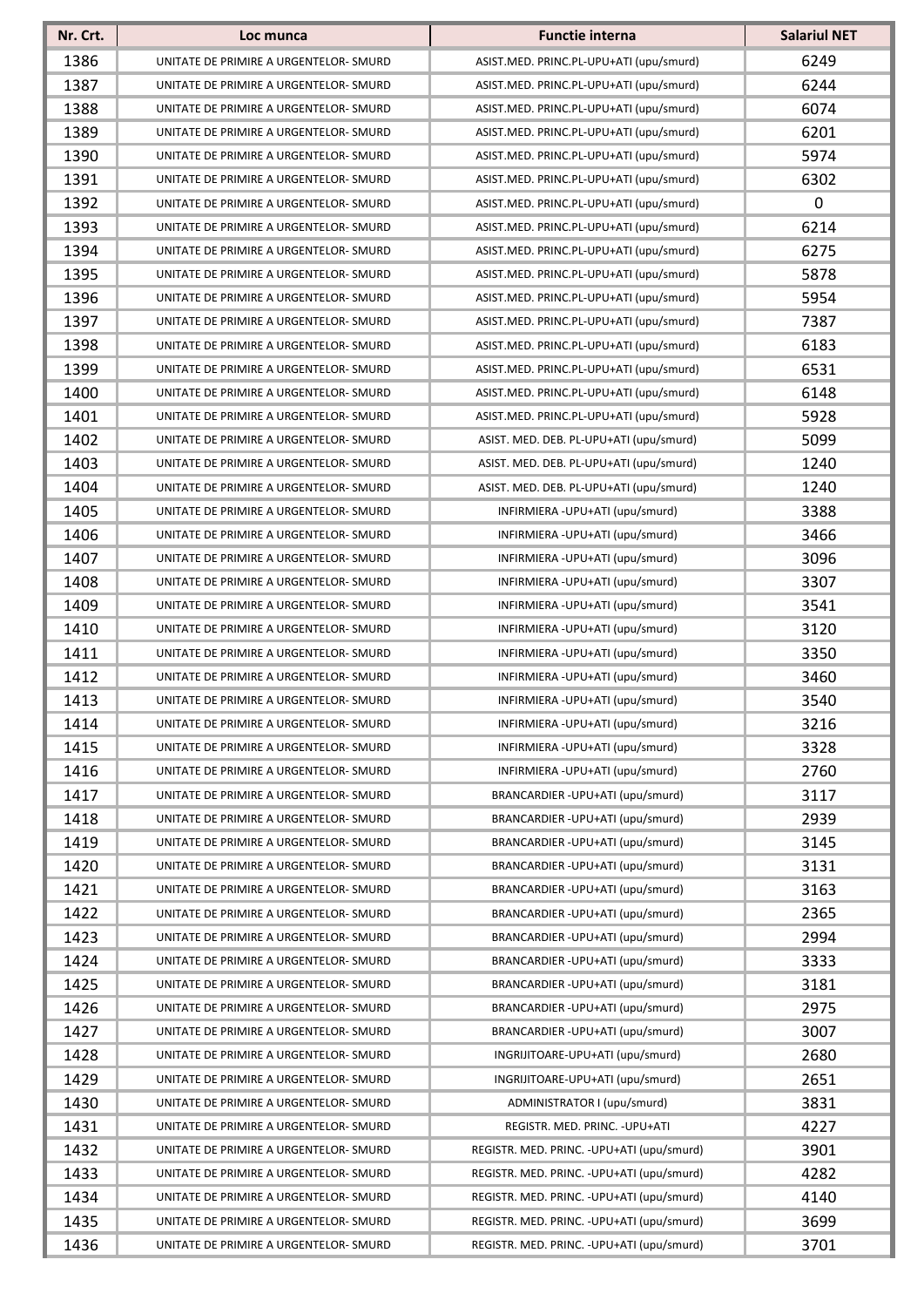| Nr. Crt. | Loc munca | Functie interna | Salariul NET |
|---|---|---|---|
| 1386 | UNITATE DE PRIMIRE A URGENTELOR- SMURD | ASIST.MED. PRINC.PL-UPU+ATI (upu/smurd) | 6249 |
| 1387 | UNITATE DE PRIMIRE A URGENTELOR- SMURD | ASIST.MED. PRINC.PL-UPU+ATI (upu/smurd) | 6244 |
| 1388 | UNITATE DE PRIMIRE A URGENTELOR- SMURD | ASIST.MED. PRINC.PL-UPU+ATI (upu/smurd) | 6074 |
| 1389 | UNITATE DE PRIMIRE A URGENTELOR- SMURD | ASIST.MED. PRINC.PL-UPU+ATI (upu/smurd) | 6201 |
| 1390 | UNITATE DE PRIMIRE A URGENTELOR- SMURD | ASIST.MED. PRINC.PL-UPU+ATI (upu/smurd) | 5974 |
| 1391 | UNITATE DE PRIMIRE A URGENTELOR- SMURD | ASIST.MED. PRINC.PL-UPU+ATI (upu/smurd) | 6302 |
| 1392 | UNITATE DE PRIMIRE A URGENTELOR- SMURD | ASIST.MED. PRINC.PL-UPU+ATI (upu/smurd) | 0 |
| 1393 | UNITATE DE PRIMIRE A URGENTELOR- SMURD | ASIST.MED. PRINC.PL-UPU+ATI (upu/smurd) | 6214 |
| 1394 | UNITATE DE PRIMIRE A URGENTELOR- SMURD | ASIST.MED. PRINC.PL-UPU+ATI (upu/smurd) | 6275 |
| 1395 | UNITATE DE PRIMIRE A URGENTELOR- SMURD | ASIST.MED. PRINC.PL-UPU+ATI (upu/smurd) | 5878 |
| 1396 | UNITATE DE PRIMIRE A URGENTELOR- SMURD | ASIST.MED. PRINC.PL-UPU+ATI (upu/smurd) | 5954 |
| 1397 | UNITATE DE PRIMIRE A URGENTELOR- SMURD | ASIST.MED. PRINC.PL-UPU+ATI (upu/smurd) | 7387 |
| 1398 | UNITATE DE PRIMIRE A URGENTELOR- SMURD | ASIST.MED. PRINC.PL-UPU+ATI (upu/smurd) | 6183 |
| 1399 | UNITATE DE PRIMIRE A URGENTELOR- SMURD | ASIST.MED. PRINC.PL-UPU+ATI (upu/smurd) | 6531 |
| 1400 | UNITATE DE PRIMIRE A URGENTELOR- SMURD | ASIST.MED. PRINC.PL-UPU+ATI (upu/smurd) | 6148 |
| 1401 | UNITATE DE PRIMIRE A URGENTELOR- SMURD | ASIST.MED. PRINC.PL-UPU+ATI (upu/smurd) | 5928 |
| 1402 | UNITATE DE PRIMIRE A URGENTELOR- SMURD | ASIST. MED. DEB. PL-UPU+ATI (upu/smurd) | 5099 |
| 1403 | UNITATE DE PRIMIRE A URGENTELOR- SMURD | ASIST. MED. DEB. PL-UPU+ATI (upu/smurd) | 1240 |
| 1404 | UNITATE DE PRIMIRE A URGENTELOR- SMURD | ASIST. MED. DEB. PL-UPU+ATI (upu/smurd) | 1240 |
| 1405 | UNITATE DE PRIMIRE A URGENTELOR- SMURD | INFIRMIERA -UPU+ATI (upu/smurd) | 3388 |
| 1406 | UNITATE DE PRIMIRE A URGENTELOR- SMURD | INFIRMIERA -UPU+ATI (upu/smurd) | 3466 |
| 1407 | UNITATE DE PRIMIRE A URGENTELOR- SMURD | INFIRMIERA -UPU+ATI (upu/smurd) | 3096 |
| 1408 | UNITATE DE PRIMIRE A URGENTELOR- SMURD | INFIRMIERA -UPU+ATI (upu/smurd) | 3307 |
| 1409 | UNITATE DE PRIMIRE A URGENTELOR- SMURD | INFIRMIERA -UPU+ATI (upu/smurd) | 3541 |
| 1410 | UNITATE DE PRIMIRE A URGENTELOR- SMURD | INFIRMIERA -UPU+ATI (upu/smurd) | 3120 |
| 1411 | UNITATE DE PRIMIRE A URGENTELOR- SMURD | INFIRMIERA -UPU+ATI (upu/smurd) | 3350 |
| 1412 | UNITATE DE PRIMIRE A URGENTELOR- SMURD | INFIRMIERA -UPU+ATI (upu/smurd) | 3460 |
| 1413 | UNITATE DE PRIMIRE A URGENTELOR- SMURD | INFIRMIERA -UPU+ATI (upu/smurd) | 3540 |
| 1414 | UNITATE DE PRIMIRE A URGENTELOR- SMURD | INFIRMIERA -UPU+ATI (upu/smurd) | 3216 |
| 1415 | UNITATE DE PRIMIRE A URGENTELOR- SMURD | INFIRMIERA -UPU+ATI (upu/smurd) | 3328 |
| 1416 | UNITATE DE PRIMIRE A URGENTELOR- SMURD | INFIRMIERA -UPU+ATI (upu/smurd) | 2760 |
| 1417 | UNITATE DE PRIMIRE A URGENTELOR- SMURD | BRANCARDIER -UPU+ATI (upu/smurd) | 3117 |
| 1418 | UNITATE DE PRIMIRE A URGENTELOR- SMURD | BRANCARDIER -UPU+ATI (upu/smurd) | 2939 |
| 1419 | UNITATE DE PRIMIRE A URGENTELOR- SMURD | BRANCARDIER -UPU+ATI (upu/smurd) | 3145 |
| 1420 | UNITATE DE PRIMIRE A URGENTELOR- SMURD | BRANCARDIER -UPU+ATI (upu/smurd) | 3131 |
| 1421 | UNITATE DE PRIMIRE A URGENTELOR- SMURD | BRANCARDIER -UPU+ATI (upu/smurd) | 3163 |
| 1422 | UNITATE DE PRIMIRE A URGENTELOR- SMURD | BRANCARDIER -UPU+ATI (upu/smurd) | 2365 |
| 1423 | UNITATE DE PRIMIRE A URGENTELOR- SMURD | BRANCARDIER -UPU+ATI (upu/smurd) | 2994 |
| 1424 | UNITATE DE PRIMIRE A URGENTELOR- SMURD | BRANCARDIER -UPU+ATI (upu/smurd) | 3333 |
| 1425 | UNITATE DE PRIMIRE A URGENTELOR- SMURD | BRANCARDIER -UPU+ATI (upu/smurd) | 3181 |
| 1426 | UNITATE DE PRIMIRE A URGENTELOR- SMURD | BRANCARDIER -UPU+ATI (upu/smurd) | 2975 |
| 1427 | UNITATE DE PRIMIRE A URGENTELOR- SMURD | BRANCARDIER -UPU+ATI (upu/smurd) | 3007 |
| 1428 | UNITATE DE PRIMIRE A URGENTELOR- SMURD | INGRIJITOARE-UPU+ATI (upu/smurd) | 2680 |
| 1429 | UNITATE DE PRIMIRE A URGENTELOR- SMURD | INGRIJITOARE-UPU+ATI (upu/smurd) | 2651 |
| 1430 | UNITATE DE PRIMIRE A URGENTELOR- SMURD | ADMINISTRATOR I (upu/smurd) | 3831 |
| 1431 | UNITATE DE PRIMIRE A URGENTELOR- SMURD | REGISTR. MED. PRINC. -UPU+ATI | 4227 |
| 1432 | UNITATE DE PRIMIRE A URGENTELOR- SMURD | REGISTR. MED. PRINC. -UPU+ATI (upu/smurd) | 3901 |
| 1433 | UNITATE DE PRIMIRE A URGENTELOR- SMURD | REGISTR. MED. PRINC. -UPU+ATI (upu/smurd) | 4282 |
| 1434 | UNITATE DE PRIMIRE A URGENTELOR- SMURD | REGISTR. MED. PRINC. -UPU+ATI (upu/smurd) | 4140 |
| 1435 | UNITATE DE PRIMIRE A URGENTELOR- SMURD | REGISTR. MED. PRINC. -UPU+ATI (upu/smurd) | 3699 |
| 1436 | UNITATE DE PRIMIRE A URGENTELOR- SMURD | REGISTR. MED. PRINC. -UPU+ATI (upu/smurd) | 3701 |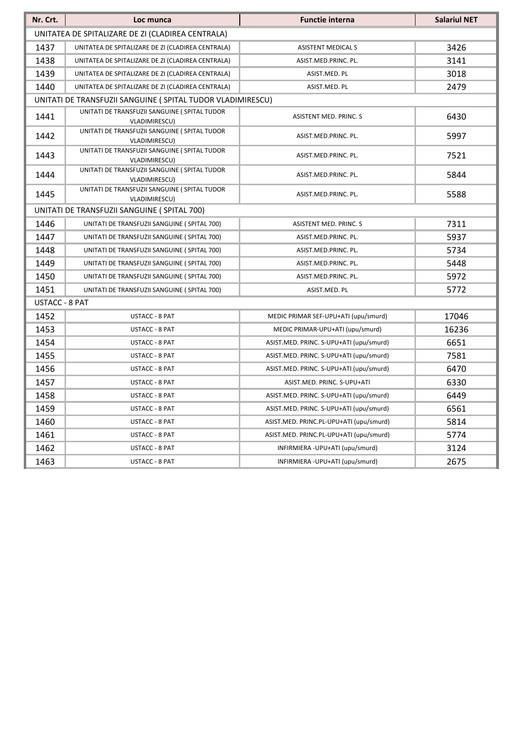| Nr. Crt. | Loc munca | Functie interna | Salariul NET |
|---|---|---|---|
| UNITATEA DE SPITALIZARE DE ZI (CLADIREA CENTRALA) | | | |
| 1437 | UNITATEA DE SPITALIZARE DE ZI (CLADIREA CENTRALA) | ASISTENT MEDICAL S | 3426 |
| 1438 | UNITATEA DE SPITALIZARE DE ZI (CLADIREA CENTRALA) | ASIST.MED.PRINC. PL. | 3141 |
| 1439 | UNITATEA DE SPITALIZARE DE ZI (CLADIREA CENTRALA) | ASIST.MED. PL | 3018 |
| 1440 | UNITATEA DE SPITALIZARE DE ZI (CLADIREA CENTRALA) | ASIST.MED. PL | 2479 |
| UNITATI DE TRANSFUZII SANGUINE ( SPITAL TUDOR VLADIMIRESCU) | | | |
| 1441 | UNITATI DE TRANSFUZII SANGUINE ( SPITAL TUDOR VLADIMIRESCU) | ASISTENT MED. PRINC. S | 6430 |
| 1442 | UNITATI DE TRANSFUZII SANGUINE ( SPITAL TUDOR VLADIMIRESCU) | ASIST.MED.PRINC. PL. | 5997 |
| 1443 | UNITATI DE TRANSFUZII SANGUINE ( SPITAL TUDOR VLADIMIRESCU) | ASIST.MED.PRINC. PL. | 7521 |
| 1444 | UNITATI DE TRANSFUZII SANGUINE ( SPITAL TUDOR VLADIMIRESCU) | ASIST.MED.PRINC. PL. | 5844 |
| 1445 | UNITATI DE TRANSFUZII SANGUINE ( SPITAL TUDOR VLADIMIRESCU) | ASIST.MED.PRINC. PL. | 5588 |
| UNITATI DE TRANSFUZII SANGUINE ( SPITAL 700) | | | |
| 1446 | UNITATI DE TRANSFUZII SANGUINE ( SPITAL 700) | ASISTENT MED. PRINC. S | 7311 |
| 1447 | UNITATI DE TRANSFUZII SANGUINE ( SPITAL 700) | ASIST.MED.PRINC. PL. | 5937 |
| 1448 | UNITATI DE TRANSFUZII SANGUINE ( SPITAL 700) | ASIST.MED.PRINC. PL. | 5734 |
| 1449 | UNITATI DE TRANSFUZII SANGUINE ( SPITAL 700) | ASIST.MED.PRINC. PL. | 5448 |
| 1450 | UNITATI DE TRANSFUZII SANGUINE ( SPITAL 700) | ASIST.MED.PRINC. PL. | 5972 |
| 1451 | UNITATI DE TRANSFUZII SANGUINE ( SPITAL 700) | ASIST.MED. PL | 5772 |
| USTACC - 8 PAT | | | |
| 1452 | USTACC - 8 PAT | MEDIC PRIMAR SEF-UPU+ATI (upu/smurd) | 17046 |
| 1453 | USTACC - 8 PAT | MEDIC PRIMAR-UPU+ATI (upu/smurd) | 16236 |
| 1454 | USTACC - 8 PAT | ASIST.MED. PRINC. S-UPU+ATI (upu/smurd) | 6651 |
| 1455 | USTACC - 8 PAT | ASIST.MED. PRINC. S-UPU+ATI (upu/smurd) | 7581 |
| 1456 | USTACC - 8 PAT | ASIST.MED. PRINC. S-UPU+ATI (upu/smurd) | 6470 |
| 1457 | USTACC - 8 PAT | ASIST.MED. PRINC. S-UPU+ATI | 6330 |
| 1458 | USTACC - 8 PAT | ASIST.MED. PRINC. S-UPU+ATI (upu/smurd) | 6449 |
| 1459 | USTACC - 8 PAT | ASIST.MED. PRINC. S-UPU+ATI (upu/smurd) | 6561 |
| 1460 | USTACC - 8 PAT | ASIST.MED. PRINC.PL-UPU+ATI (upu/smurd) | 5814 |
| 1461 | USTACC - 8 PAT | ASIST.MED. PRINC.PL-UPU+ATI (upu/smurd) | 5774 |
| 1462 | USTACC - 8 PAT | INFIRMIERA -UPU+ATI (upu/smurd) | 3124 |
| 1463 | USTACC - 8 PAT | INFIRMIERA -UPU+ATI (upu/smurd) | 2675 |